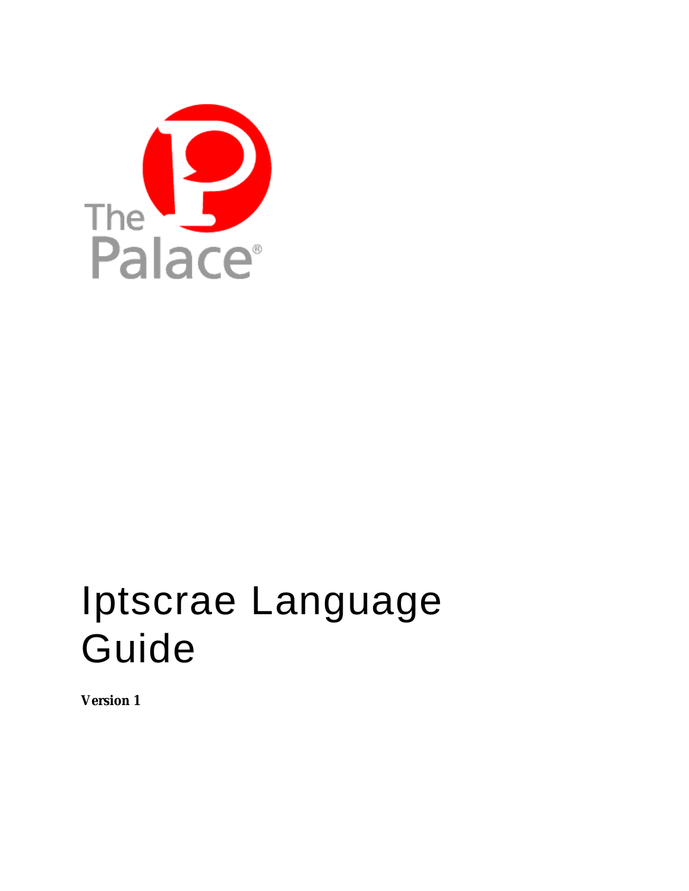The Palace®

# Iptscrae Language Guide

**Version 1**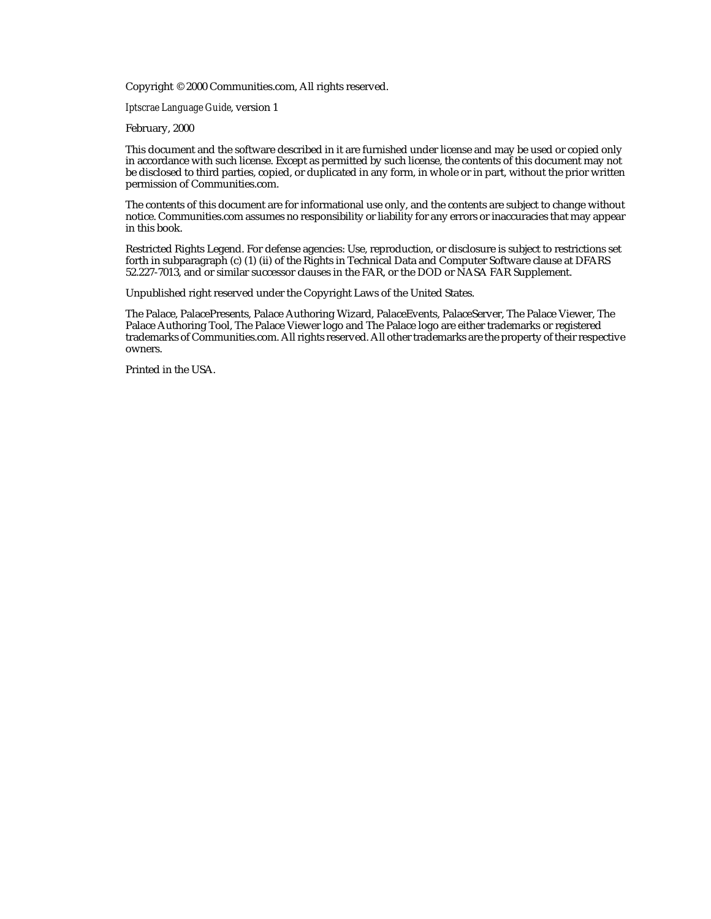Copyright © 2000 Communities.com, All rights reserved.

*Iptscrae Language Guide*, version 1

February, 2000

This document and the software described in it are furnished under license and may be used or copied only in accordance with such license. Except as permitted by such license, the contents of this document may not be disclosed to third parties, copied, or duplicated in any form, in whole or in part, without the prior written permission of Communities.com.

The contents of this document are for informational use only, and the contents are subject to change without notice. Communities.com assumes no responsibility or liability for any errors or inaccuracies that may appear in this book.

Restricted Rights Legend. For defense agencies: Use, reproduction, or disclosure is subject to restrictions set forth in subparagraph (c) (1) (ii) of the Rights in Technical Data and Computer Software clause at DFARS 52.227-7013, and or similar successor clauses in the FAR, or the DOD or NASA FAR Supplement.

Unpublished right reserved under the Copyright Laws of the United States.

The Palace, PalacePresents, Palace Authoring Wizard, PalaceEvents, PalaceServer, The Palace Viewer, The Palace Authoring Tool, The Palace Viewer logo and The Palace logo are either trademarks or registered trademarks of Communities.com. All rights reserved. All other trademarks are the property of their respective owners.

Printed in the USA.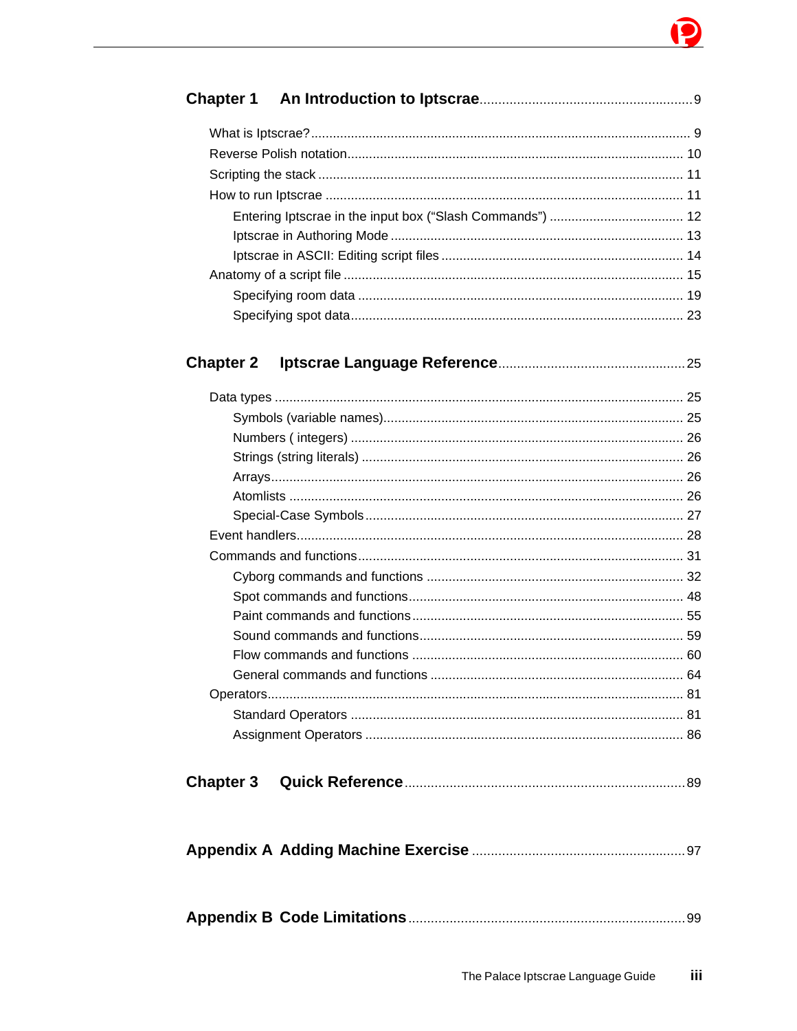**Chapter 1 An Introduction to Iptscrae** ........ 9

- What is Iptscrae? ........ 9
- Reverse Polish notation ........ 10
- Scripting the stack ........ 11
- How to run Iptscrae ........ 11
  - Entering Iptscrae in the input box (“Slash Commands”) ........ 12
  - Iptscrae in Authoring Mode ........ 13
  - Iptscrae in ASCII: Editing script files ........ 14
- Anatomy of a script file ........ 15
  - Specifying room data ........ 19
  - Specifying spot data ........ 23

**Chapter 2 Iptscrae Language Reference** ........ 25

- Data types ........ 25
  - Symbols (variable names) ........ 25
  - Numbers ( integers) ........ 26
  - Strings (string literals) ........ 26
  - Arrays ........ 26
  - Atomlists ........ 26
  - Special-Case Symbols ........ 27
- Event handlers ........ 28
- Commands and functions ........ 31
  - Cyborg commands and functions ........ 32
  - Spot commands and functions ........ 48
  - Paint commands and functions ........ 55
  - Sound commands and functions ........ 59
  - Flow commands and functions ........ 60
  - General commands and functions ........ 64
- Operators ........ 81
  - Standard Operators ........ 81
  - Assignment Operators ........ 86

**Chapter 3 Quick Reference** ........ 89

**Appendix A Adding Machine Exercise** ........ 97

**Appendix B Code Limitations** ........ 99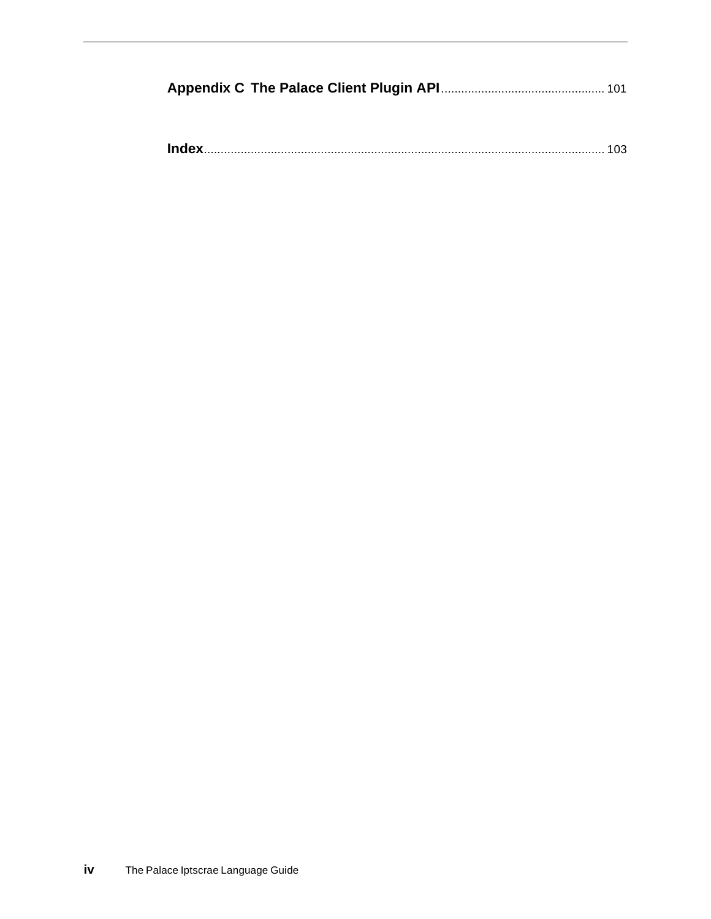**Appendix C The Palace Client Plugin API** ................................................ 101

**Index** ....................................................................................................................... 103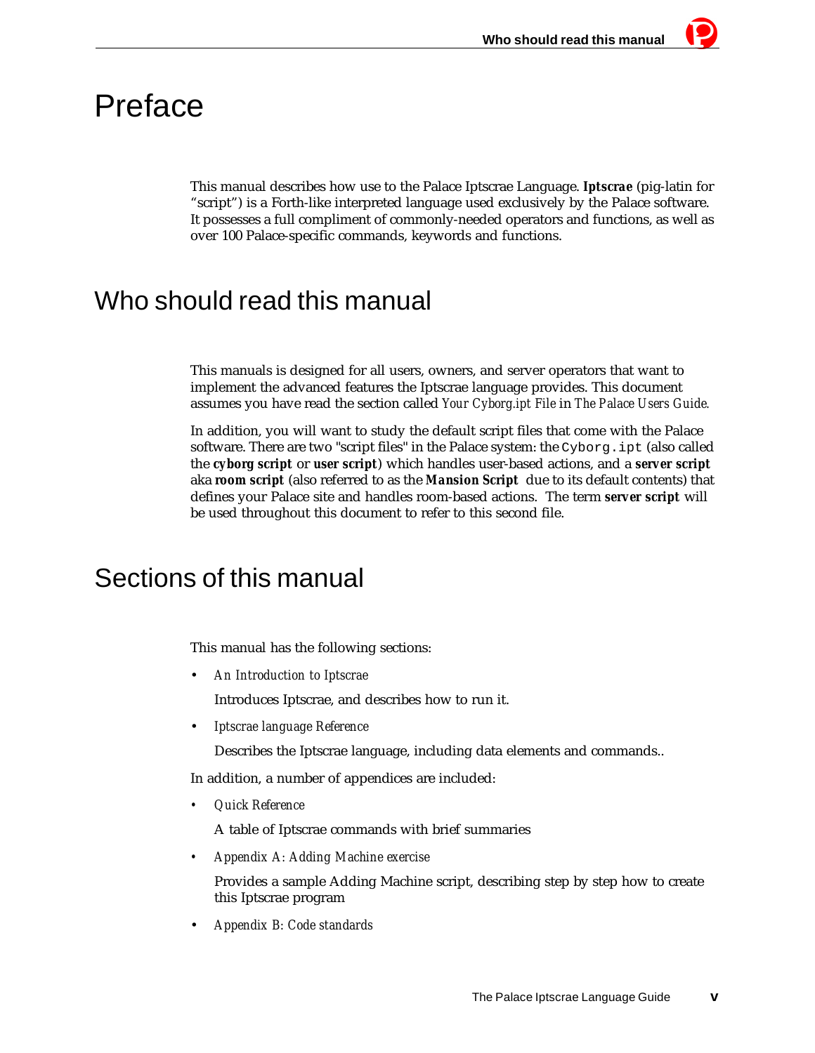# Preface

This manual describes how use to the Palace Iptscrae Language. ***Iptscrae*** (pig-latin for “script”) is a Forth-like interpreted language used exclusively by the Palace software. It possesses a full compliment of commonly-needed operators and functions, as well as over 100 Palace-specific commands, keywords and functions.

## Who should read this manual

This manuals is designed for all users, owners, and server operators that want to implement the advanced features the Iptscrae language provides. This document assumes you have read the section called *Your Cyborg.ipt File* in *The Palace Users Guide.*

In addition, you will want to study the default script files that come with the Palace software. There are two "script files" in the Palace system: the `Cyborg.ipt` (also called the ***cyborg script*** or **user script**) which handles user-based actions, and a **server script** aka ***room script*** (also referred to as the ***Mansion Script*** due to its default contents) that defines your Palace site and handles room-based actions. The term **server script** will be used throughout this document to refer to this second file.

## Sections of this manual

This manual has the following sections:

- *An Introduction to Iptscrae*

  Introduces Iptscrae, and describes how to run it.

- *Iptscrae language Reference*

  Describes the Iptscrae language, including data elements and commands..

In addition, a number of appendices are included:

- *Quick Reference*

  A table of Iptscrae commands with brief summaries

- *Appendix A: Adding Machine exercise*

  Provides a sample Adding Machine script, describing step by step how to create this Iptscrae program

- *Appendix B: Code standards*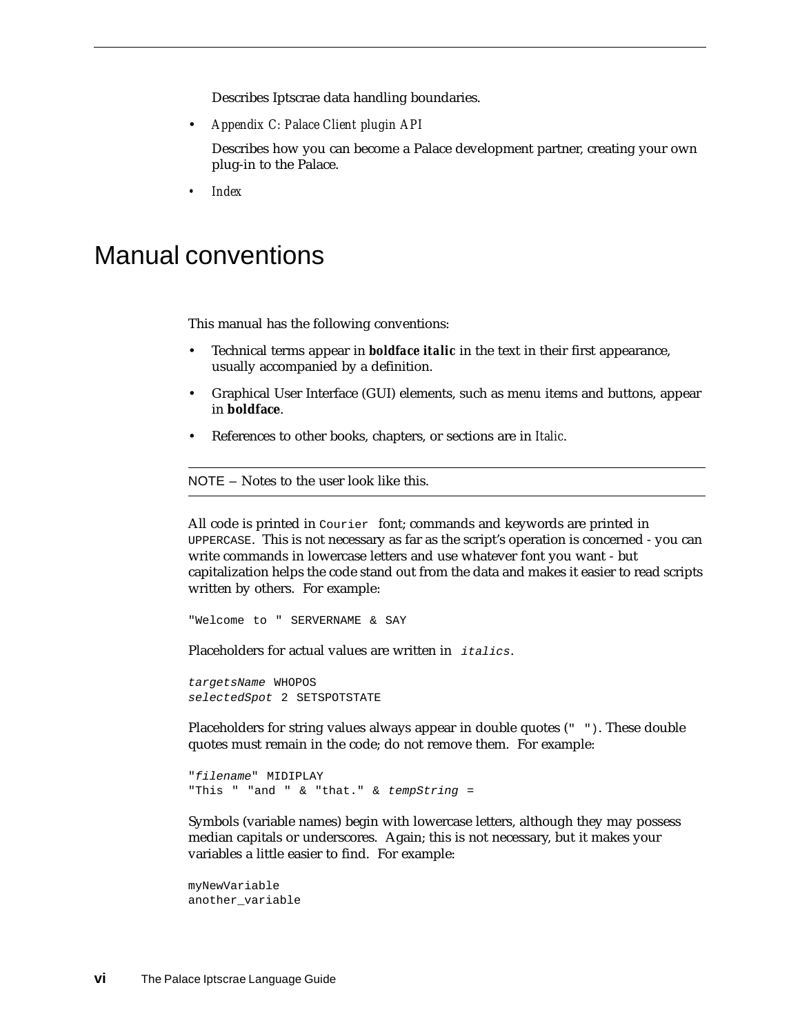Describes Iptscrae data handling boundaries.

- *Appendix C: Palace Client plugin API*

  Describes how you can become a Palace development partner, creating your own plug-in to the Palace.

- *Index*

# Manual conventions

This manual has the following conventions:

- Technical terms appear in ***boldface italic*** in the text in their first appearance, usually accompanied by a definition.
- Graphical User Interface (GUI) elements, such as menu items and buttons, appear in **boldface**.
- References to other books, chapters, or sections are in *Italic*.

---

NOTE – Notes to the user look like this.

---

All code is printed in `Courier` font; commands and keywords are printed in `UPPERCASE`. This is not necessary as far as the script's operation is concerned - you can write commands in lowercase letters and use whatever font you want - but capitalization helps the code stand out from the data and makes it easier to read scripts written by others. For example:

```
"Welcome to " SERVERNAME & SAY
```

Placeholders for actual values are written in *italics*.

```
targetsName WHOPOS
selectedSpot 2 SETSPOTSTATE
```

Placeholders for string values always appear in double quotes (`" "`). These double quotes must remain in the code; do not remove them. For example:

```
"filename" MIDIPLAY
"This " "and " & "that." & tempString =
```

Symbols (variable names) begin with lowercase letters, although they may possess median capitals or underscores. Again; this is not necessary, but it makes your variables a little easier to find. For example:

```
myNewVariable
another_variable
```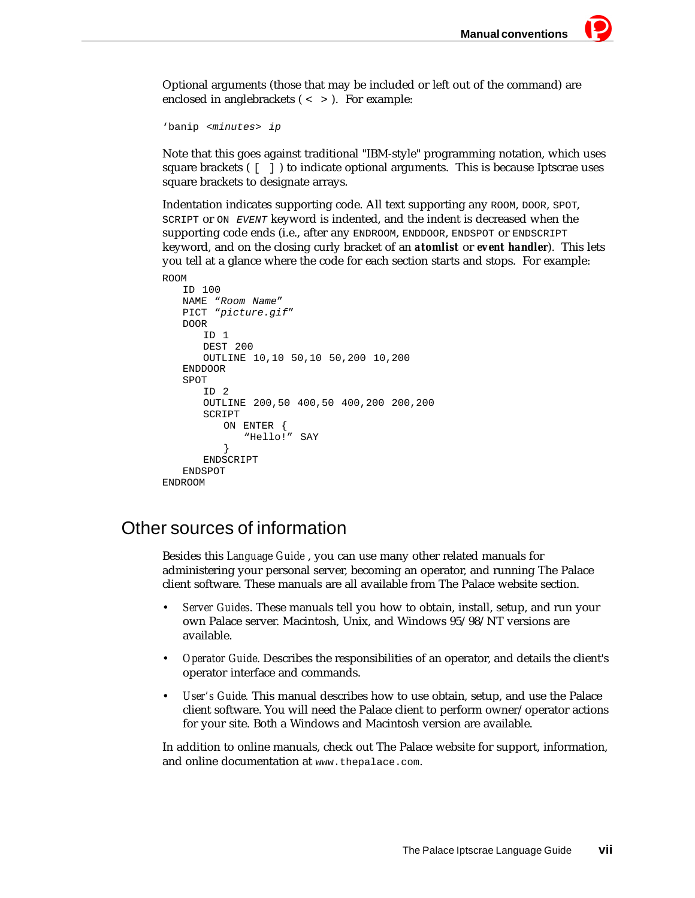Optional arguments (those that may be included or left out of the command) are enclosed in anglebrackets ( < > ). For example:

```
'banip <minutes> ip
```

Note that this goes against traditional "IBM-style" programming notation, which uses square brackets ( [ ] ) to indicate optional arguments. This is because Iptscrae uses square brackets to designate arrays.

Indentation indicates supporting code. All text supporting any `ROOM`, `DOOR`, `SPOT`, `SCRIPT` or `ON EVENT` keyword is indented, and the indent is decreased when the supporting code ends (i.e., after any `ENDROOM`, `ENDDOOR`, `ENDSPOT` or `ENDSCRIPT` keyword, and on the closing curly bracket of an ***atomlist*** or ***event handler***). This lets you tell at a glance where the code for each section starts and stops. For example:

```
ROOM
    ID 100
    NAME "Room Name"
    PICT "picture.gif"
    DOOR
        ID 1
        DEST 200
        OUTLINE 10,10 50,10 50,200 10,200
    ENDDOOR
    SPOT
        ID 2
        OUTLINE 200,50 400,50 400,200 200,200
        SCRIPT
            ON ENTER {
                "Hello!" SAY
            }
        ENDSCRIPT
    ENDSPOT
ENDROOM
```

## Other sources of information

Besides this *Language Guide* , you can use many other related manuals for administering your personal server, becoming an operator, and running The Palace client software. These manuals are all available from The Palace website section.

- *Server Guides*. These manuals tell you how to obtain, install, setup, and run your own Palace server. Macintosh, Unix, and Windows 95/98/NT versions are available.
- *Operator Guide*. Describes the responsibilities of an operator, and details the client's operator interface and commands.
- *User's Guide*. This manual describes how to use obtain, setup, and use the Palace client software. You will need the Palace client to perform owner/operator actions for your site. Both a Windows and Macintosh version are available.

In addition to online manuals, check out The Palace website for support, information, and online documentation at `www.thepalace.com`.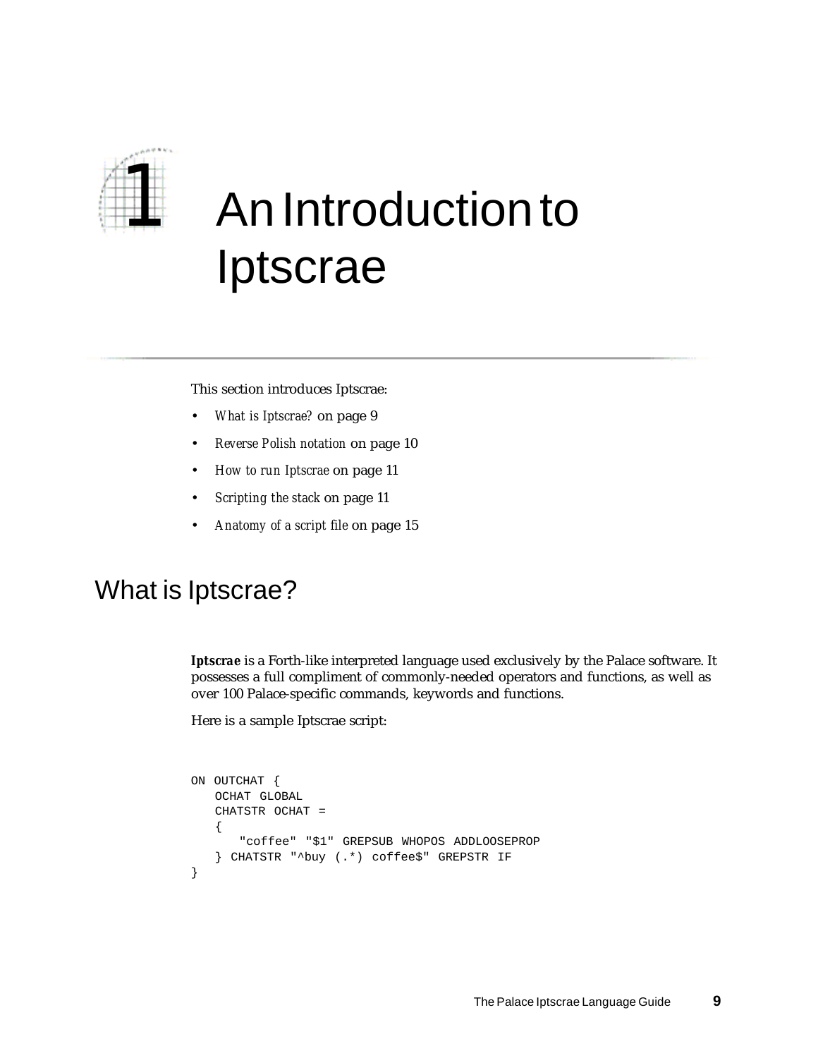# 1 An Introduction to Iptscrae

This section introduces Iptscrae:

- *What is Iptscrae?* on page 9
- *Reverse Polish notation* on page 10
- *How to run Iptscrae* on page 11
- *Scripting the stack* on page 11
- *Anatomy of a script file* on page 15

## What is Iptscrae?

***Iptscrae*** is a Forth-like interpreted language used exclusively by the Palace software. It possesses a full compliment of commonly-needed operators and functions, as well as over 100 Palace-specific commands, keywords and functions.

Here is a sample Iptscrae script:

```
ON OUTCHAT {
   OCHAT GLOBAL
   CHATSTR OCHAT =
   {
      "coffee" "$1" GREPSUB WHOPOS ADDLOOSEPROP
   } CHATSTR "^buy (.*) coffee$" GREPSTR IF
}
```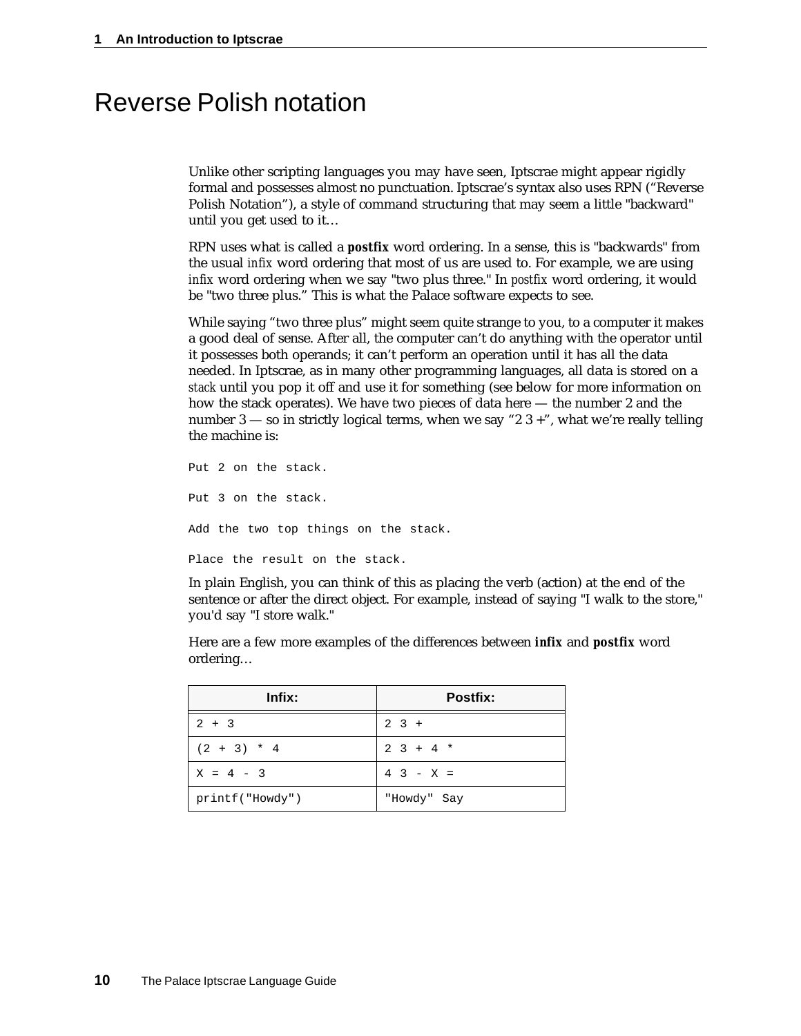# Reverse Polish notation

Unlike other scripting languages you may have seen, Iptscrae might appear rigidly formal and possesses almost no punctuation. Iptscrae's syntax also uses RPN ("Reverse Polish Notation"), a style of command structuring that may seem a little "backward" until you get used to it…

RPN uses what is called a ***postfix*** word ordering. In a sense, this is "backwards" from the usual *infix* word ordering that most of us are used to. For example, we are using *infix* word ordering when we say "two plus three." In *postfix* word ordering, it would be "two three plus." This is what the Palace software expects to see.

While saying "two three plus" might seem quite strange to you, to a computer it makes a good deal of sense. After all, the computer can't do anything with the operator until it possesses both operands; it can't perform an operation until it has all the data needed. In Iptscrae, as in many other programming languages, all data is stored on a *stack* until you pop it off and use it for something (see below for more information on how the stack operates). We have two pieces of data here — the number 2 and the number 3 — so in strictly logical terms, when we say "2 3 +", what we're really telling the machine is:

```
Put 2 on the stack.

Put 3 on the stack.

Add the two top things on the stack.

Place the result on the stack.
```

In plain English, you can think of this as placing the verb (action) at the end of the sentence or after the direct object. For example, instead of saying "I walk to the store," you'd say "I store walk."

Here are a few more examples of the differences between ***infix*** and ***postfix*** word ordering…

| Infix: | Postfix: |
|---|---|
| `2 + 3` | `2 3 +` |
| `(2 + 3) * 4` | `2 3 + 4 *` |
| `X = 4 - 3` | `4 3 - X =` |
| `printf("Howdy")` | `"Howdy" Say` |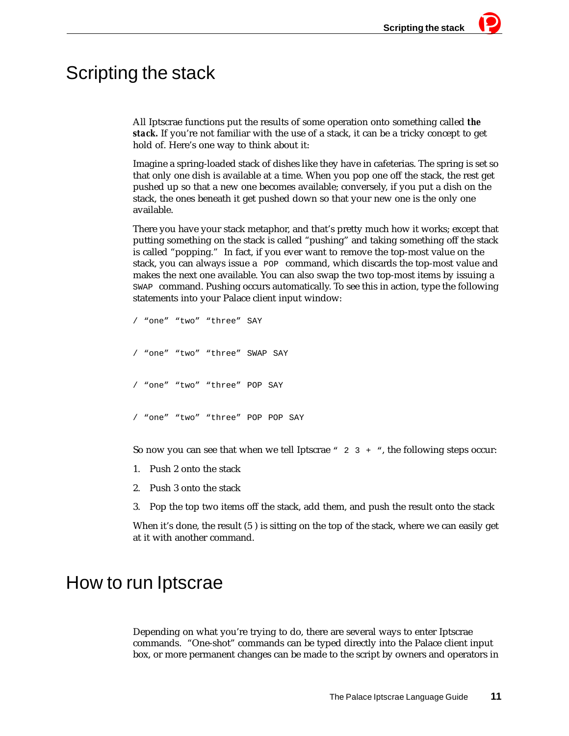# Scripting the stack

All Iptscrae functions put the results of some operation onto something called ***the stack.*** If you're not familiar with the use of a stack, it can be a tricky concept to get hold of. Here's one way to think about it:

Imagine a spring-loaded stack of dishes like they have in cafeterias. The spring is set so that only one dish is available at a time. When you pop one off the stack, the rest get pushed up so that a new one becomes available; conversely, if you put a dish on the stack, the ones beneath it get pushed down so that your new one is the only one available.

There you have your stack metaphor, and that's pretty much how it works; except that putting something on the stack is called "pushing" and taking something off the stack is called "popping." In fact, if you ever want to remove the top-most value on the stack, you can always issue a `POP` command, which discards the top-most value and makes the next one available. You can also swap the two top-most items by issuing a `SWAP` command. Pushing occurs automatically. To see this in action, type the following statements into your Palace client input window:

```
/ "one" "two" "three" SAY

/ "one" "two" "three" SWAP SAY

/ "one" "two" "three" POP SAY

/ "one" "two" "three" POP POP SAY
```

So now you can see that when we tell Iptscrae " `2 3 +` ", the following steps occur:

1. Push 2 onto the stack
2. Push 3 onto the stack
3. Pop the top two items off the stack, add them, and push the result onto the stack

When it's done, the result (5 ) is sitting on the top of the stack, where we can easily get at it with another command.

# How to run Iptscrae

Depending on what you're trying to do, there are several ways to enter Iptscrae commands. "One-shot" commands can be typed directly into the Palace client input box, or more permanent changes can be made to the script by owners and operators in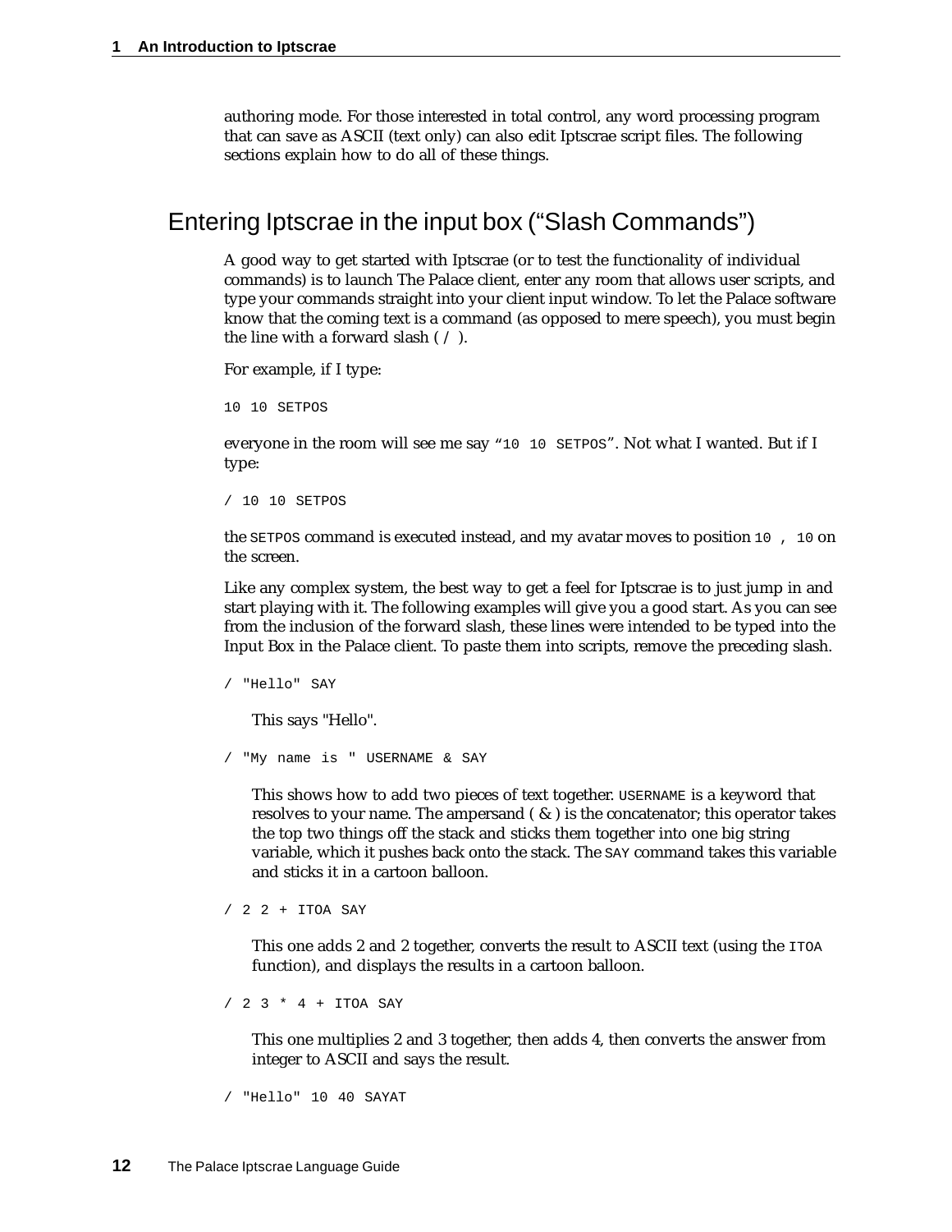authoring mode. For those interested in total control, any word processing program that can save as ASCII (text only) can also edit Iptscrae script files. The following sections explain how to do all of these things.

## Entering Iptscrae in the input box ("Slash Commands")

A good way to get started with Iptscrae (or to test the functionality of individual commands) is to launch The Palace client, enter any room that allows user scripts, and type your commands straight into your client input window. To let the Palace software know that the coming text is a command (as opposed to mere speech), you must begin the line with a forward slash ( `/` ).

For example, if I type:

```
10 10 SETPOS
```

everyone in the room will see me say "`10 10 SETPOS`". Not what I wanted. But if I type:

```
/ 10 10 SETPOS
```

the `SETPOS` command is executed instead, and my avatar moves to position `10 , 10` on the screen.

Like any complex system, the best way to get a feel for Iptscrae is to just jump in and start playing with it. The following examples will give you a good start. As you can see from the inclusion of the forward slash, these lines were intended to be typed into the Input Box in the Palace client. To paste them into scripts, remove the preceding slash.

```
/ "Hello" SAY
```

This says "Hello".

```
/ "My name is " USERNAME & SAY
```

This shows how to add two pieces of text together. `USERNAME` is a keyword that resolves to your name. The ampersand ( & ) is the concatenator; this operator takes the top two things off the stack and sticks them together into one big string variable, which it pushes back onto the stack. The `SAY` command takes this variable and sticks it in a cartoon balloon.

```
/ 2 2 + ITOA SAY
```

This one adds 2 and 2 together, converts the result to ASCII text (using the `ITOA` function), and displays the results in a cartoon balloon.

```
/ 2 3 * 4 + ITOA SAY
```

This one multiplies 2 and 3 together, then adds 4, then converts the answer from integer to ASCII and says the result.

```
/ "Hello" 10 40 SAYAT
```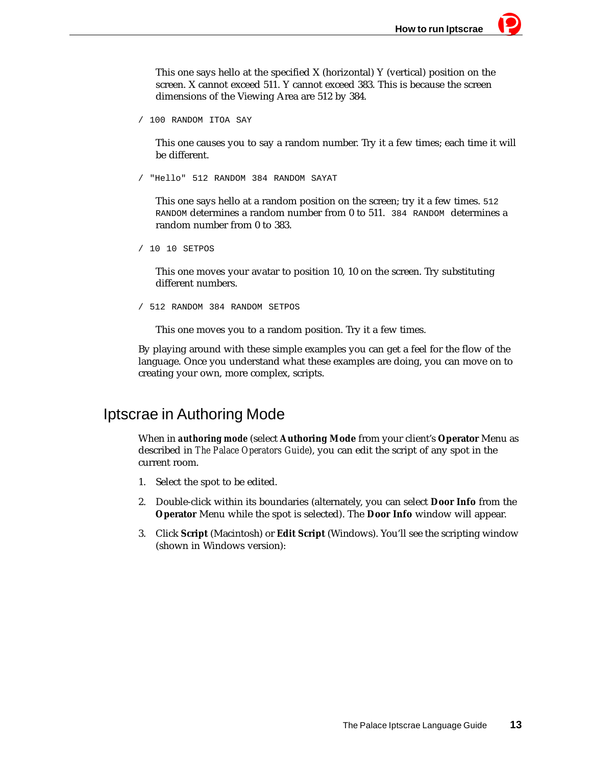This one says hello at the specified X (horizontal) Y (vertical) position on the screen. X cannot exceed 511. Y cannot exceed 383. This is because the screen dimensions of the Viewing Area are 512 by 384.

```
/ 100 RANDOM ITOA SAY
```

This one causes you to say a random number. Try it a few times; each time it will be different.

```
/ "Hello" 512 RANDOM 384 RANDOM SAYAT
```

This one says hello at a random position on the screen; try it a few times. `512 RANDOM` determines a random number from 0 to 511. `384 RANDOM` determines a random number from 0 to 383.

```
/ 10 10 SETPOS
```

This one moves your avatar to position 10, 10 on the screen. Try substituting different numbers.

```
/ 512 RANDOM 384 RANDOM SETPOS
```

This one moves you to a random position. Try it a few times.

By playing around with these simple examples you can get a feel for the flow of the language. Once you understand what these examples are doing, you can move on to creating your own, more complex, scripts.

## Iptscrae in Authoring Mode

When in **authoring mode** (select **Authoring Mode** from your client's **Operator** Menu as described in *The Palace Operators Guide*), you can edit the script of any spot in the current room.

1. Select the spot to be edited.
2. Double-click within its boundaries (alternately, you can select **Door Info** from the **Operator** Menu while the spot is selected). The **Door Info** window will appear.
3. Click **Script** (Macintosh) or **Edit Script** (Windows). You'll see the scripting window (shown in Windows version):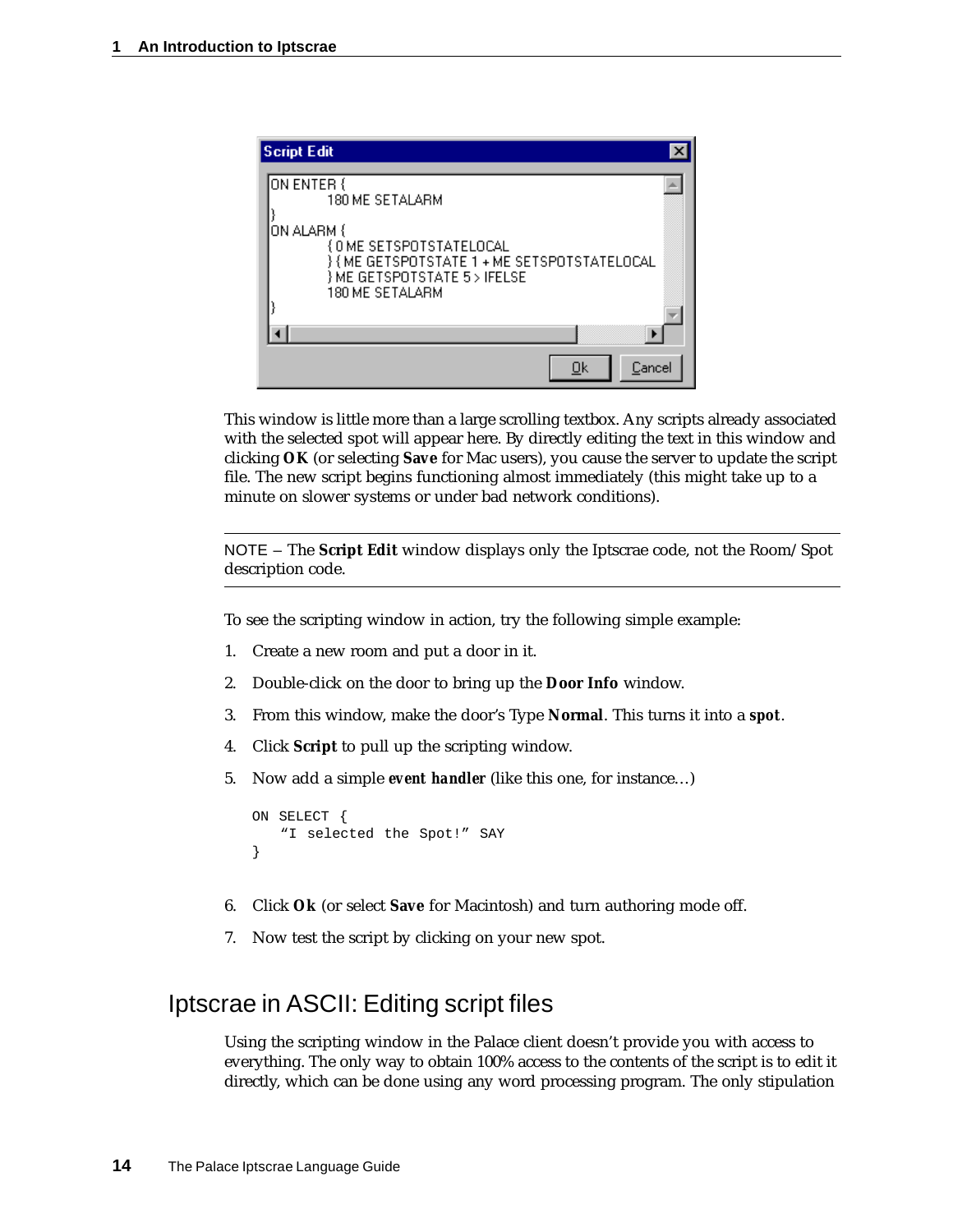```
ON ENTER {
        180 ME SETALARM
}
ON ALARM {
        { 0 ME SETSPOTSTATELOCAL
        } { ME GETSPOTSTATE 1 + ME SETSPOTSTATELOCAL
        } ME GETSPOTSTATE 5 > IFELSE
        180 ME SETALARM
}
```

This window is little more than a large scrolling textbox. Any scripts already associated with the selected spot will appear here. By directly editing the text in this window and clicking **OK** (or selecting **Save** for Mac users), you cause the server to update the script file. The new script begins functioning almost immediately (this might take up to a minute on slower systems or under bad network conditions).

---

NOTE – The **Script Edit** window displays only the Iptscrae code, not the Room/Spot description code.

---

To see the scripting window in action, try the following simple example:

1. Create a new room and put a door in it.
2. Double-click on the door to bring up the **Door Info** window.
3. From this window, make the door's Type **Normal**. This turns it into a ***spot***.
4. Click **Script** to pull up the scripting window.
5. Now add a simple ***event handler*** (like this one, for instance…)

   ```
   ON SELECT {
      "I selected the Spot!" SAY
   }
   ```

6. Click **Ok** (or select **Save** for Macintosh) and turn authoring mode off.
7. Now test the script by clicking on your new spot.

## Iptscrae in ASCII: Editing script files

Using the scripting window in the Palace client doesn't provide you with access to everything. The only way to obtain 100% access to the contents of the script is to edit it directly, which can be done using any word processing program. The only stipulation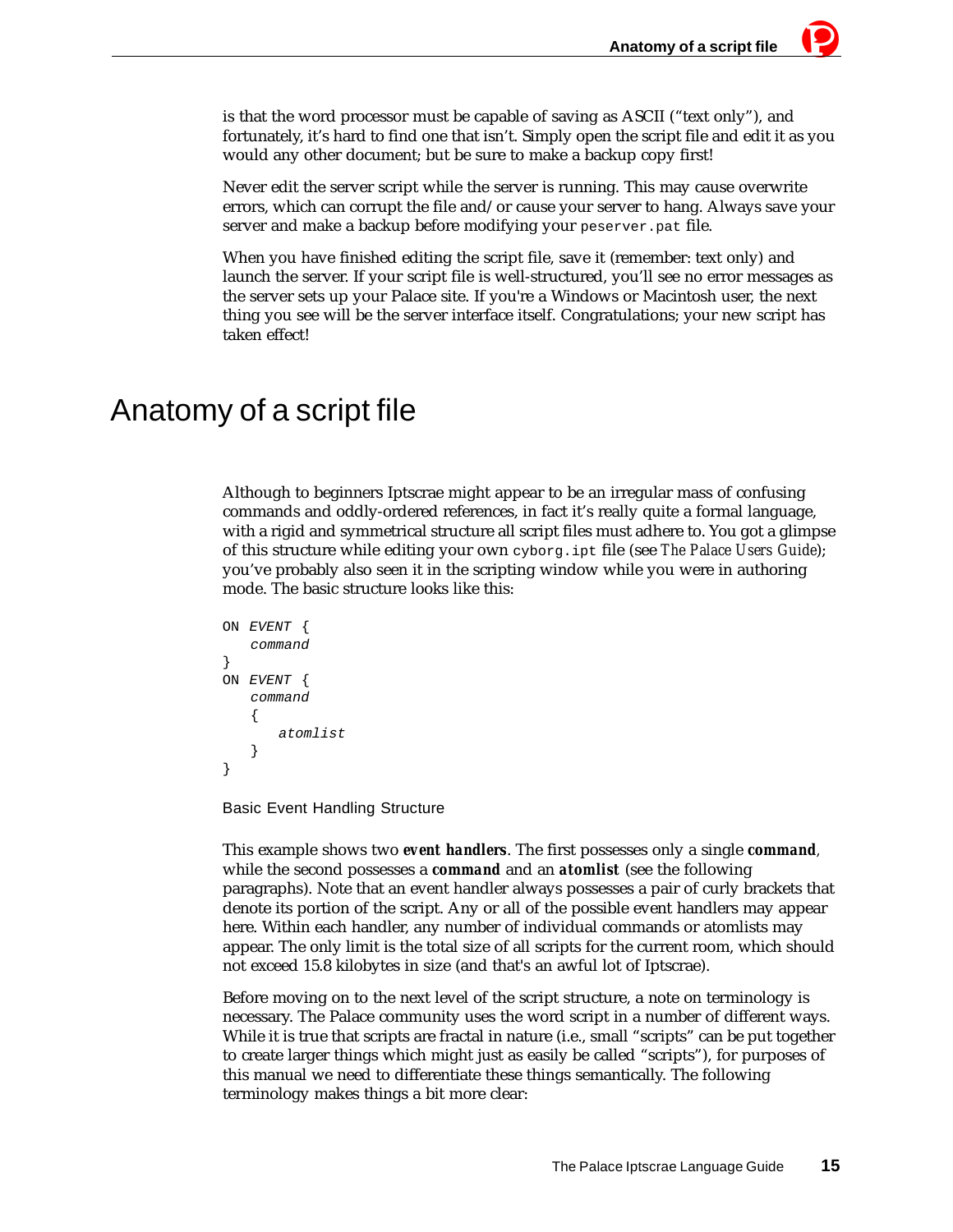is that the word processor must be capable of saving as ASCII ("text only"), and fortunately, it's hard to find one that isn't. Simply open the script file and edit it as you would any other document; but be sure to make a backup copy first!

Never edit the server script while the server is running. This may cause overwrite errors, which can corrupt the file and/or cause your server to hang. Always save your server and make a backup before modifying your `peserver.pat` file.

When you have finished editing the script file, save it (remember: text only) and launch the server. If your script file is well-structured, you'll see no error messages as the server sets up your Palace site. If you're a Windows or Macintosh user, the next thing you see will be the server interface itself. Congratulations; your new script has taken effect!

# Anatomy of a script file

Although to beginners Iptscrae might appear to be an irregular mass of confusing commands and oddly-ordered references, in fact it's really quite a formal language, with a rigid and symmetrical structure all script files must adhere to. You got a glimpse of this structure while editing your own `cyborg.ipt` file (see *The Palace Users Guide*); you've probably also seen it in the scripting window while you were in authoring mode. The basic structure looks like this:

```
ON EVENT {
   command
}
ON EVENT {
   command
   {
      atomlist
   }
}
```

Basic Event Handling Structure

This example shows two ***event handlers***. The first possesses only a single ***command***, while the second possesses a ***command*** and an ***atomlist*** (see the following paragraphs). Note that an event handler always possesses a pair of curly brackets that denote its portion of the script. Any or all of the possible event handlers may appear here. Within each handler, any number of individual commands or atomlists may appear. The only limit is the total size of all scripts for the current room, which should not exceed 15.8 kilobytes in size (and that's an awful lot of Iptscrae).

Before moving on to the next level of the script structure, a note on terminology is necessary. The Palace community uses the word script in a number of different ways. While it is true that scripts are fractal in nature (i.e., small "scripts" can be put together to create larger things which might just as easily be called "scripts"), for purposes of this manual we need to differentiate these things semantically. The following terminology makes things a bit more clear: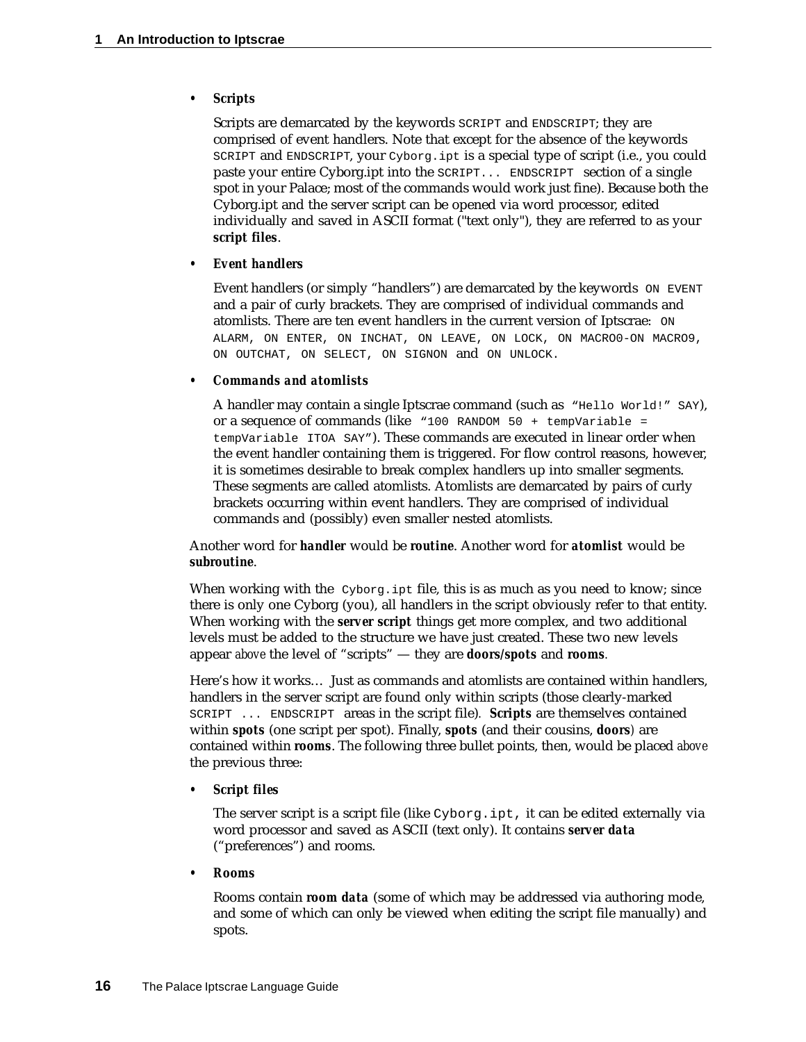- ***Scripts***

  Scripts are demarcated by the keywords `SCRIPT` and `ENDSCRIPT`; they are comprised of event handlers. Note that except for the absence of the keywords `SCRIPT` and `ENDSCRIPT`, your `Cyborg.ipt` is a special type of script (i.e., you could paste your entire Cyborg.ipt into the `SCRIPT... ENDSCRIPT` section of a single spot in your Palace; most of the commands would work just fine). Because both the Cyborg.ipt and the server script can be opened via word processor, edited individually and saved in ASCII format ("text only"), they are referred to as your ***script files***.

- ***Event handlers***

  Event handlers (or simply "handlers") are demarcated by the keywords `ON EVENT` and a pair of curly brackets. They are comprised of individual commands and atomlists. There are ten event handlers in the current version of Iptscrae: `ON ALARM, ON ENTER, ON INCHAT, ON LEAVE, ON LOCK, ON MACRO0-ON MACRO9, ON OUTCHAT, ON SELECT, ON SIGNON` and `ON UNLOCK`.

- ***Commands and atomlists***

  A handler may contain a single Iptscrae command (such as `"Hello World!" SAY`), or a sequence of commands (like `"100 RANDOM 50 + tempVariable = tempVariable ITOA SAY"`). These commands are executed in linear order when the event handler containing them is triggered. For flow control reasons, however, it is sometimes desirable to break complex handlers up into smaller segments. These segments are called atomlists. Atomlists are demarcated by pairs of curly brackets occurring within event handlers. They are comprised of individual commands and (possibly) even smaller nested atomlists.

Another word for ***handler*** would be ***routine***. Another word for ***atomlist*** would be ***subroutine***.

When working with the `Cyborg.ipt` file, this is as much as you need to know; since there is only one Cyborg (you), all handlers in the script obviously refer to that entity. When working with the ***server script*** things get more complex, and two additional levels must be added to the structure we have just created. These two new levels appear *above* the level of "scripts" — they are ***doors/spots*** and ***rooms***.

Here's how it works… Just as commands and atomlists are contained within handlers, handlers in the server script are found only within scripts (those clearly-marked `SCRIPT ... ENDSCRIPT` areas in the script file). ***Scripts*** are themselves contained within ***spots*** (one script per spot). Finally, ***spots*** (and their cousins, ***doors***) are contained within ***rooms***. The following three bullet points, then, would be placed *above* the previous three:

- ***Script files***

  The server script is a script file (like `Cyborg.ipt,` it can be edited externally via word processor and saved as ASCII (text only). It contains ***server data*** ("preferences") and rooms.

- ***Rooms***

  Rooms contain ***room data*** (some of which may be addressed via authoring mode, and some of which can only be viewed when editing the script file manually) and spots.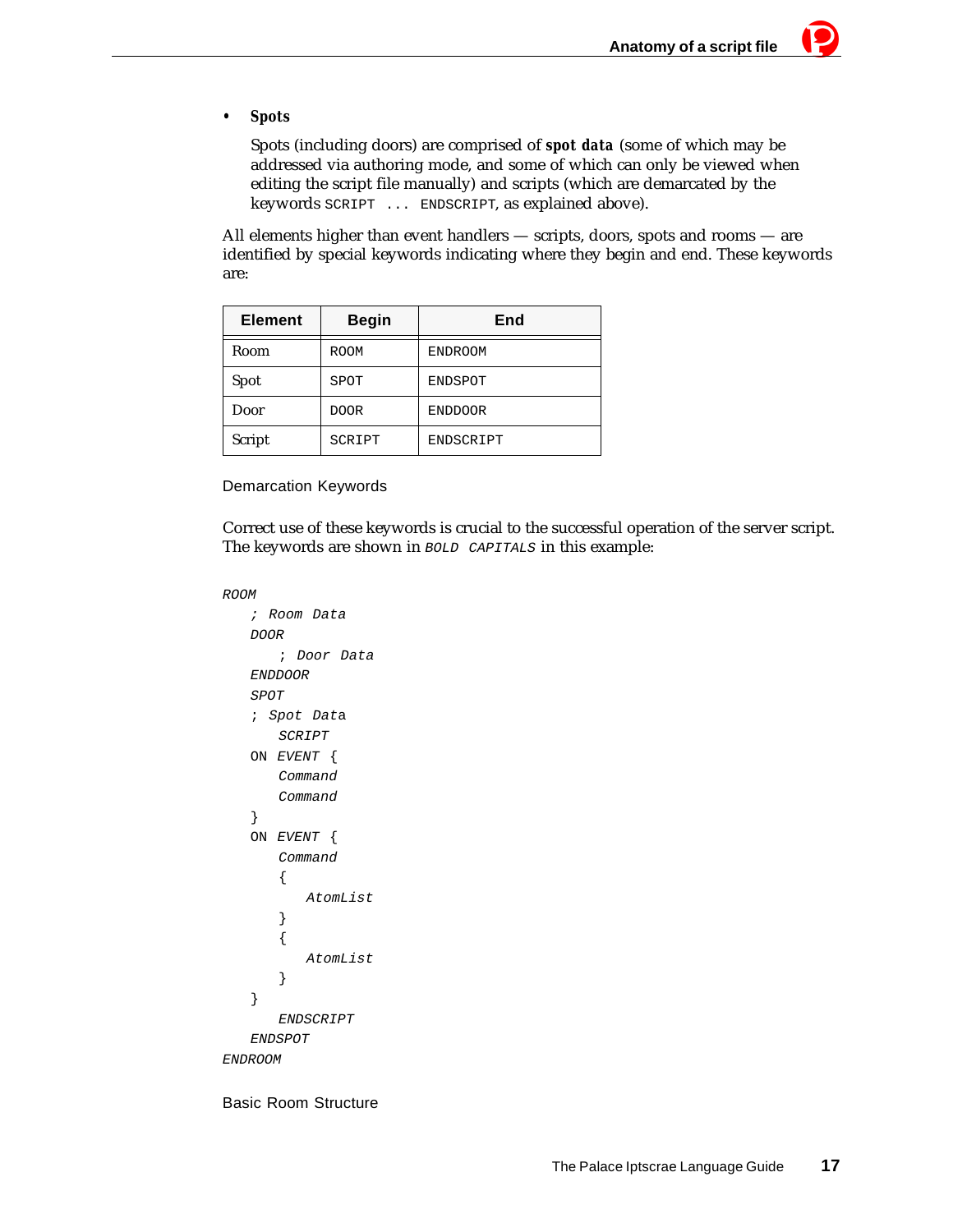- **Spots**

  Spots (including doors) are comprised of **spot data** (some of which may be addressed via authoring mode, and some of which can only be viewed when editing the script file manually) and scripts (which are demarcated by the keywords `SCRIPT ... ENDSCRIPT`, as explained above).

All elements higher than event handlers — scripts, doors, spots and rooms — are identified by special keywords indicating where they begin and end. These keywords are:

| Element | Begin | End |
|---|---|---|
| Room | `ROOM` | `ENDROOM` |
| Spot | `SPOT` | `ENDSPOT` |
| Door | `DOOR` | `ENDDOOR` |
| Script | `SCRIPT` | `ENDSCRIPT` |

Demarcation Keywords

Correct use of these keywords is crucial to the successful operation of the server script. The keywords are shown in *BOLD CAPITALS* in this example:

```
ROOM
    ; Room Data
    DOOR
        ; Door Data
    ENDDOOR
    SPOT
    ; Spot Data
        SCRIPT
    ON EVENT {
        Command
        Command
    }
    ON EVENT {
        Command
        {
            AtomList
        }
        {
            AtomList
        }
    }
        ENDSCRIPT
    ENDSPOT
ENDROOM
```

Basic Room Structure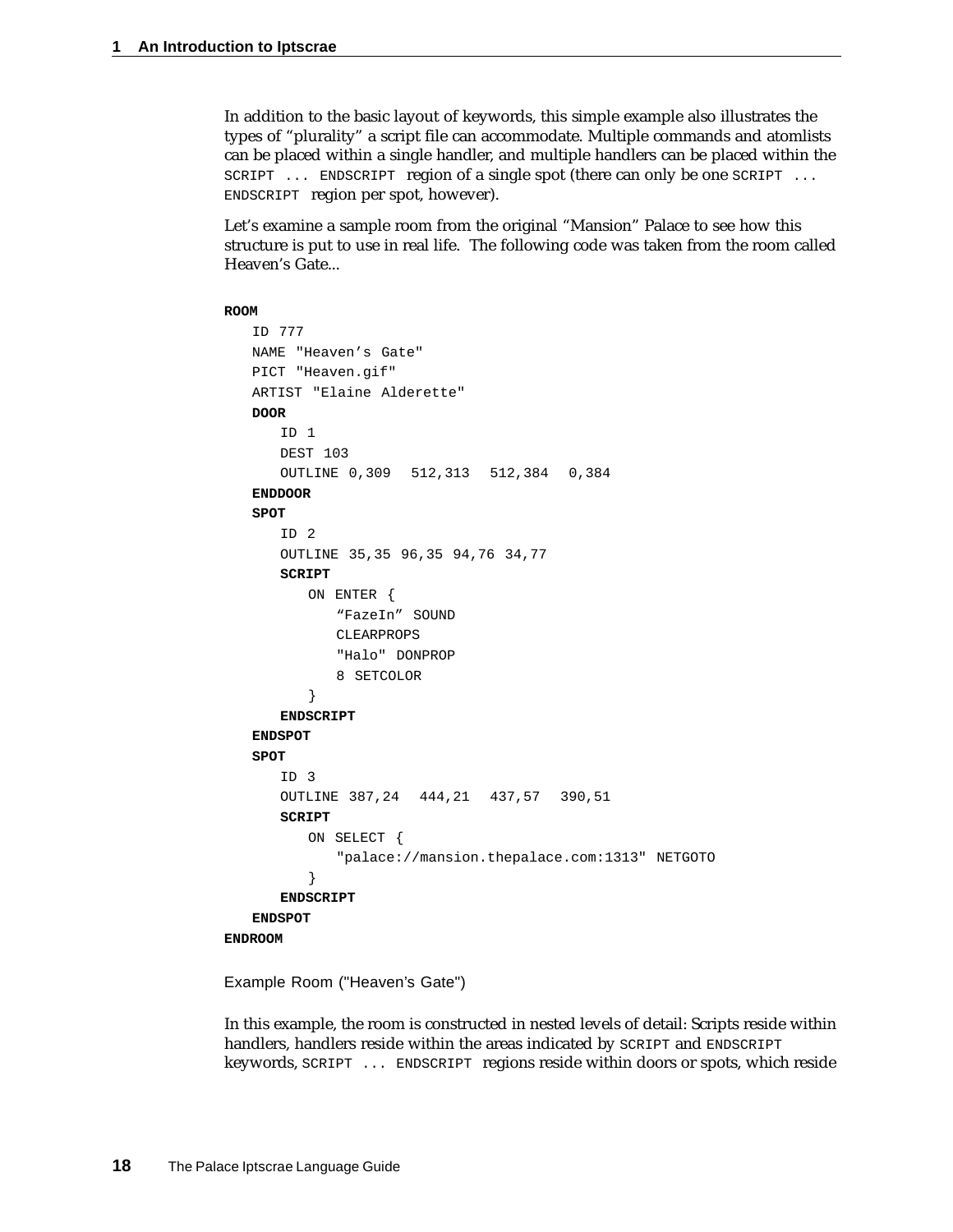In addition to the basic layout of keywords, this simple example also illustrates the types of "plurality" a script file can accommodate. Multiple commands and atomlists can be placed within a single handler, and multiple handlers can be placed within the `SCRIPT ... ENDSCRIPT` region of a single spot (there can only be one `SCRIPT ... ENDSCRIPT` region per spot, however).

Let's examine a sample room from the original "Mansion" Palace to see how this structure is put to use in real life. The following code was taken from the room called Heaven's Gate...

```
ROOM
   ID 777
   NAME "Heaven's Gate"
   PICT "Heaven.gif"
   ARTIST "Elaine Alderette"
   DOOR
      ID 1
      DEST 103
      OUTLINE 0,309  512,313  512,384  0,384
   ENDDOOR
   SPOT
      ID 2
      OUTLINE 35,35 96,35 94,76 34,77
      SCRIPT
         ON ENTER {
            "FazeIn" SOUND
            CLEARPROPS
            "Halo" DONPROP
            8 SETCOLOR
         }
      ENDSCRIPT
   ENDSPOT
   SPOT
      ID 3
      OUTLINE 387,24  444,21  437,57  390,51
      SCRIPT
         ON SELECT {
            "palace://mansion.thepalace.com:1313" NETGOTO
         }
      ENDSCRIPT
   ENDSPOT
ENDROOM
```

Example Room ("Heaven's Gate")

In this example, the room is constructed in nested levels of detail: Scripts reside within handlers, handlers reside within the areas indicated by `SCRIPT` and `ENDSCRIPT` keywords, `SCRIPT ... ENDSCRIPT` regions reside within doors or spots, which reside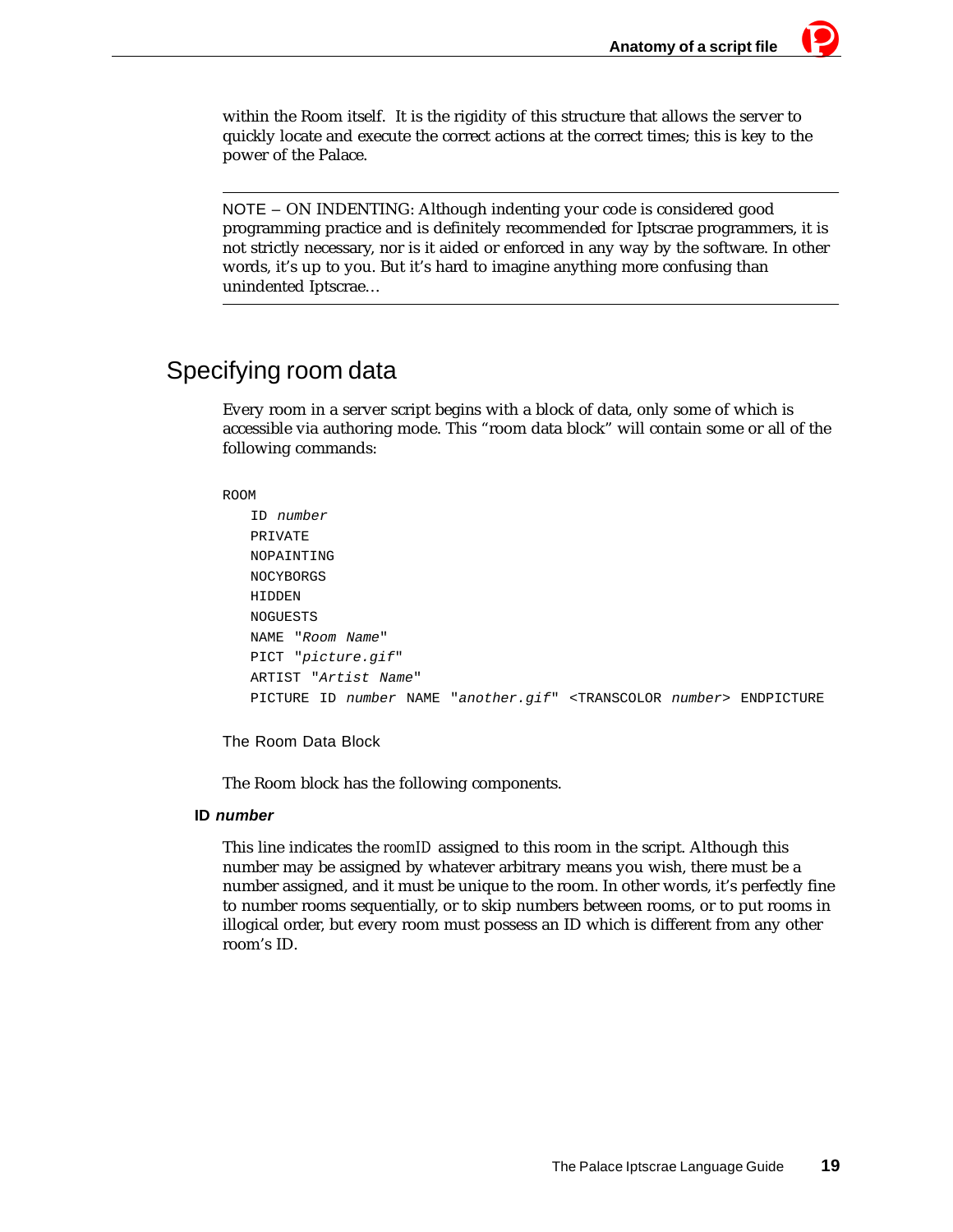within the Room itself. It is the rigidity of this structure that allows the server to quickly locate and execute the correct actions at the correct times; this is key to the power of the Palace.

---

NOTE – ON INDENTING: Although indenting your code is considered good programming practice and is definitely recommended for Iptscrae programmers, it is not strictly necessary, nor is it aided or enforced in any way by the software. In other words, it's up to you. But it's hard to imagine anything more confusing than unindented Iptscrae…

---

## Specifying room data

Every room in a server script begins with a block of data, only some of which is accessible via authoring mode. This "room data block" will contain some or all of the following commands:

```
ROOM
   ID number
   PRIVATE
   NOPAINTING
   NOCYBORGS
   HIDDEN
   NOGUESTS
   NAME "Room Name"
   PICT "picture.gif"
   ARTIST "Artist Name"
   PICTURE ID number NAME "another.gif" <TRANSCOLOR number> ENDPICTURE
```

The Room Data Block

The Room block has the following components.

**ID *number***

This line indicates the *roomID* assigned to this room in the script. Although this number may be assigned by whatever arbitrary means you wish, there must be a number assigned, and it must be unique to the room. In other words, it's perfectly fine to number rooms sequentially, or to skip numbers between rooms, or to put rooms in illogical order, but every room must possess an ID which is different from any other room's ID.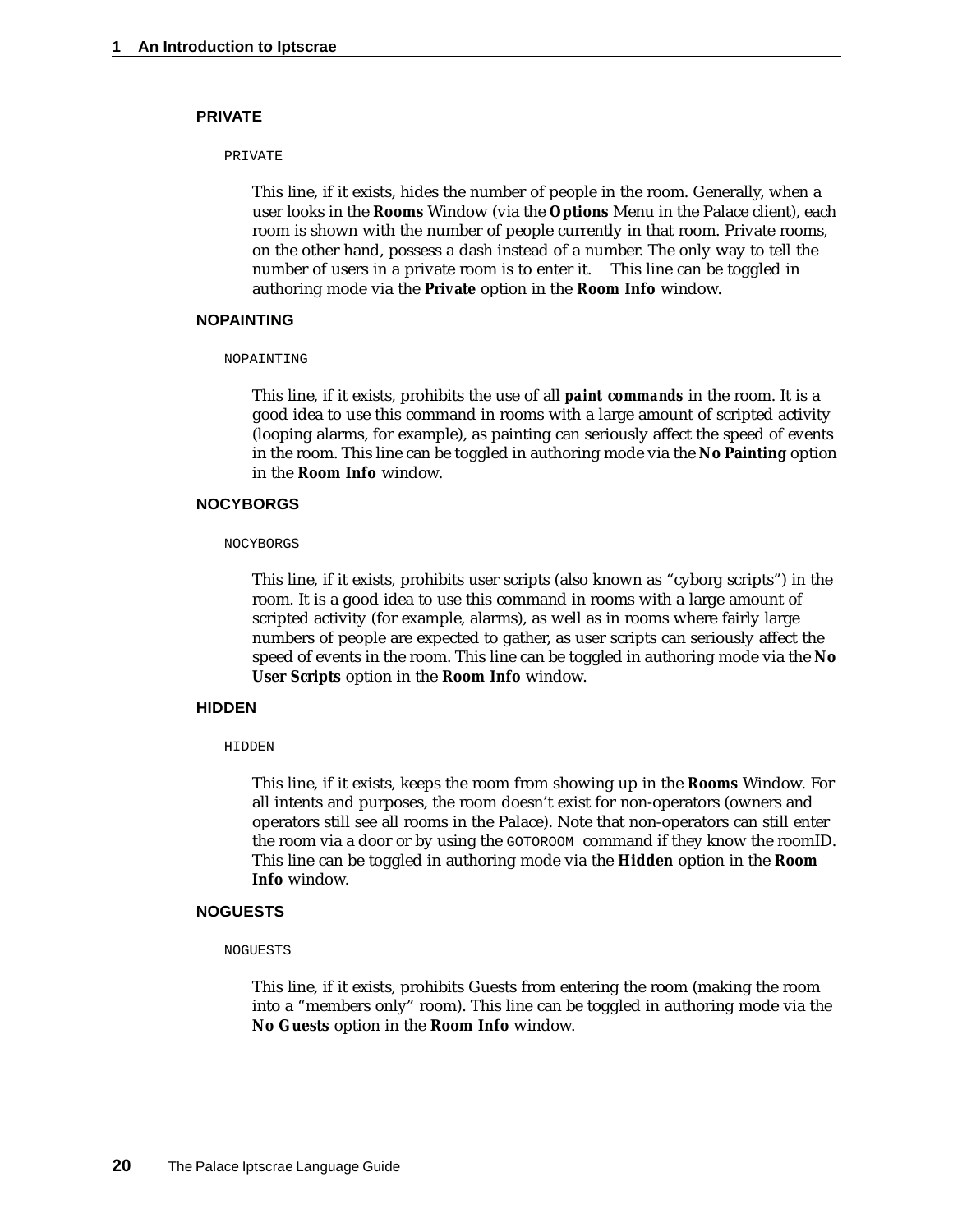### PRIVATE

```
PRIVATE
```

This line, if it exists, hides the number of people in the room. Generally, when a user looks in the **Rooms** Window (via the **Options** Menu in the Palace client), each room is shown with the number of people currently in that room. Private rooms, on the other hand, possess a dash instead of a number. The only way to tell the number of users in a private room is to enter it. This line can be toggled in authoring mode via the **Private** option in the **Room Info** window.

### NOPAINTING

```
NOPAINTING
```

This line, if it exists, prohibits the use of all ***paint commands*** in the room. It is a good idea to use this command in rooms with a large amount of scripted activity (looping alarms, for example), as painting can seriously affect the speed of events in the room. This line can be toggled in authoring mode via the **No Painting** option in the **Room Info** window.

### NOCYBORGS

```
NOCYBORGS
```

This line, if it exists, prohibits user scripts (also known as “cyborg scripts”) in the room. It is a good idea to use this command in rooms with a large amount of scripted activity (for example, alarms), as well as in rooms where fairly large numbers of people are expected to gather, as user scripts can seriously affect the speed of events in the room. This line can be toggled in authoring mode via the **No User Scripts** option in the **Room Info** window.

### HIDDEN

```
HIDDEN
```

This line, if it exists, keeps the room from showing up in the **Rooms** Window. For all intents and purposes, the room doesn’t exist for non-operators (owners and operators still see all rooms in the Palace). Note that non-operators can still enter the room via a door or by using the `GOTOROOM` command if they know the roomID. This line can be toggled in authoring mode via the **Hidden** option in the **Room Info** window.

### NOGUESTS

```
NOGUESTS
```

This line, if it exists, prohibits Guests from entering the room (making the room into a “members only” room). This line can be toggled in authoring mode via the **No Guests** option in the **Room Info** window.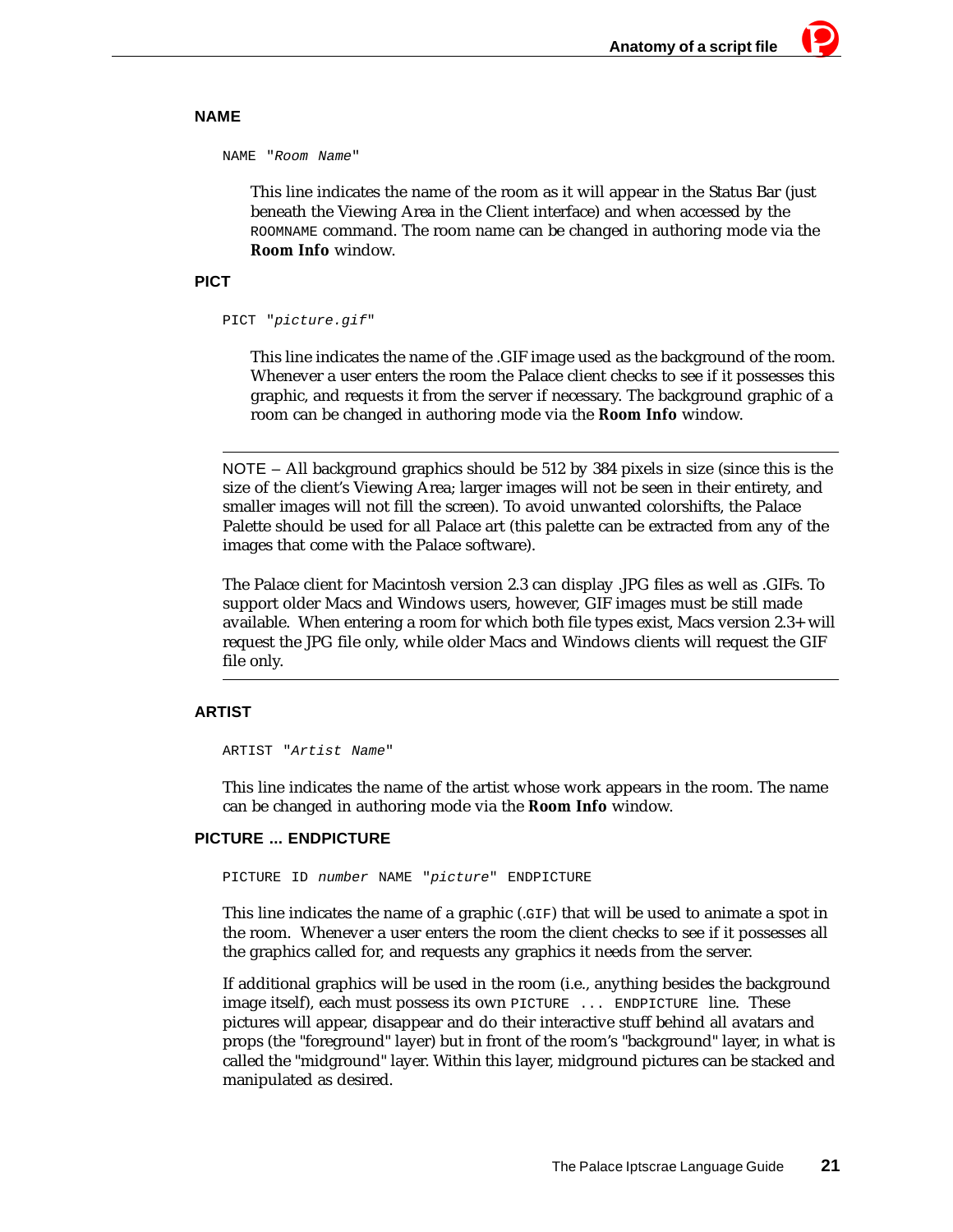### NAME

```
NAME "Room Name"
```

This line indicates the name of the room as it will appear in the Status Bar (just beneath the Viewing Area in the Client interface) and when accessed by the `ROOMNAME` command. The room name can be changed in authoring mode via the **Room Info** window.

### PICT

```
PICT "picture.gif"
```

This line indicates the name of the .GIF image used as the background of the room. Whenever a user enters the room the Palace client checks to see if it possesses this graphic, and requests it from the server if necessary. The background graphic of a room can be changed in authoring mode via the **Room Info** window.

---

NOTE – All background graphics should be 512 by 384 pixels in size (since this is the size of the client's Viewing Area; larger images will not be seen in their entirety, and smaller images will not fill the screen). To avoid unwanted colorshifts, the Palace Palette should be used for all Palace art (this palette can be extracted from any of the images that come with the Palace software).

The Palace client for Macintosh version 2.3 can display .JPG files as well as .GIFs. To support older Macs and Windows users, however, GIF images must be still made available. When entering a room for which both file types exist, Macs version 2.3+ will request the JPG file only, while older Macs and Windows clients will request the GIF file only.

---

### ARTIST

```
ARTIST "Artist Name"
```

This line indicates the name of the artist whose work appears in the room. The name can be changed in authoring mode via the **Room Info** window.

### PICTURE ... ENDPICTURE

```
PICTURE ID number NAME "picture" ENDPICTURE
```

This line indicates the name of a graphic (`.GIF`) that will be used to animate a spot in the room. Whenever a user enters the room the client checks to see if it possesses all the graphics called for, and requests any graphics it needs from the server.

If additional graphics will be used in the room (i.e., anything besides the background image itself), each must possess its own `PICTURE ... ENDPICTURE` line. These pictures will appear, disappear and do their interactive stuff behind all avatars and props (the "foreground" layer) but in front of the room's "background" layer, in what is called the "midground" layer. Within this layer, midground pictures can be stacked and manipulated as desired.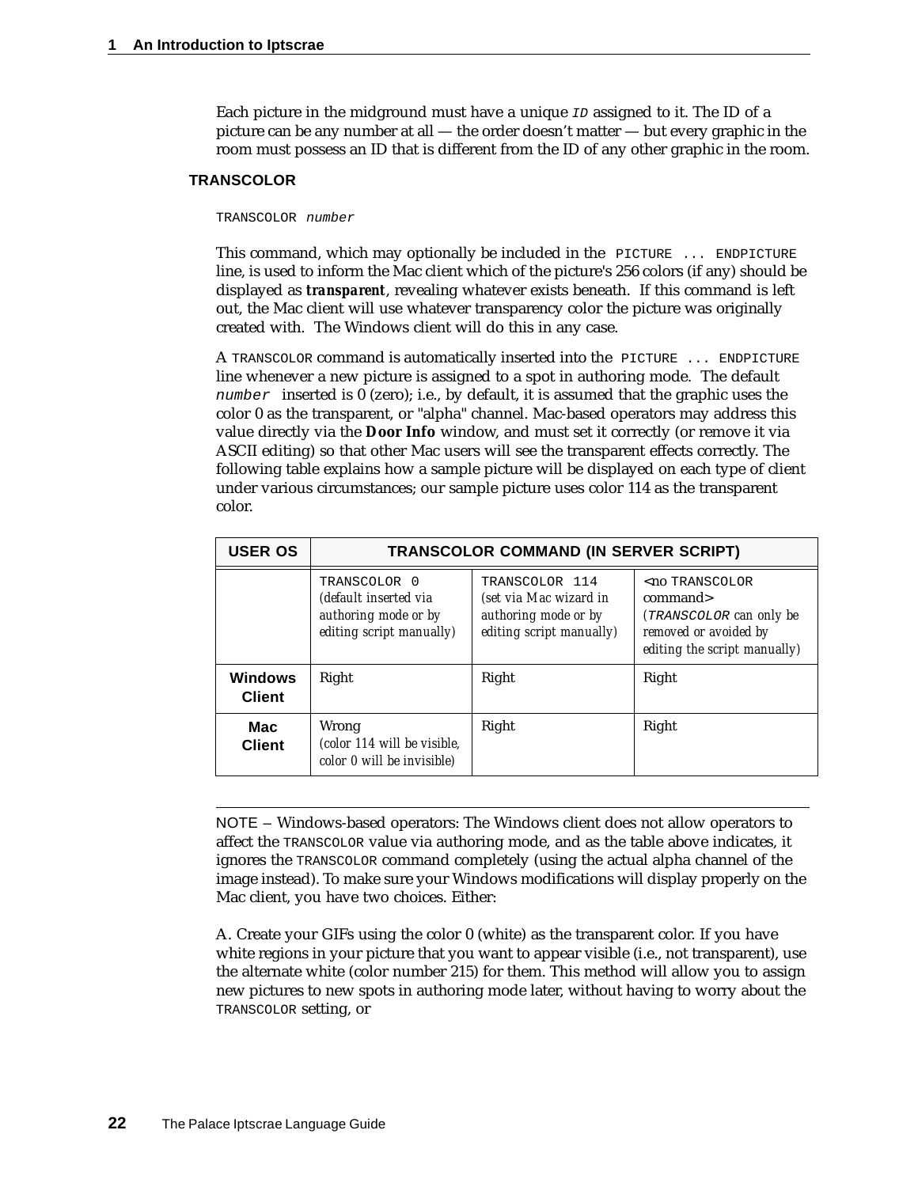Each picture in the midground must have a unique *ID* assigned to it. The ID of a picture can be any number at all — the order doesn't matter — but every graphic in the room must possess an ID that is different from the ID of any other graphic in the room.

### TRANSCOLOR

```
TRANSCOLOR number
```

This command, which may optionally be included in the `PICTURE ... ENDPICTURE` line, is used to inform the Mac client which of the picture's 256 colors (if any) should be displayed as ***transparent***, revealing whatever exists beneath. If this command is left out, the Mac client will use whatever transparency color the picture was originally created with. The Windows client will do this in any case.

A `TRANSCOLOR` command is automatically inserted into the `PICTURE ... ENDPICTURE` line whenever a new picture is assigned to a spot in authoring mode. The default *`number`* inserted is 0 (zero); i.e., by default, it is assumed that the graphic uses the color 0 as the transparent, or "alpha" channel. Mac-based operators may address this value directly via the **Door Info** window, and must set it correctly (or remove it via ASCII editing) so that other Mac users will see the transparent effects correctly. The following table explains how a sample picture will be displayed on each type of client under various circumstances; our sample picture uses color 114 as the transparent color.

| USER OS | TRANSCOLOR COMMAND (IN SERVER SCRIPT) | | |
|---|---|---|---|
| | `TRANSCOLOR 0` *(default inserted via authoring mode or by editing script manually)* | `TRANSCOLOR 114` *(set via Mac wizard in authoring mode or by editing script manually)* | <no `TRANSCOLOR` command> *(`TRANSCOLOR` can only be removed or avoided by editing the script manually)* |
| **Windows Client** | Right | Right | Right |
| **Mac Client** | Wrong *(color 114 will be visible, color 0 will be invisible)* | Right | Right |

---

NOTE – Windows-based operators: The Windows client does not allow operators to affect the `TRANSCOLOR` value via authoring mode, and as the table above indicates, it ignores the `TRANSCOLOR` command completely (using the actual alpha channel of the image instead). To make sure your Windows modifications will display properly on the Mac client, you have two choices. Either:

A. Create your GIFs using the color 0 (white) as the transparent color. If you have white regions in your picture that you want to appear visible (i.e., not transparent), use the alternate white (color number 215) for them. This method will allow you to assign new pictures to new spots in authoring mode later, without having to worry about the `TRANSCOLOR` setting, or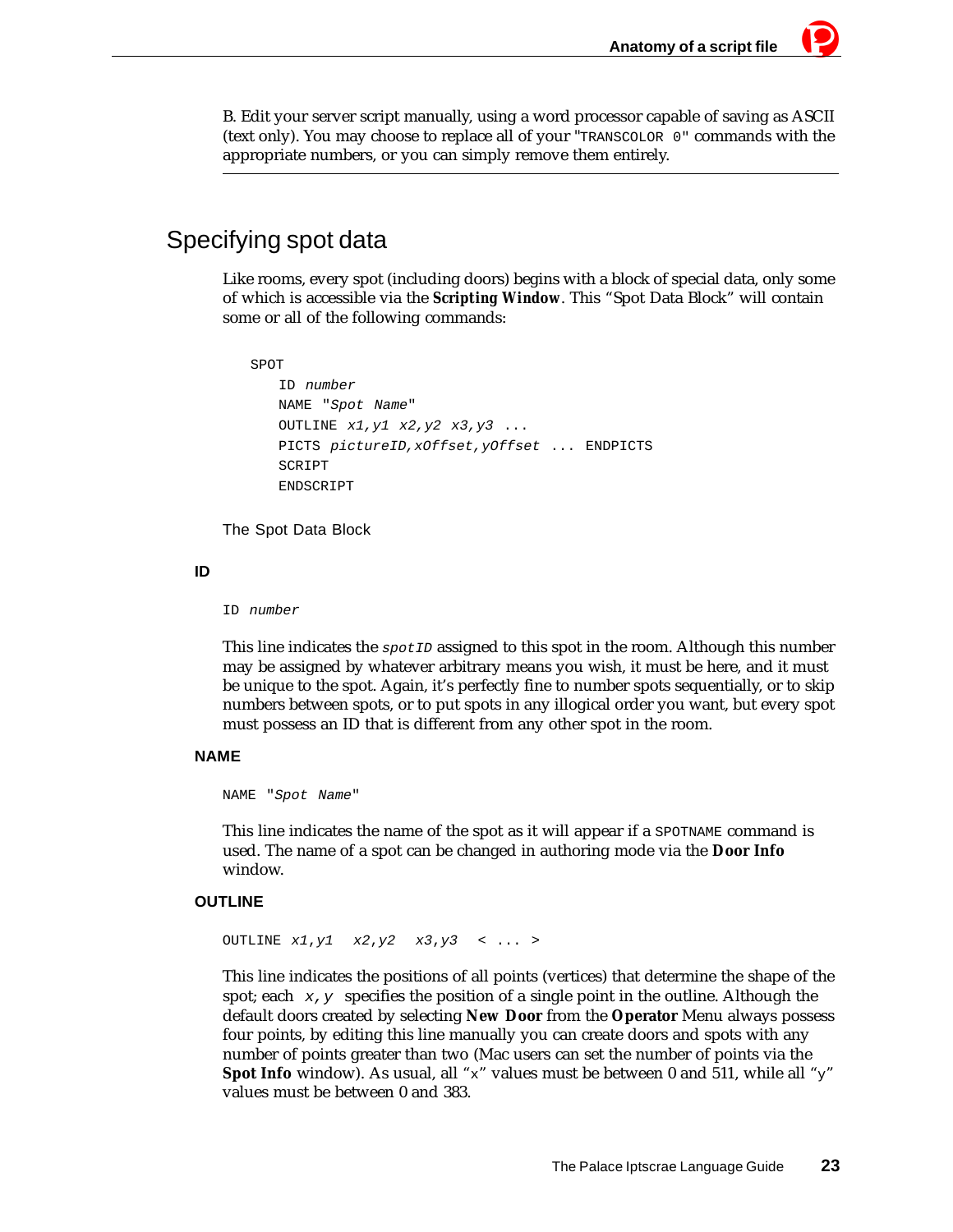B. Edit your server script manually, using a word processor capable of saving as ASCII (text only). You may choose to replace all of your "`TRANSCOLOR 0`" commands with the appropriate numbers, or you can simply remove them entirely.

---

## Specifying spot data

Like rooms, every spot (including doors) begins with a block of special data, only some of which is accessible via the **Scripting Window**. This "Spot Data Block" will contain some or all of the following commands:

```
SPOT
    ID number
    NAME "Spot Name"
    OUTLINE x1,y1 x2,y2 x3,y3 ...
    PICTS pictureID,xOffset,yOffset ... ENDPICTS
    SCRIPT
    ENDSCRIPT
```

The Spot Data Block

### ID

```
ID number
```

This line indicates the `spotID` assigned to this spot in the room. Although this number may be assigned by whatever arbitrary means you wish, it must be here, and it must be unique to the spot. Again, it's perfectly fine to number spots sequentially, or to skip numbers between spots, or to put spots in any illogical order you want, but every spot must possess an ID that is different from any other spot in the room.

### NAME

```
NAME "Spot Name"
```

This line indicates the name of the spot as it will appear if a `SPOTNAME` command is used. The name of a spot can be changed in authoring mode via the **Door Info** window.

### OUTLINE

```
OUTLINE x1,y1  x2,y2  x3,y3  < ... >
```

This line indicates the positions of all points (vertices) that determine the shape of the spot; each `x,y` specifies the position of a single point in the outline. Although the default doors created by selecting **New Door** from the **Operator** Menu always possess four points, by editing this line manually you can create doors and spots with any number of points greater than two (Mac users can set the number of points via the **Spot Info** window). As usual, all "x" values must be between 0 and 511, while all "y" values must be between 0 and 383.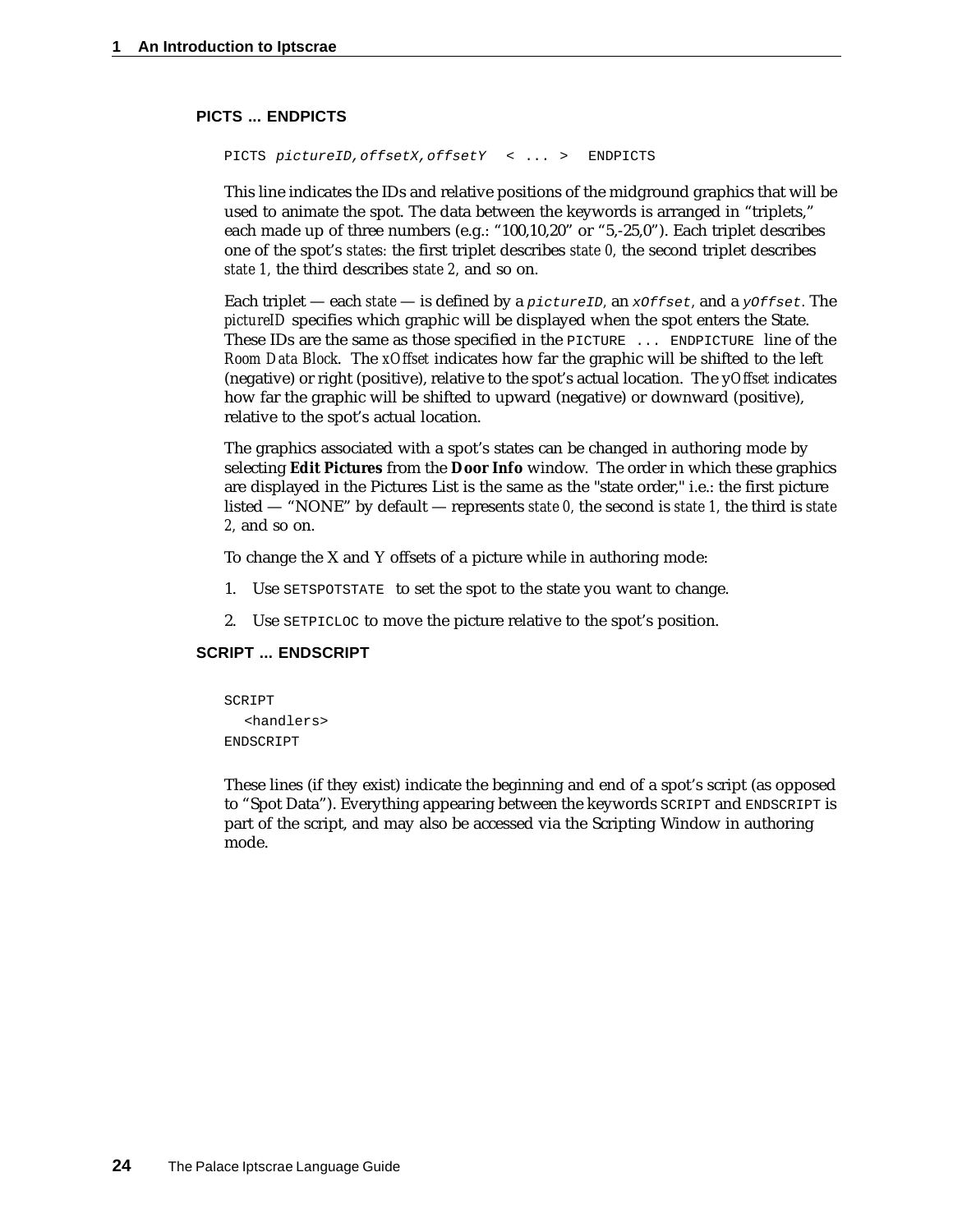### PICTS ... ENDPICTS

```
PICTS pictureID,offsetX,offsetY  < ... >  ENDPICTS
```

This line indicates the IDs and relative positions of the midground graphics that will be used to animate the spot. The data between the keywords is arranged in “triplets,” each made up of three numbers (e.g.: “100,10,20” or “5,-25,0”). Each triplet describes one of the spot’s *states:* the first triplet describes *state 0*, the second triplet describes *state 1*, the third describes *state 2*, and so on.

Each triplet — each *state* — is defined by a `pictureID`, an `xOffset`, and a `yOffset`. The *pictureID* specifies which graphic will be displayed when the spot enters the State. These IDs are the same as those specified in the `PICTURE ... ENDPICTURE` line of the *Room Data Block*. The *xOffset* indicates how far the graphic will be shifted to the left (negative) or right (positive), relative to the spot’s actual location. The *yOffset* indicates how far the graphic will be shifted to upward (negative) or downward (positive), relative to the spot’s actual location.

The graphics associated with a spot’s states can be changed in authoring mode by selecting **Edit Pictures** from the **Door Info** window. The order in which these graphics are displayed in the Pictures List is the same as the "state order," i.e.: the first picture listed — “NONE” by default — represents *state 0*, the second is *state 1*, the third is *state 2*, and so on.

To change the X and Y offsets of a picture while in authoring mode:

1. Use `SETSPOTSTATE` to set the spot to the state you want to change.
2. Use `SETPICLOC` to move the picture relative to the spot’s position.

### SCRIPT ... ENDSCRIPT

```
SCRIPT
  <handlers>
ENDSCRIPT
```

These lines (if they exist) indicate the beginning and end of a spot’s script (as opposed to “Spot Data”). Everything appearing between the keywords `SCRIPT` and `ENDSCRIPT` is part of the script, and may also be accessed via the Scripting Window in authoring mode.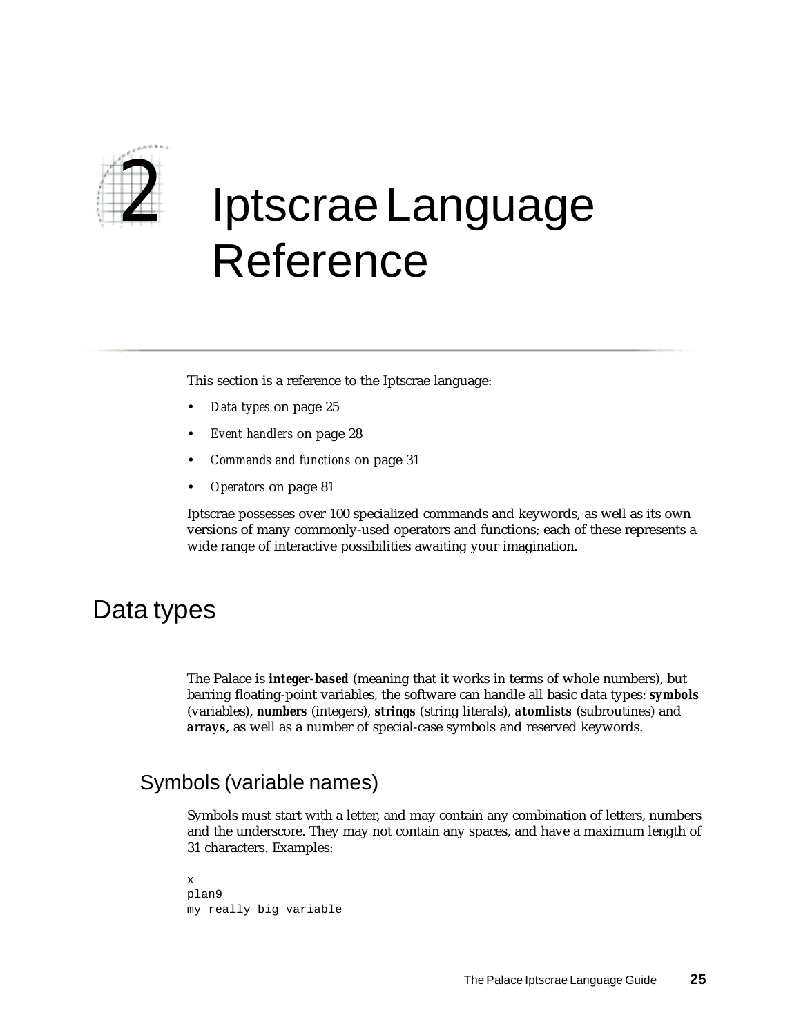# 2 Iptscrae Language Reference

This section is a reference to the Iptscrae language:

- *Data types* on page 25
- *Event handlers* on page 28
- *Commands and functions* on page 31
- *Operators* on page 81

Iptscrae possesses over 100 specialized commands and keywords, as well as its own versions of many commonly-used operators and functions; each of these represents a wide range of interactive possibilities awaiting your imagination.

## Data types

The Palace is ***integer-based*** (meaning that it works in terms of whole numbers), but barring floating-point variables, the software can handle all basic data types: ***symbols*** (variables), **numbers** (integers), ***strings*** (string literals), ***atomlists*** (subroutines) and ***arrays***, as well as a number of special-case symbols and reserved keywords.

### Symbols (variable names)

Symbols must start with a letter, and may contain any combination of letters, numbers and the underscore. They may not contain any spaces, and have a maximum length of 31 characters. Examples:

```
x
plan9
my_really_big_variable
```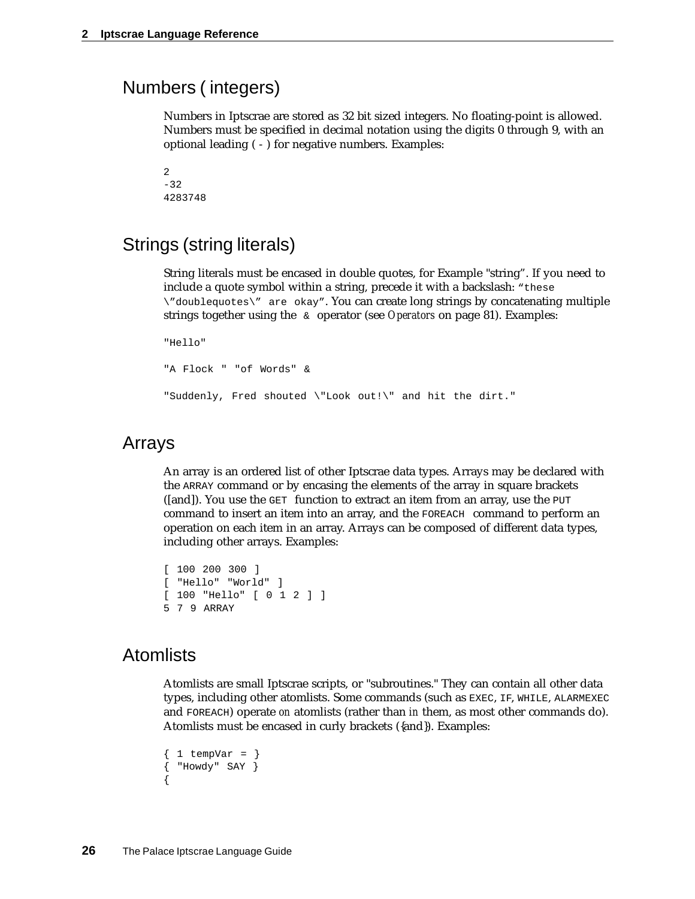## Numbers ( integers)

Numbers in Iptscrae are stored as 32 bit sized integers. No floating-point is allowed. Numbers must be specified in decimal notation using the digits 0 through 9, with an optional leading ( - ) for negative numbers. Examples:

```
2
-32
4283748
```

## Strings (string literals)

String literals must be encased in double quotes, for Example "string". If you need to include a quote symbol within a string, precede it with a backslash: `"these \"doublequotes\" are okay"`. You can create long strings by concatenating multiple strings together using the `&` operator (see *Operators* on page 81). Examples:

```
"Hello"

"A Flock " "of Words" &

"Suddenly, Fred shouted \"Look out!\" and hit the dirt."
```

## Arrays

An array is an ordered list of other Iptscrae data types. Arrays may be declared with the `ARRAY` command or by encasing the elements of the array in square brackets ([and]). You use the `GET` function to extract an item from an array, use the `PUT` command to insert an item into an array, and the `FOREACH` command to perform an operation on each item in an array. Arrays can be composed of different data types, including other arrays. Examples:

```
[ 100 200 300 ]
[ "Hello" "World" ]
[ 100 "Hello" [ 0 1 2 ] ]
5 7 9 ARRAY
```

## Atomlists

Atomlists are small Iptscrae scripts, or "subroutines." They can contain all other data types, including other atomlists. Some commands (such as `EXEC`, `IF`, `WHILE`, `ALARMEXEC` and `FOREACH`) operate *on* atomlists (rather than *in* them, as most other commands do). Atomlists must be encased in curly brackets ({and}). Examples:

```
{ 1 tempVar = }
{ "Howdy" SAY }
{
```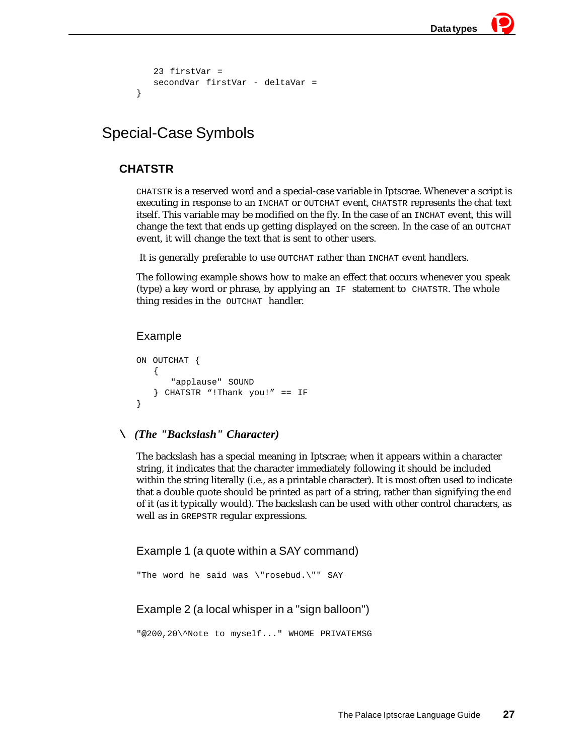```
    23 firstVar =
    secondVar firstVar - deltaVar =
}
```

## Special-Case Symbols

### CHATSTR

CHATSTR is a reserved word and a special-case variable in Iptscrae. Whenever a script is executing in response to an INCHAT or OUTCHAT event, CHATSTR represents the chat text itself. This variable may be modified on the fly. In the case of an INCHAT event, this will change the text that ends up getting displayed on the screen. In the case of an OUTCHAT event, it will change the text that is sent to other users.

It is generally preferable to use OUTCHAT rather than INCHAT event handlers.

The following example shows how to make an effect that occurs whenever you speak (type) a key word or phrase, by applying an IF statement to CHATSTR. The whole thing resides in the OUTCHAT handler.

#### Example

```
ON OUTCHAT {
    {
        "applause" SOUND
    } CHATSTR “!Thank you!” == IF
}
```

### \ *(The "Backslash" Character)*

The backslash has a special meaning in Iptscrae; when it appears within a character string, it indicates that the character immediately following it should be included within the string literally (i.e., as a printable character). It is most often used to indicate that a double quote should be printed as *part* of a string, rather than signifying the *end* of it (as it typically would). The backslash can be used with other control characters, as well as in GREPSTR regular expressions.

#### Example 1 (a quote within a SAY command)

```
"The word he said was \"rosebud.\"" SAY
```

#### Example 2 (a local whisper in a "sign balloon")

```
"@200,20\^Note to myself..." WHOME PRIVATEMSG
```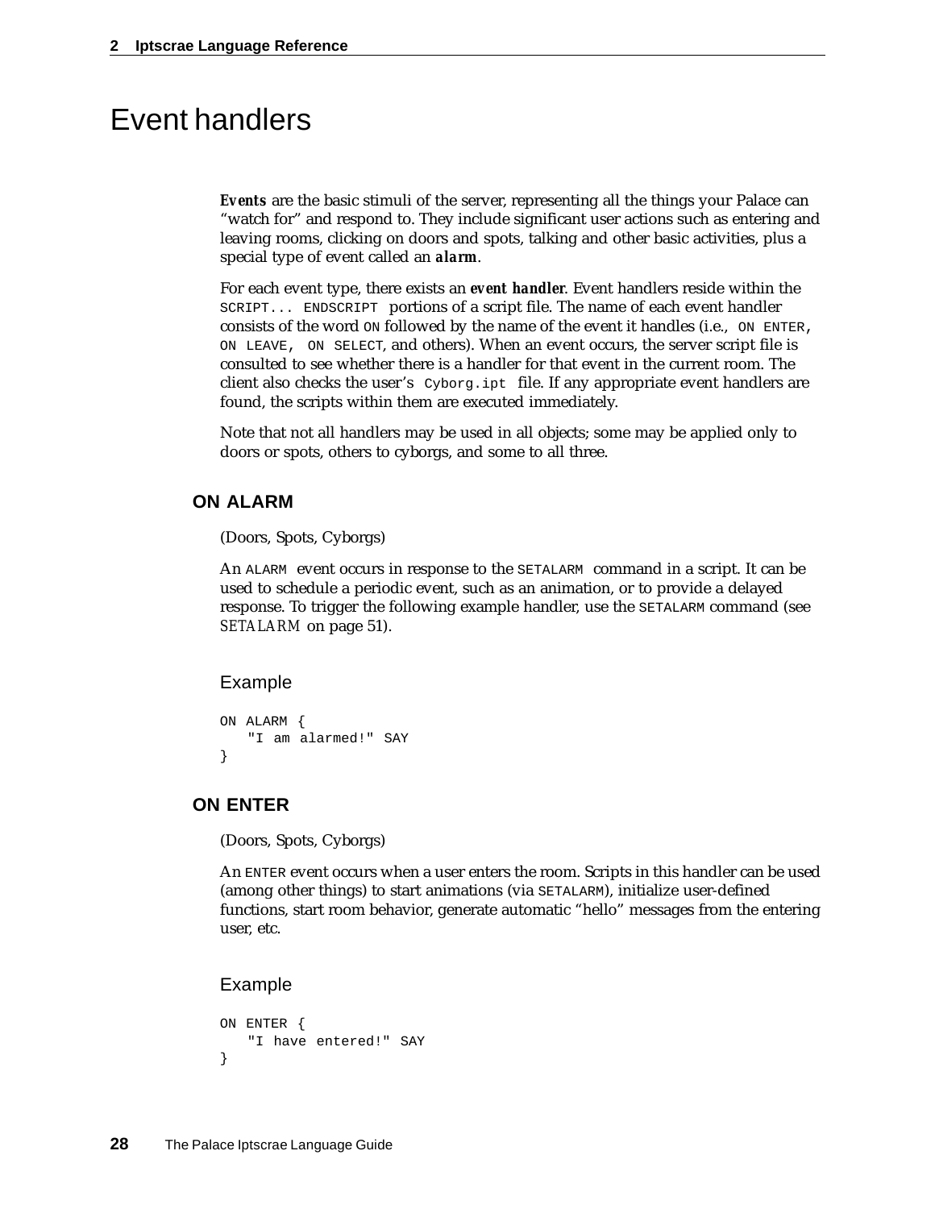# Event handlers

***Events*** are the basic stimuli of the server, representing all the things your Palace can "watch for" and respond to. They include significant user actions such as entering and leaving rooms, clicking on doors and spots, talking and other basic activities, plus a special type of event called an ***alarm***.

For each event type, there exists an ***event handler***. Event handlers reside within the `SCRIPT... ENDSCRIPT` portions of a script file. The name of each event handler consists of the word `ON` followed by the name of the event it handles (i.e., `ON ENTER`, `ON LEAVE`, `ON SELECT`, and others). When an event occurs, the server script file is consulted to see whether there is a handler for that event in the current room. The client also checks the user's `Cyborg.ipt` file. If any appropriate event handlers are found, the scripts within them are executed immediately.

Note that not all handlers may be used in all objects; some may be applied only to doors or spots, others to cyborgs, and some to all three.

## ON ALARM

(Doors, Spots, Cyborgs)

An `ALARM` event occurs in response to the `SETALARM` command in a script. It can be used to schedule a periodic event, such as an animation, or to provide a delayed response. To trigger the following example handler, use the `SETALARM` command (see *SETALARM* on page 51).

### Example

```
ON ALARM {
   "I am alarmed!" SAY
}
```

## ON ENTER

(Doors, Spots, Cyborgs)

An `ENTER` event occurs when a user enters the room. Scripts in this handler can be used (among other things) to start animations (via `SETALARM`), initialize user-defined functions, start room behavior, generate automatic "hello" messages from the entering user, etc.

### Example

```
ON ENTER {
   "I have entered!" SAY
}
```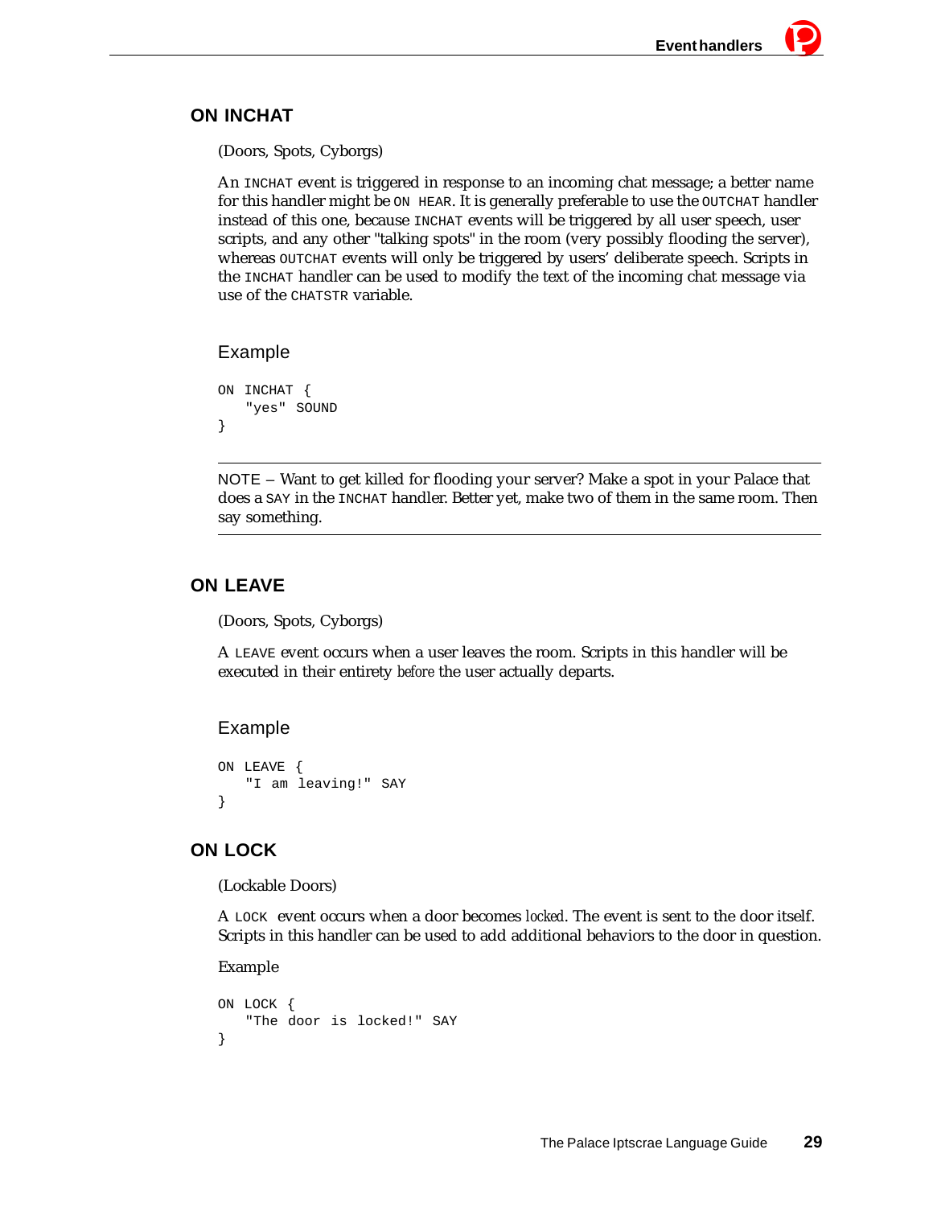## ON INCHAT

(Doors, Spots, Cyborgs)

An `INCHAT` event is triggered in response to an incoming chat message; a better name for this handler might be `ON HEAR`. It is generally preferable to use the `OUTCHAT` handler instead of this one, because `INCHAT` events will be triggered by all user speech, user scripts, and any other "talking spots" in the room (very possibly flooding the server), whereas `OUTCHAT` events will only be triggered by users' deliberate speech. Scripts in the `INCHAT` handler can be used to modify the text of the incoming chat message via use of the `CHATSTR` variable.

### Example

```
ON INCHAT {
   "yes" SOUND
}
```

---

NOTE – Want to get killed for flooding your server? Make a spot in your Palace that does a `SAY` in the `INCHAT` handler. Better yet, make two of them in the same room. Then say something.

---

## ON LEAVE

(Doors, Spots, Cyborgs)

A `LEAVE` event occurs when a user leaves the room. Scripts in this handler will be executed in their entirety *before* the user actually departs.

### Example

```
ON LEAVE {
   "I am leaving!" SAY
}
```

## ON LOCK

(Lockable Doors)

A `LOCK` event occurs when a door becomes *locked*. The event is sent to the door itself. Scripts in this handler can be used to add additional behaviors to the door in question.

Example

```
ON LOCK {
   "The door is locked!" SAY
}
```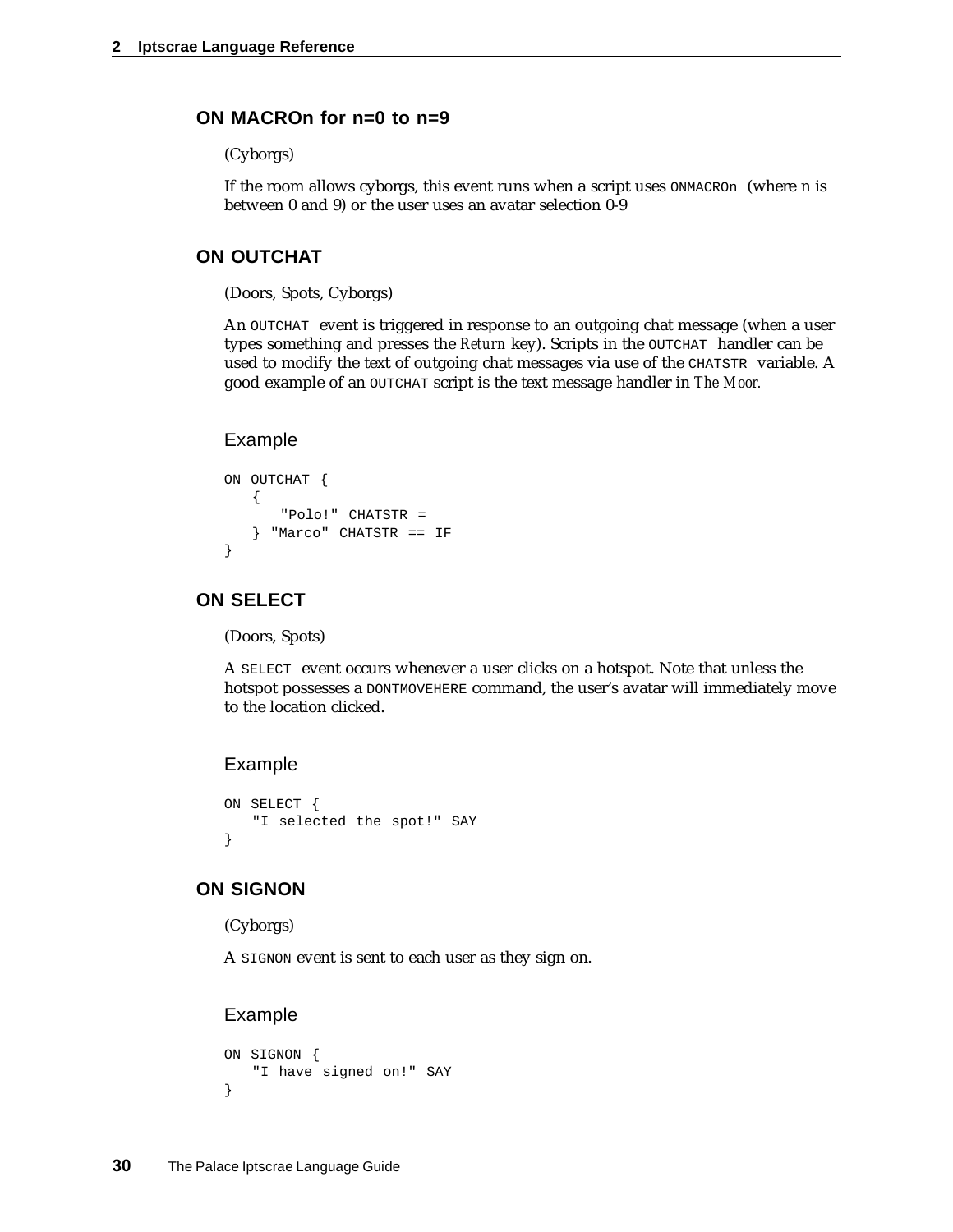### ON MACROn for n=0 to n=9

(Cyborgs)

If the room allows cyborgs, this event runs when a script uses `ONMACROn` (where n is between 0 and 9) or the user uses an avatar selection 0-9

### ON OUTCHAT

(Doors, Spots, Cyborgs)

An `OUTCHAT` event is triggered in response to an outgoing chat message (when a user types something and presses the *Return* key). Scripts in the `OUTCHAT` handler can be used to modify the text of outgoing chat messages via use of the `CHATSTR` variable. A good example of an `OUTCHAT` script is the text message handler in *The Moor.*

#### Example

```
ON OUTCHAT {
   {
      "Polo!" CHATSTR =
   } "Marco" CHATSTR == IF
}
```

### ON SELECT

(Doors, Spots)

A `SELECT` event occurs whenever a user clicks on a hotspot. Note that unless the hotspot possesses a `DONTMOVEHERE` command, the user's avatar will immediately move to the location clicked.

#### Example

```
ON SELECT {
   "I selected the spot!" SAY
}
```

### ON SIGNON

(Cyborgs)

A `SIGNON` event is sent to each user as they sign on.

#### Example

```
ON SIGNON {
   "I have signed on!" SAY
}
```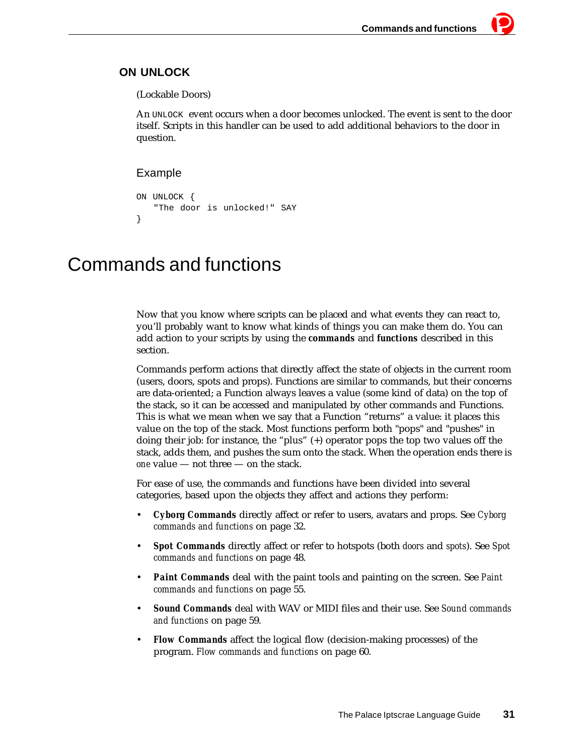### ON UNLOCK

(Lockable Doors)

An `UNLOCK` event occurs when a door becomes unlocked. The event is sent to the door itself. Scripts in this handler can be used to add additional behaviors to the door in question.

#### Example

```
ON UNLOCK {
   "The door is unlocked!" SAY
}
```

# Commands and functions

Now that you know where scripts can be placed and what events they can react to, you'll probably want to know what kinds of things you can make them do. You can add action to your scripts by using the **commands** and **functions** described in this section.

Commands perform actions that directly affect the state of objects in the current room (users, doors, spots and props). Functions are similar to commands, but their concerns are data-oriented; a Function always leaves a value (some kind of data) on the top of the stack, so it can be accessed and manipulated by other commands and Functions. This is what we mean when we say that a Function "returns" a value: it places this value on the top of the stack. Most functions perform both "pops" and "pushes" in doing their job: for instance, the "plus" (+) operator pops the top two values off the stack, adds them, and pushes the sum onto the stack. When the operation ends there is *one* value — not three — on the stack.

For ease of use, the commands and functions have been divided into several categories, based upon the objects they affect and actions they perform:

- **Cyborg Commands** directly affect or refer to users, avatars and props. See *Cyborg commands and functions* on page 32.
- **Spot Commands** directly affect or refer to hotspots (both *doors* and *spots*). See *Spot commands and functions* on page 48.
- **Paint Commands** deal with the paint tools and painting on the screen. See *Paint commands and functions* on page 55.
- **Sound Commands** deal with WAV or MIDI files and their use. See *Sound commands and functions* on page 59.
- **Flow Commands** affect the logical flow (decision-making processes) of the program. *Flow commands and functions* on page 60.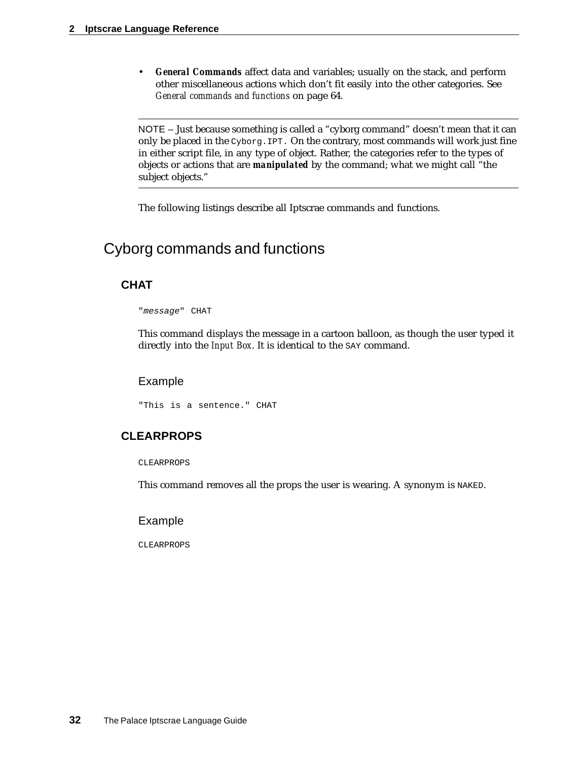- ***General Commands*** affect data and variables; usually on the stack, and perform other miscellaneous actions which don't fit easily into the other categories. See *General commands and functions* on page 64.

---

NOTE – Just because something is called a "cyborg command" doesn't mean that it can only be placed in the `Cyborg.IPT`. On the contrary, most commands will work just fine in either script file, in any type of object. Rather, the categories refer to the types of objects or actions that are ***manipulated*** by the command; what we might call "the subject objects."

---

The following listings describe all Iptscrae commands and functions.

## Cyborg commands and functions

### CHAT

```
"message" CHAT
```

This command displays the message in a cartoon balloon, as though the user typed it directly into the *Input Box*. It is identical to the `SAY` command.

#### Example

```
"This is a sentence." CHAT
```

### CLEARPROPS

```
CLEARPROPS
```

This command removes all the props the user is wearing. A synonym is `NAKED`.

#### Example

```
CLEARPROPS
```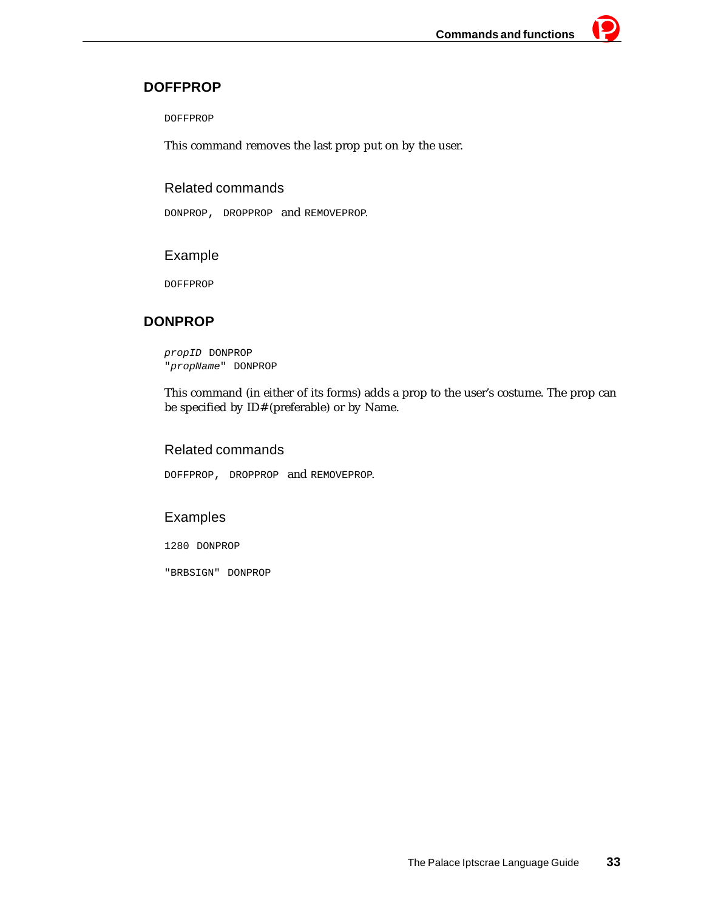## DOFFPROP

```
DOFFPROP
```

This command removes the last prop put on by the user.

### Related commands

`DONPROP`, `DROPPROP` and `REMOVEPROP`.

### Example

```
DOFFPROP
```

## DONPROP

```
propID DONPROP
"propName" DONPROP
```

This command (in either of its forms) adds a prop to the user's costume. The prop can be specified by ID# (preferable) or by Name.

### Related commands

`DOFFPROP`, `DROPPROP` and `REMOVEPROP`.

### Examples

```
1280 DONPROP
```

```
"BRBSIGN" DONPROP
```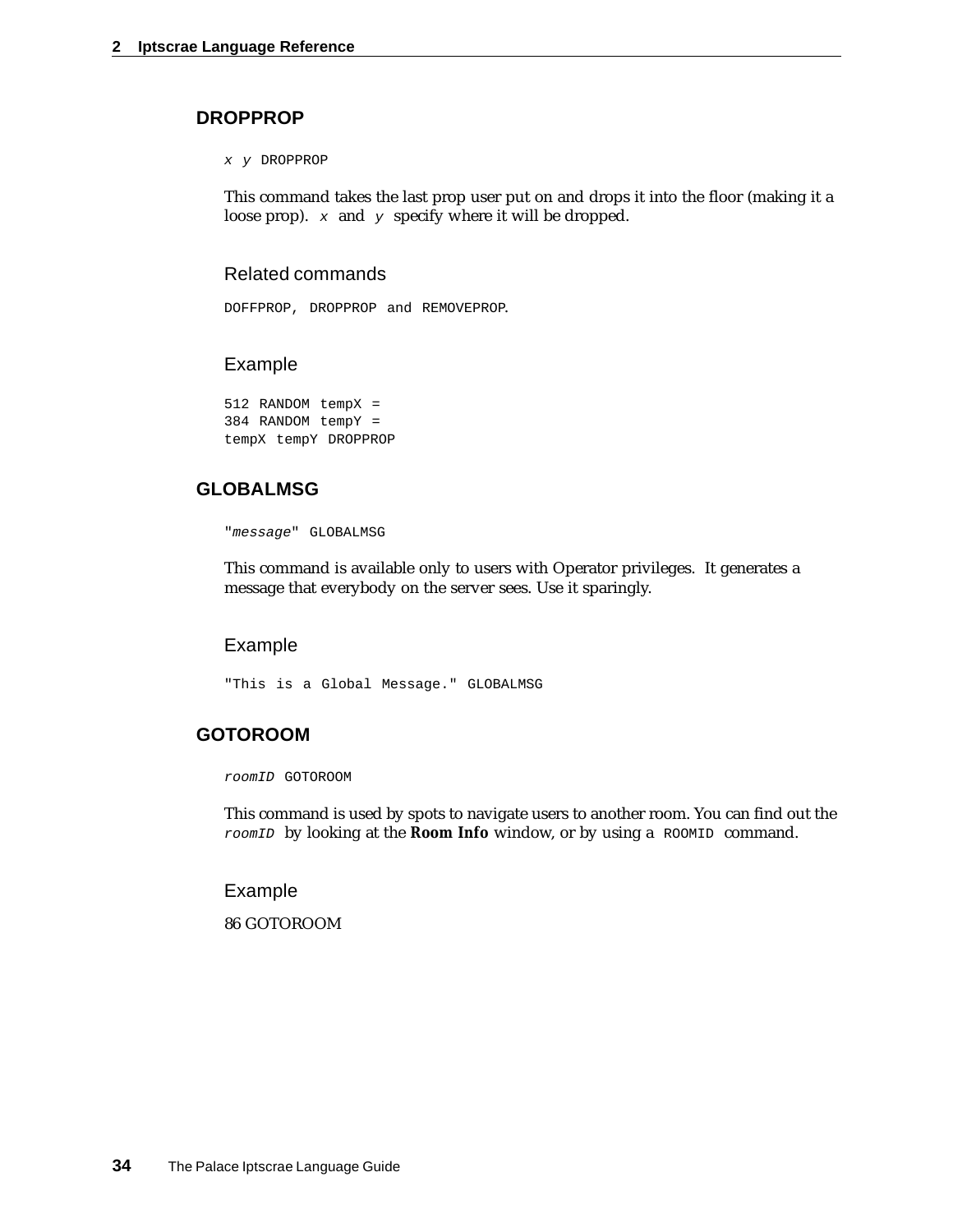## DROPPROP

`x y DROPPROP`

This command takes the last prop user put on and drops it into the floor (making it a loose prop). `x` and `y` specify where it will be dropped.

### Related commands

`DOFFPROP`, `DROPPROP` and `REMOVEPROP`.

### Example

```
512 RANDOM tempX =
384 RANDOM tempY =
tempX tempY DROPPROP
```

## GLOBALMSG

`"message" GLOBALMSG`

This command is available only to users with Operator privileges. It generates a message that everybody on the server sees. Use it sparingly.

### Example

```
"This is a Global Message." GLOBALMSG
```

## GOTOROOM

`roomID GOTOROOM`

This command is used by spots to navigate users to another room. You can find out the `roomID` by looking at the **Room Info** window, or by using a `ROOMID` command.

### Example

86 GOTOROOM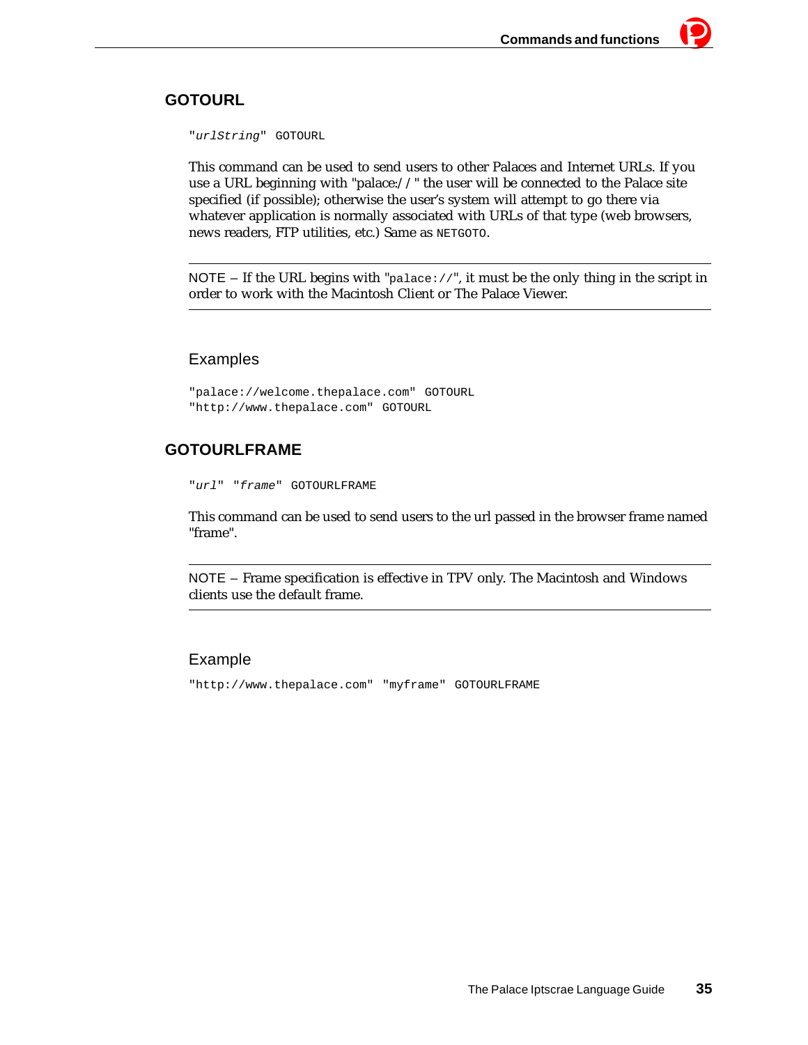## GOTOURL

```
"urlString" GOTOURL
```

This command can be used to send users to other Palaces and Internet URLs. If you use a URL beginning with "palace:// " the user will be connected to the Palace site specified (if possible); otherwise the user's system will attempt to go there via whatever application is normally associated with URLs of that type (web browsers, news readers, FTP utilities, etc.) Same as `NETGOTO`.

---

NOTE – If the URL begins with "`palace://`", it must be the only thing in the script in order to work with the Macintosh Client or The Palace Viewer.

---

### Examples

```
"palace://welcome.thepalace.com" GOTOURL
"http://www.thepalace.com" GOTOURL
```

## GOTOURLFRAME

```
"url" "frame" GOTOURLFRAME
```

This command can be used to send users to the url passed in the browser frame named "frame".

---

NOTE – Frame specification is effective in TPV only. The Macintosh and Windows clients use the default frame.

---

### Example

```
"http://www.thepalace.com" "myframe" GOTOURLFRAME
```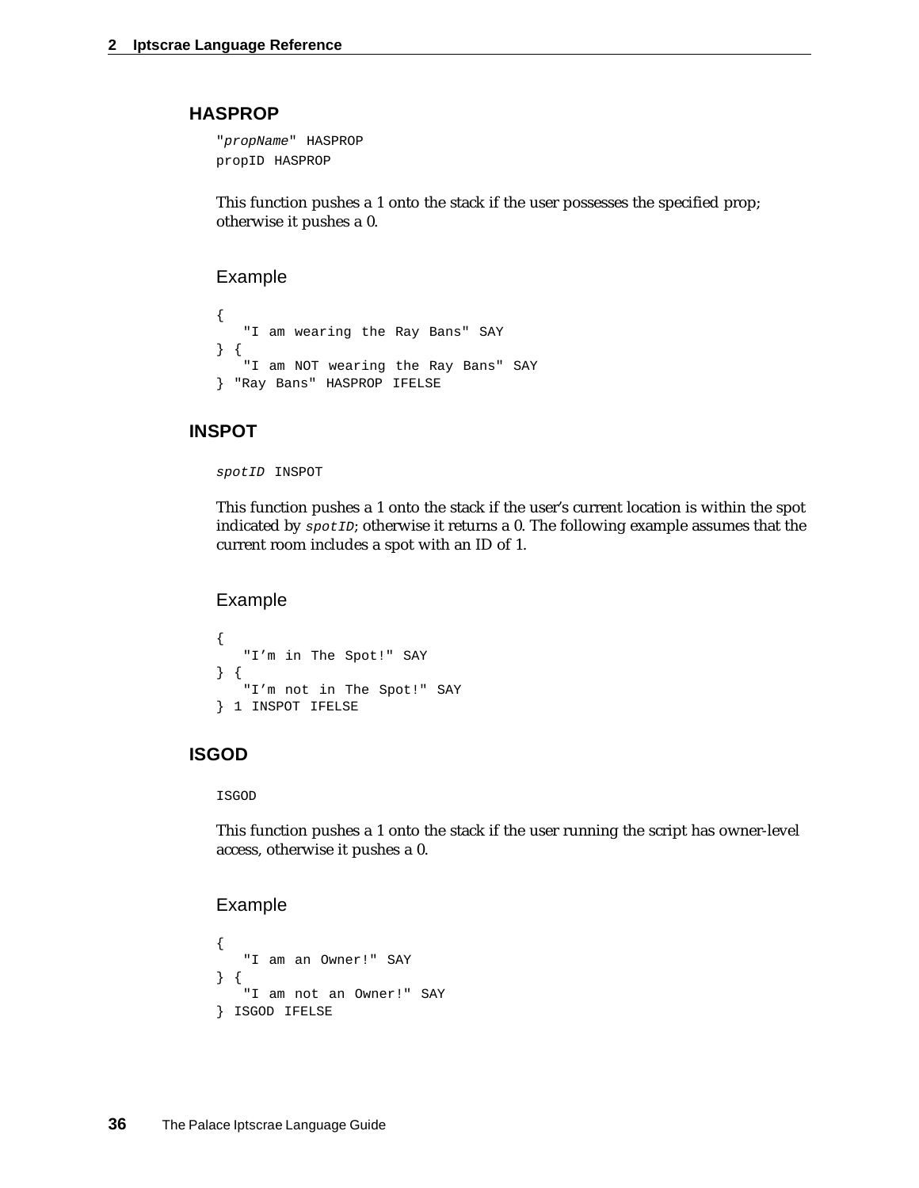## HASPROP

```
"propName" HASPROP
propID HASPROP
```

This function pushes a 1 onto the stack if the user possesses the specified prop; otherwise it pushes a 0.

### Example

```
{
   "I am wearing the Ray Bans" SAY
} {
   "I am NOT wearing the Ray Bans" SAY
} "Ray Bans" HASPROP IFELSE
```

## INSPOT

```
spotID INSPOT
```

This function pushes a 1 onto the stack if the user's current location is within the spot indicated by `spotID`; otherwise it returns a 0. The following example assumes that the current room includes a spot with an ID of 1.

### Example

```
{
   "I'm in The Spot!" SAY
} {
   "I'm not in The Spot!" SAY
} 1 INSPOT IFELSE
```

## ISGOD

```
ISGOD
```

This function pushes a 1 onto the stack if the user running the script has owner-level access, otherwise it pushes a 0.

### Example

```
{
   "I am an Owner!" SAY
} {
   "I am not an Owner!" SAY
} ISGOD IFELSE
```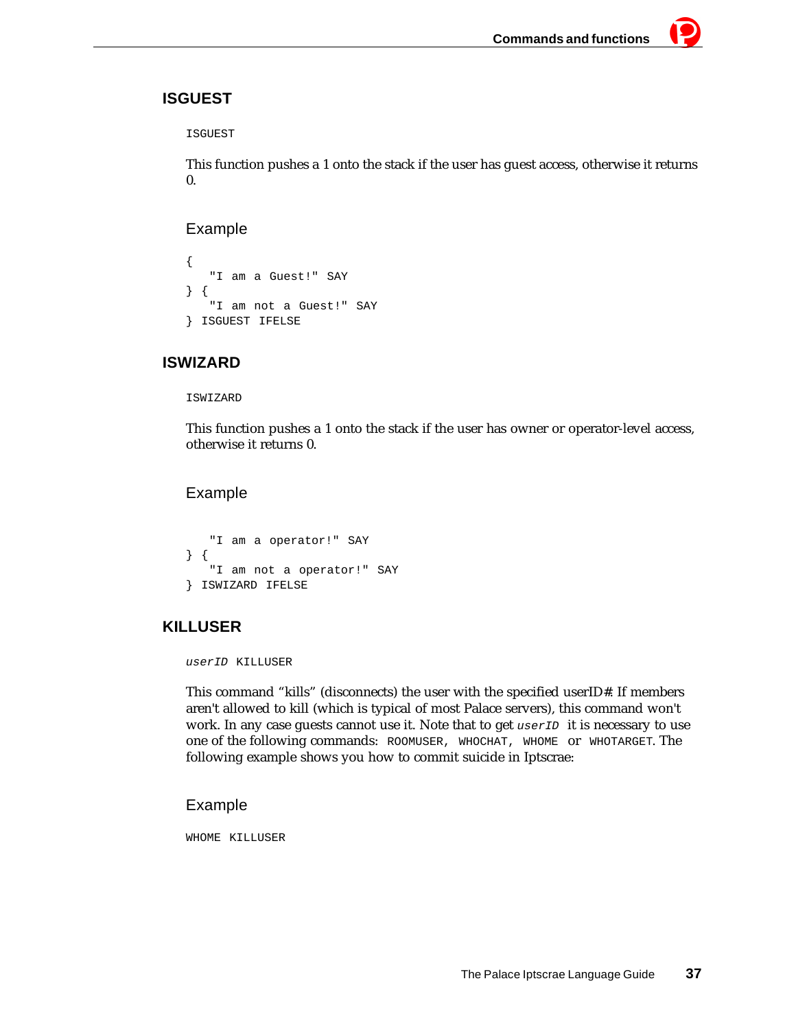## ISGUEST

```
ISGUEST
```

This function pushes a 1 onto the stack if the user has guest access, otherwise it returns 0.

### Example

```
{
   "I am a Guest!" SAY
} {
   "I am not a Guest!" SAY
} ISGUEST IFELSE
```

## ISWIZARD

```
ISWIZARD
```

This function pushes a 1 onto the stack if the user has owner or operator-level access, otherwise it returns 0.

### Example

```
   "I am a operator!" SAY
} {
   "I am not a operator!" SAY
} ISWIZARD IFELSE
```

## KILLUSER

```
userID KILLUSER
```

This command “kills” (disconnects) the user with the specified userID#. If members aren't allowed to kill (which is typical of most Palace servers), this command won't work. In any case guests cannot use it. Note that to get *userID* it is necessary to use one of the following commands: `ROOMUSER`, `WHOCHAT`, `WHOME` or `WHOTARGET`. The following example shows you how to commit suicide in Iptscrae:

### Example

```
WHOME KILLUSER
```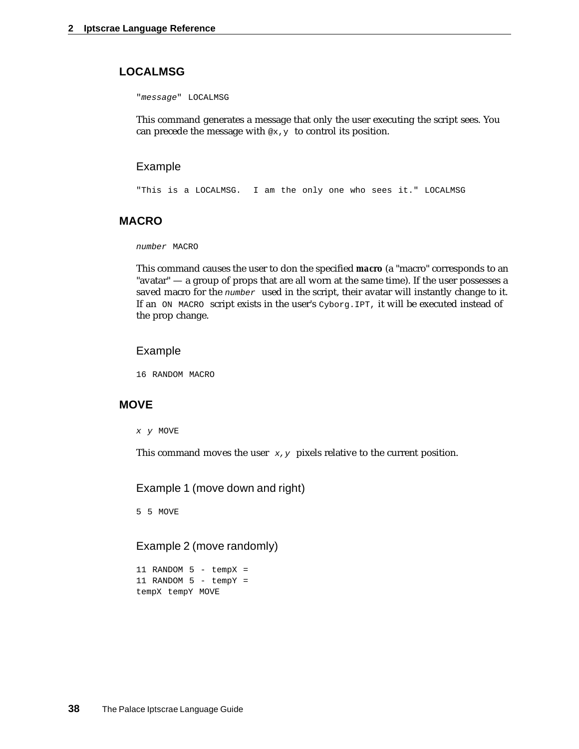## LOCALMSG

```
"message" LOCALMSG
```

This command generates a message that only the user executing the script sees. You can precede the message with `@x,y` to control its position.

### Example

```
"This is a LOCALMSG.  I am the only one who sees it." LOCALMSG
```

## MACRO

```
number MACRO
```

This command causes the user to don the specified **macro** (a "macro" corresponds to an "avatar" — a group of props that are all worn at the same time). If the user possesses a saved macro for the *number* used in the script, their avatar will instantly change to it. If an `ON MACRO` script exists in the user's `Cyborg.IPT`, it will be executed instead of the prop change.

### Example

```
16 RANDOM MACRO
```

## MOVE

```
x y MOVE
```

This command moves the user *x,y* pixels relative to the current position.

### Example 1 (move down and right)

```
5 5 MOVE
```

### Example 2 (move randomly)

```
11 RANDOM 5 - tempX =
11 RANDOM 5 - tempY =
tempX tempY MOVE
```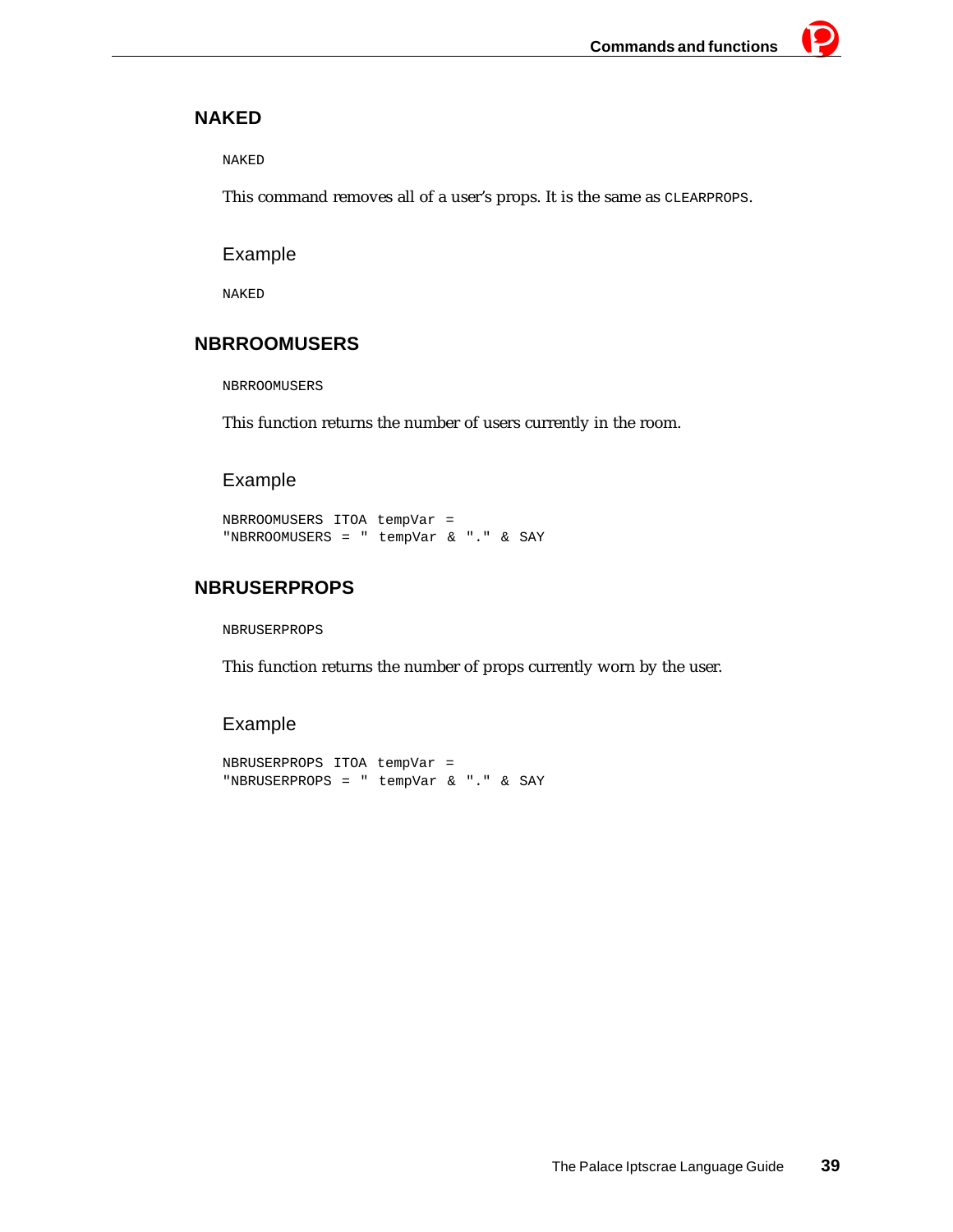## NAKED

```
NAKED
```

This command removes all of a user's props. It is the same as `CLEARPROPS`.

### Example

```
NAKED
```

## NBRROOMUSERS

```
NBRROOMUSERS
```

This function returns the number of users currently in the room.

### Example

```
NBRROOMUSERS ITOA tempVar =
"NBRROOMUSERS = " tempVar & "." & SAY
```

## NBRUSERPROPS

```
NBRUSERPROPS
```

This function returns the number of props currently worn by the user.

### Example

```
NBRUSERPROPS ITOA tempVar =
"NBRUSERPROPS = " tempVar & "." & SAY
```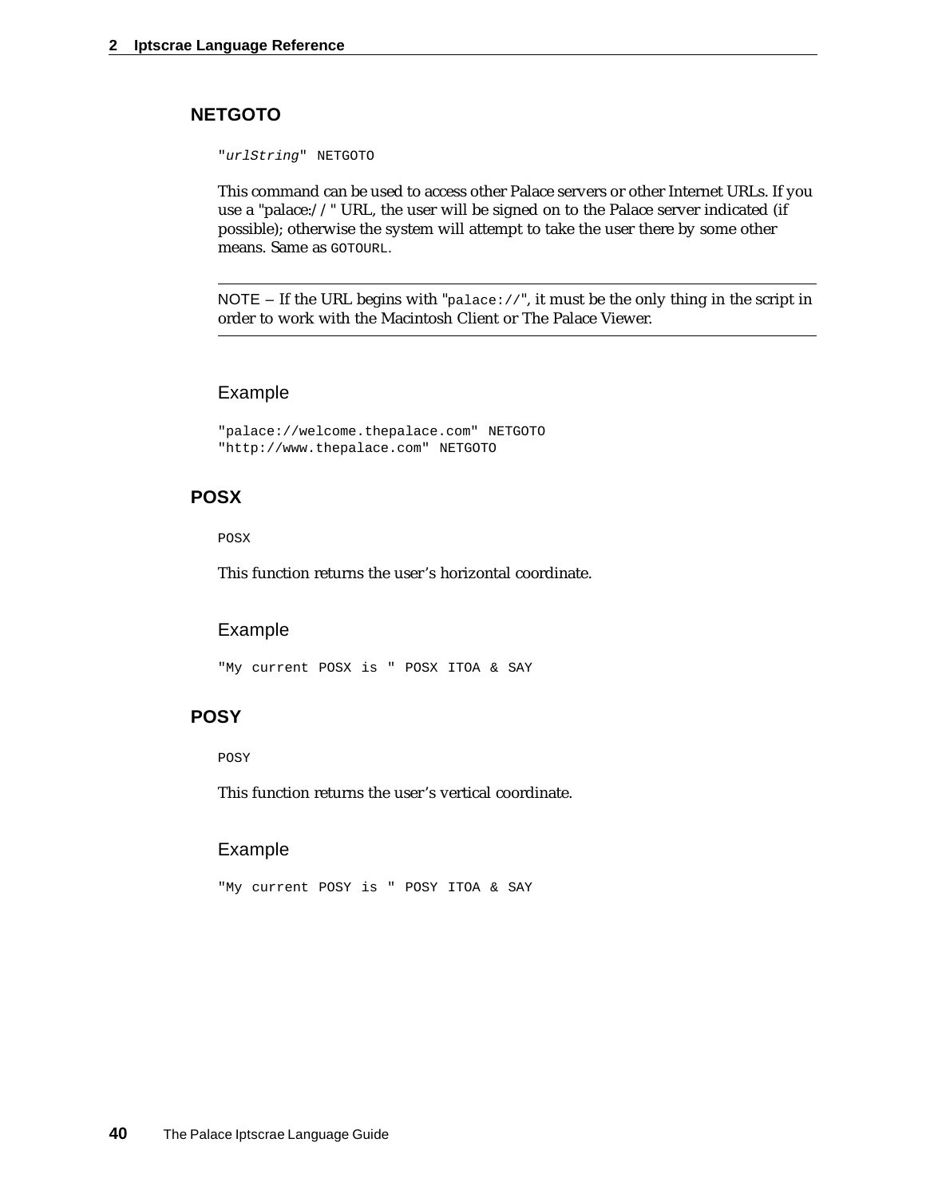## NETGOTO

```
"urlString" NETGOTO
```

This command can be used to access other Palace servers or other Internet URLs. If you use a "palace://" URL, the user will be signed on to the Palace server indicated (if possible); otherwise the system will attempt to take the user there by some other means. Same as `GOTOURL`.

---

NOTE – If the URL begins with "`palace://`", it must be the only thing in the script in order to work with the Macintosh Client or The Palace Viewer.

---

### Example

```
"palace://welcome.thepalace.com" NETGOTO
"http://www.thepalace.com" NETGOTO
```

## POSX

```
POSX
```

This function returns the user's horizontal coordinate.

### Example

```
"My current POSX is " POSX ITOA & SAY
```

## POSY

```
POSY
```

This function returns the user's vertical coordinate.

### Example

```
"My current POSY is " POSY ITOA & SAY
```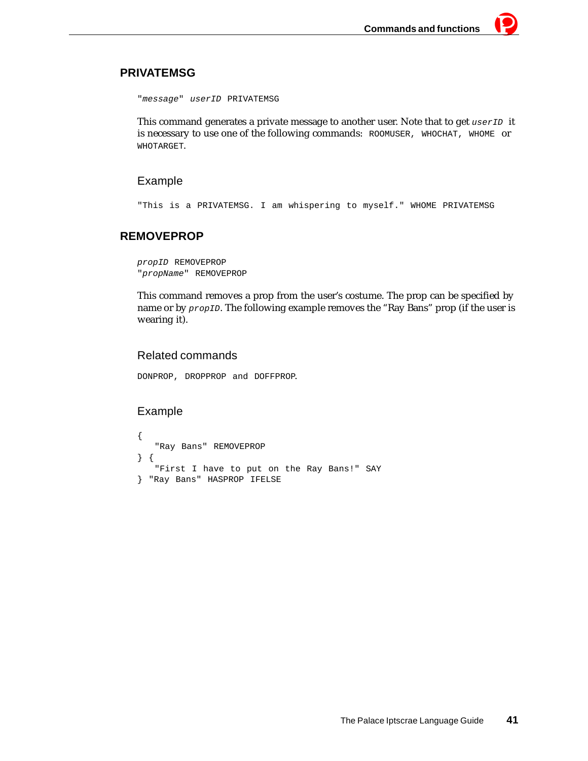## PRIVATEMSG

```
"message" userID PRIVATEMSG
```

This command generates a private message to another user. Note that to get `userID` it is necessary to use one of the following commands: `ROOMUSER`, `WHOCHAT`, `WHOME` or `WHOTARGET`.

### Example

```
"This is a PRIVATEMSG. I am whispering to myself." WHOME PRIVATEMSG
```

## REMOVEPROP

```
propID REMOVEPROP
"propName" REMOVEPROP
```

This command removes a prop from the user's costume. The prop can be specified by name or by `propID`. The following example removes the "Ray Bans" prop (if the user is wearing it).

### Related commands

`DONPROP`, `DROPPROP` and `DOFFPROP`.

### Example

```
{
   "Ray Bans" REMOVEPROP
} {
   "First I have to put on the Ray Bans!" SAY
} "Ray Bans" HASPROP IFELSE
```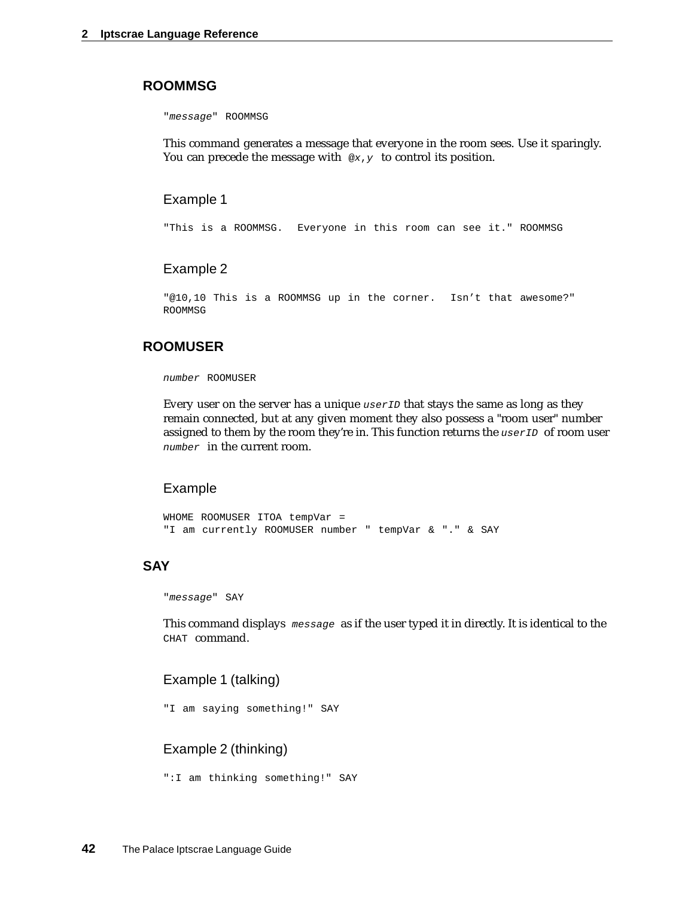## ROOMMSG

```
"message" ROOMMSG
```

This command generates a message that everyone in the room sees. Use it sparingly. You can precede the message with `@x,y` to control its position.

### Example 1

```
"This is a ROOMMSG.  Everyone in this room can see it." ROOMMSG
```

### Example 2

```
"@10,10 This is a ROOMMSG up in the corner.  Isn't that awesome?"
ROOMMSG
```

## ROOMUSER

```
number ROOMUSER
```

Every user on the server has a unique `userID` that stays the same as long as they remain connected, but at any given moment they also possess a "room user" number assigned to them by the room they're in. This function returns the `userID` of room user `number` in the current room.

### Example

```
WHOME ROOMUSER ITOA tempVar =
"I am currently ROOMUSER number " tempVar & "." & SAY
```

## SAY

```
"message" SAY
```

This command displays `message` as if the user typed it in directly. It is identical to the `CHAT` command.

### Example 1 (talking)

```
"I am saying something!" SAY
```

### Example 2 (thinking)

```
":I am thinking something!" SAY
```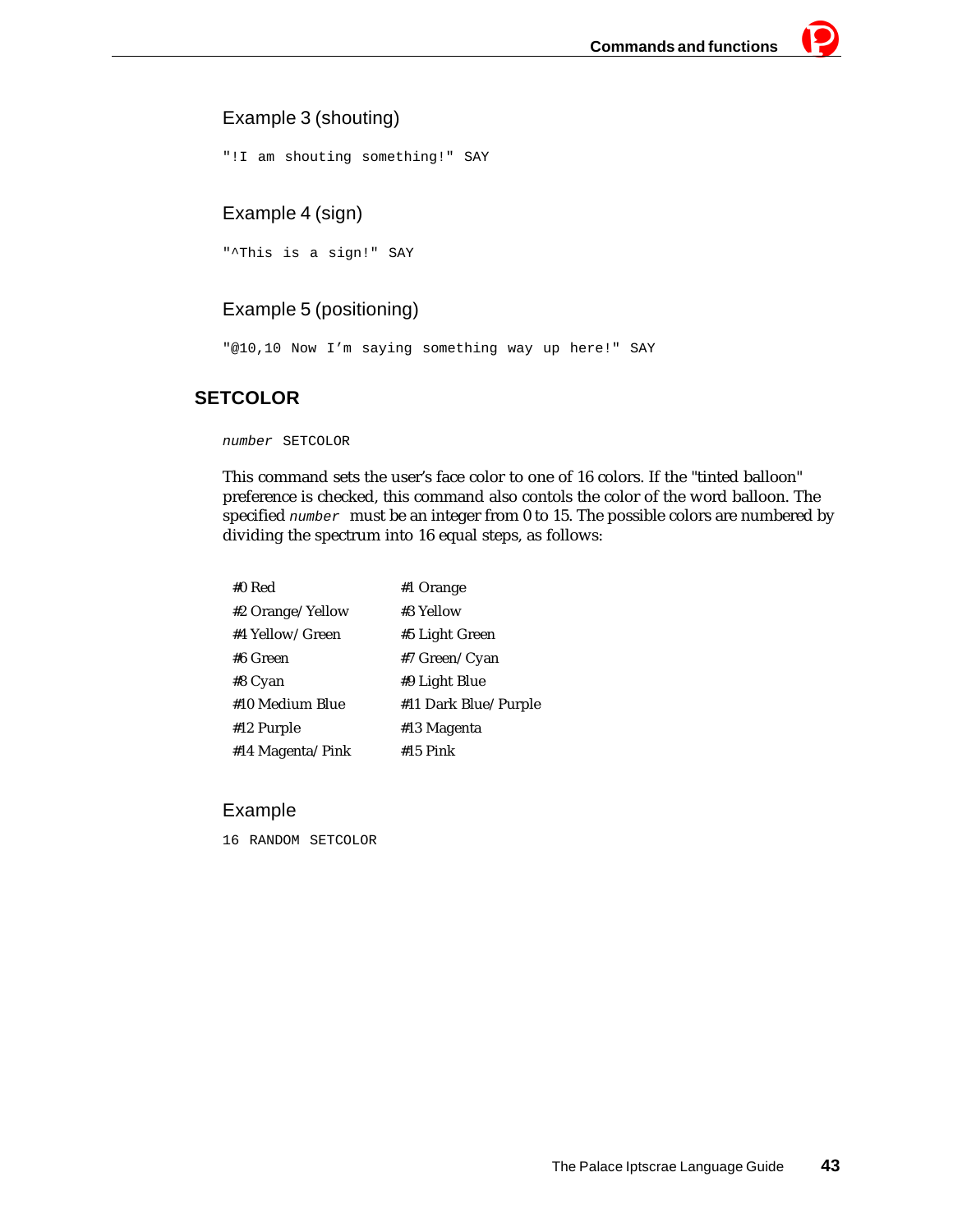### Example 3 (shouting)

```
"!I am shouting something!" SAY
```

### Example 4 (sign)

```
"^This is a sign!" SAY
```

### Example 5 (positioning)

```
"@10,10 Now I'm saying something way up here!" SAY
```

## SETCOLOR

```
number SETCOLOR
```

This command sets the user's face color to one of 16 colors. If the "tinted balloon" preference is checked, this command also contols the color of the word balloon. The specified `number` must be an integer from 0 to 15. The possible colors are numbered by dividing the spectrum into 16 equal steps, as follows:

| | |
|---|---|
| #0 Red | #1 Orange |
| #2 Orange/Yellow | #3 Yellow |
| #4 Yellow/Green | #5 Light Green |
| #6 Green | #7 Green/Cyan |
| #8 Cyan | #9 Light Blue |
| #10 Medium Blue | #11 Dark Blue/Purple |
| #12 Purple | #13 Magenta |
| #14 Magenta/Pink | #15 Pink |

### Example

```
16 RANDOM SETCOLOR
```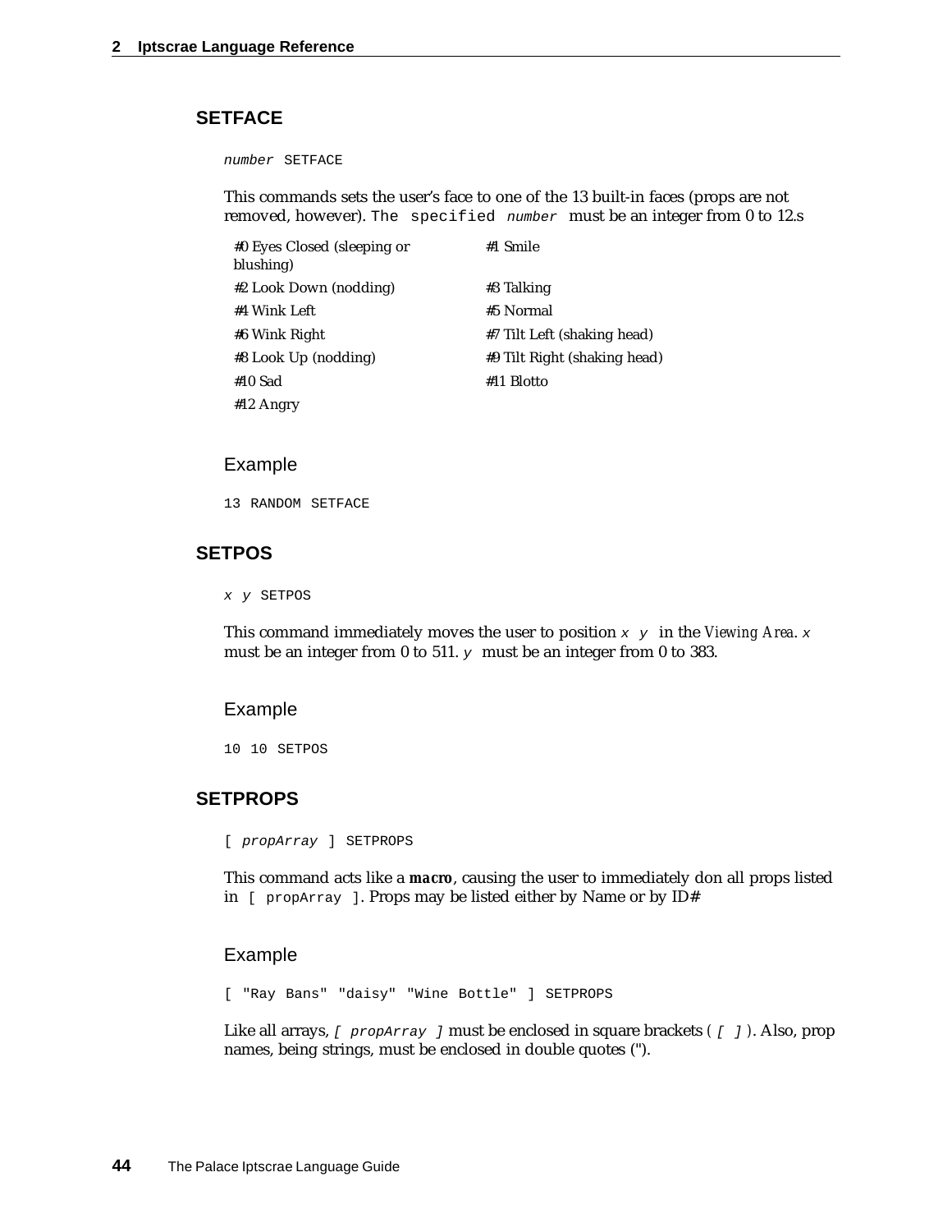## SETFACE

`number SETFACE`

This commands sets the user's face to one of the 13 built-in faces (props are not removed, however). The specified *number* must be an integer from 0 to 12.s

| | |
|---|---|
| #0 Eyes Closed (sleeping or blushing) | #1 Smile |
| #2 Look Down (nodding) | #3 Talking |
| #4 Wink Left | #5 Normal |
| #6 Wink Right | #7 Tilt Left (shaking head) |
| #8 Look Up (nodding) | #9 Tilt Right (shaking head) |
| #10 Sad | #11 Blotto |
| #12 Angry | |

### Example

```
13 RANDOM SETFACE
```

## SETPOS

`x y SETPOS`

This command immediately moves the user to position *x y* in the *Viewing Area*. *x* must be an integer from 0 to 511. *y* must be an integer from 0 to 383.

### Example

```
10 10 SETPOS
```

## SETPROPS

`[ propArray ] SETPROPS`

This command acts like a **macro**, causing the user to immediately don all props listed in `[ propArray ]`. Props may be listed either by Name or by ID#

### Example

```
[ "Ray Bans" "daisy" "Wine Bottle" ] SETPROPS
```

Like all arrays, *[ propArray ]* must be enclosed in square brackets ( *[ ]* ). Also, prop names, being strings, must be enclosed in double quotes (").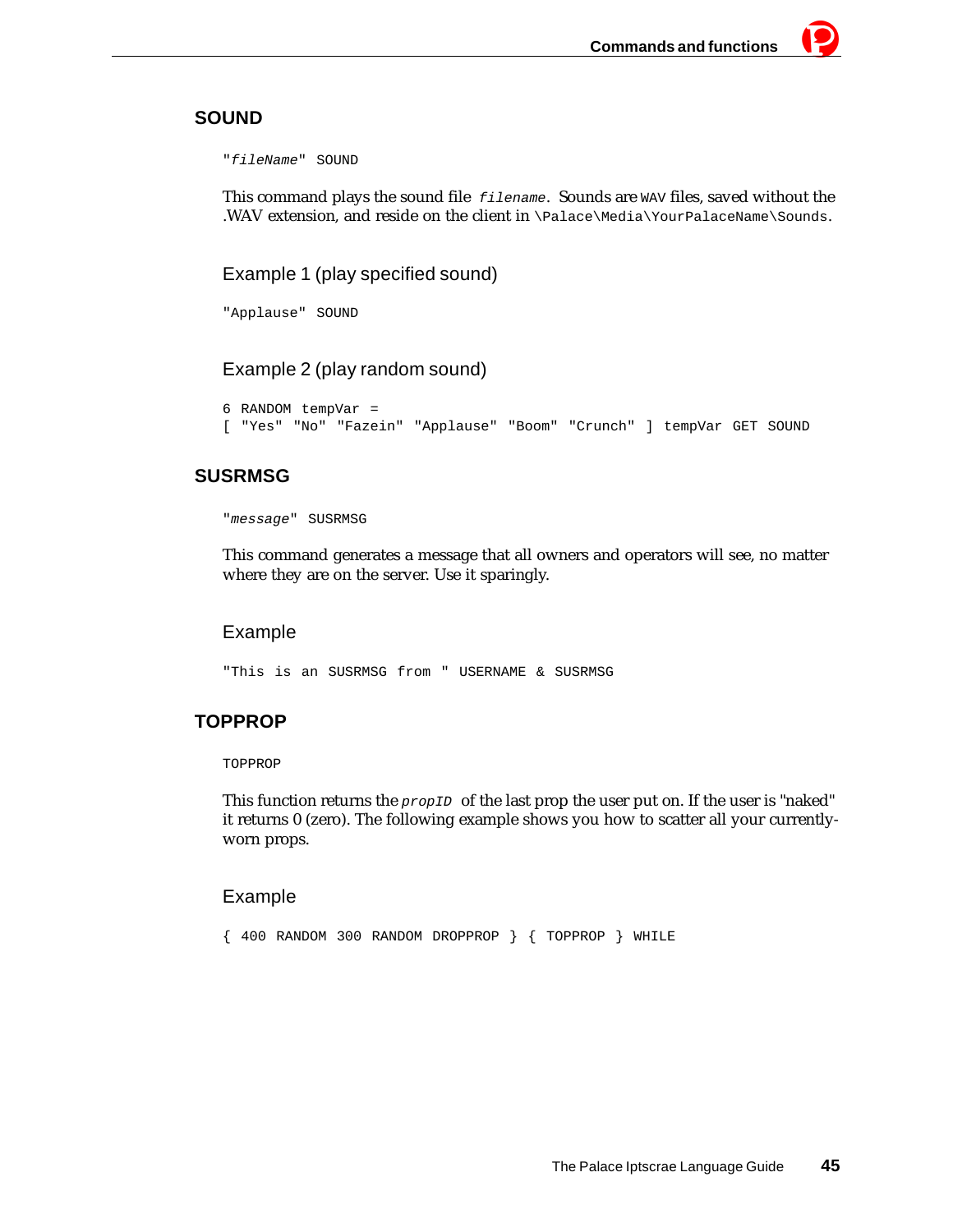## SOUND

```
"fileName" SOUND
```

This command plays the sound file `filename`. Sounds are `WAV` files, saved without the .WAV extension, and reside on the client in `\Palace\Media\YourPalaceName\Sounds`.

### Example 1 (play specified sound)

```
"Applause" SOUND
```

### Example 2 (play random sound)

```
6 RANDOM tempVar =
[ "Yes" "No" "Fazein" "Applause" "Boom" "Crunch" ] tempVar GET SOUND
```

## SUSRMSG

```
"message" SUSRMSG
```

This command generates a message that all owners and operators will see, no matter where they are on the server. Use it sparingly.

### Example

```
"This is an SUSRMSG from " USERNAME & SUSRMSG
```

## TOPPROP

```
TOPPROP
```

This function returns the `propID` of the last prop the user put on. If the user is "naked" it returns 0 (zero). The following example shows you how to scatter all your currently-worn props.

### Example

```
{ 400 RANDOM 300 RANDOM DROPPROP } { TOPPROP } WHILE
```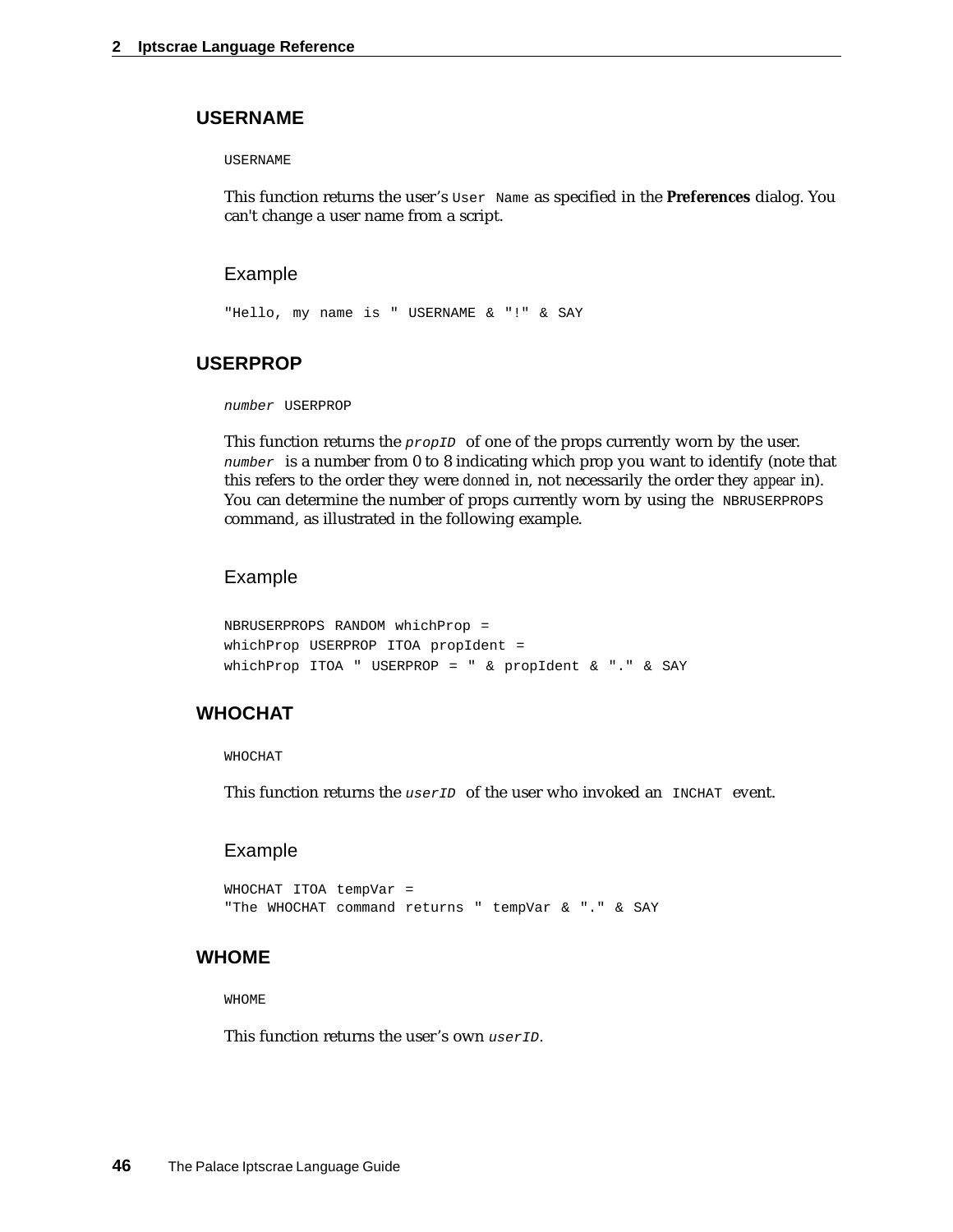## USERNAME

```
USERNAME
```

This function returns the user’s `User Name` as specified in the **Preferences** dialog. You can't change a user name from a script.

### Example

```
"Hello, my name is " USERNAME & "!" & SAY
```

## USERPROP

*`number`* `USERPROP`

This function returns the *`propID`* of one of the props currently worn by the user. *`number`* is a number from 0 to 8 indicating which prop you want to identify (note that this refers to the order they were *donned* in, not necessarily the order they *appear* in). You can determine the number of props currently worn by using the `NBRUSERPROPS` command, as illustrated in the following example.

### Example

```
NBRUSERPROPS RANDOM whichProp =
whichProp USERPROP ITOA propIdent =
whichProp ITOA " USERPROP = " & propIdent & "." & SAY
```

## WHOCHAT

```
WHOCHAT
```

This function returns the *`userID`* of the user who invoked an `INCHAT` event.

### Example

```
WHOCHAT ITOA tempVar =
"The WHOCHAT command returns " tempVar & "." & SAY
```

## WHOME

```
WHOME
```

This function returns the user’s own *`userID`*.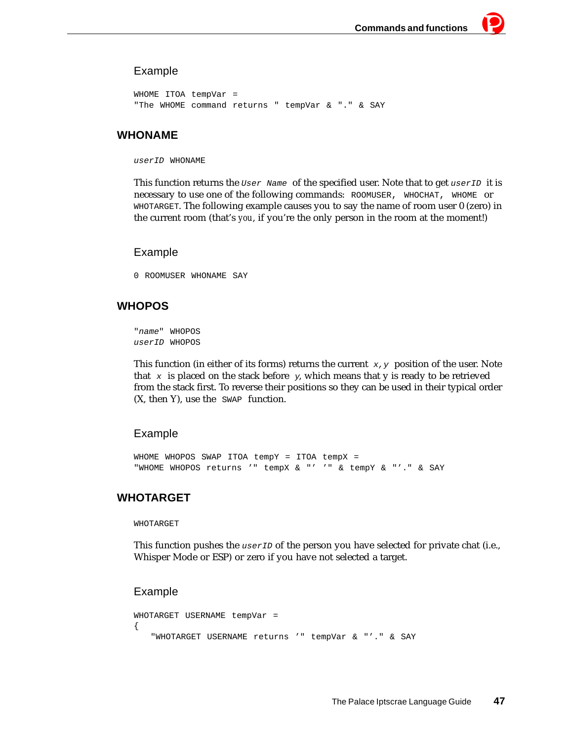Example

```
WHOME ITOA tempVar =
"The WHOME command returns " tempVar & "." & SAY
```

## WHONAME

```
userID WHONAME
```

This function returns the *User Name* of the specified user. Note that to get *userID* it is necessary to use one of the following commands: ROOMUSER, WHOCHAT, WHOME or WHOTARGET. The following example causes you to say the name of room user 0 (zero) in the current room (that's you, if you're the only person in the room at the moment!)

Example

```
0 ROOMUSER WHONAME SAY
```

## WHOPOS

```
"name" WHOPOS
userID WHOPOS
```

This function (in either of its forms) returns the current *x,y* position of the user. Note that *x* is placed on the stack before *y*, which means that y is ready to be retrieved from the stack first. To reverse their positions so they can be used in their typical order (X, then Y), use the SWAP function.

Example

```
WHOME WHOPOS SWAP ITOA tempY = ITOA tempX =
"WHOME WHOPOS returns '" tempX & "' '" & tempY & "'." & SAY
```

## WHOTARGET

```
WHOTARGET
```

This function pushes the *userID* of the person you have selected for private chat (i.e., Whisper Mode or ESP) or zero if you have not selected a target.

Example

```
WHOTARGET USERNAME tempVar =
{
   "WHOTARGET USERNAME returns '" tempVar & "'." & SAY
```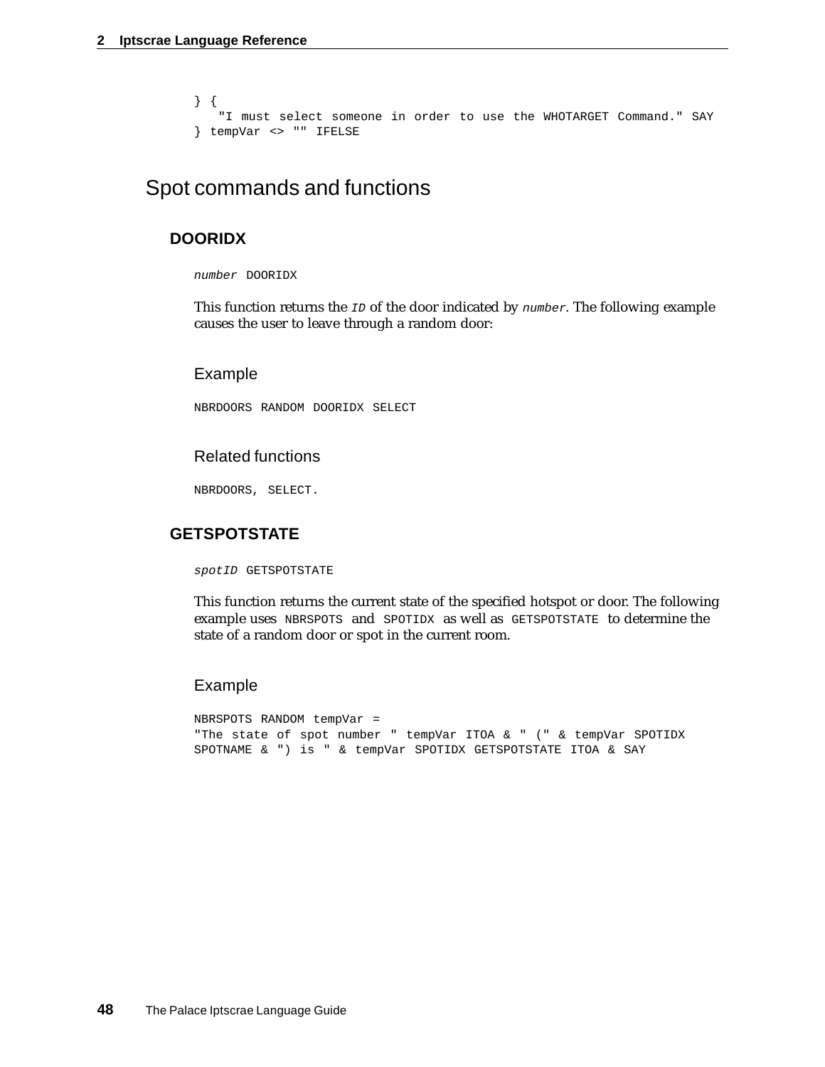```
} {
   "I must select someone in order to use the WHOTARGET Command." SAY
} tempVar <> "" IFELSE
```

## Spot commands and functions

### DOORIDX

*number* DOORIDX

This function returns the *ID* of the door indicated by *number*. The following example causes the user to leave through a random door:

#### Example

```
NBRDOORS RANDOM DOORIDX SELECT
```

#### Related functions

NBRDOORS, SELECT.

### GETSPOTSTATE

*spotID* GETSPOTSTATE

This function returns the current state of the specified hotspot or door. The following example uses NBRSPOTS and SPOTIDX as well as GETSPOTSTATE to determine the state of a random door or spot in the current room.

#### Example

```
NBRSPOTS RANDOM tempVar =
"The state of spot number " tempVar ITOA & " (" & tempVar SPOTIDX
SPOTNAME & ") is " & tempVar SPOTIDX GETSPOTSTATE ITOA & SAY
```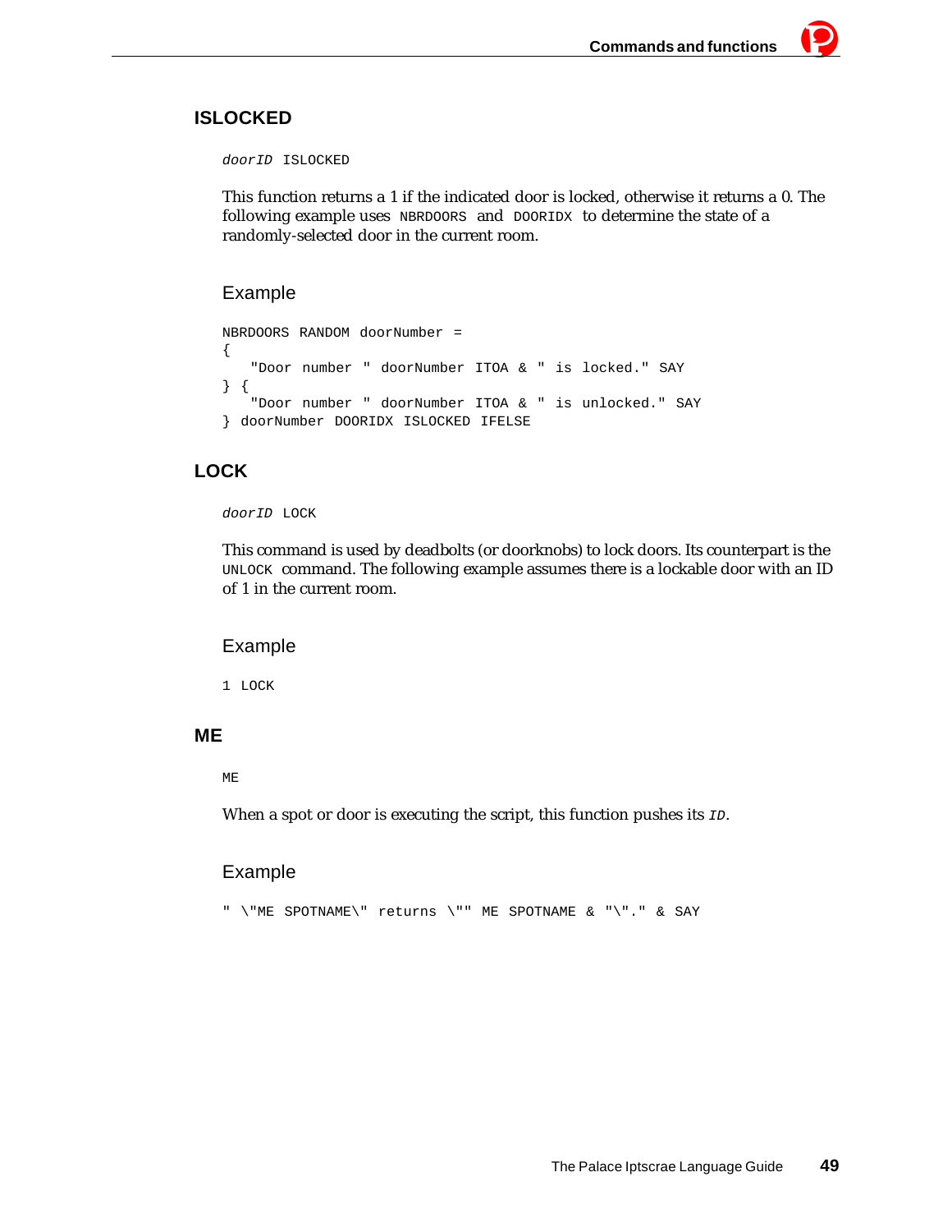## ISLOCKED

```
doorID ISLOCKED
```

This function returns a 1 if the indicated door is locked, otherwise it returns a 0. The following example uses `NBRDOORS` and `DOORIDX` to determine the state of a randomly-selected door in the current room.

### Example

```
NBRDOORS RANDOM doorNumber =
{
   "Door number " doorNumber ITOA & " is locked." SAY
} {
   "Door number " doorNumber ITOA & " is unlocked." SAY
} doorNumber DOORIDX ISLOCKED IFELSE
```

## LOCK

```
doorID LOCK
```

This command is used by deadbolts (or doorknobs) to lock doors. Its counterpart is the `UNLOCK` command. The following example assumes there is a lockable door with an ID of 1 in the current room.

### Example

```
1 LOCK
```

## ME

```
ME
```

When a spot or door is executing the script, this function pushes its *ID*.

### Example

```
" \"ME SPOTNAME\" returns \"" ME SPOTNAME & "\"." & SAY
```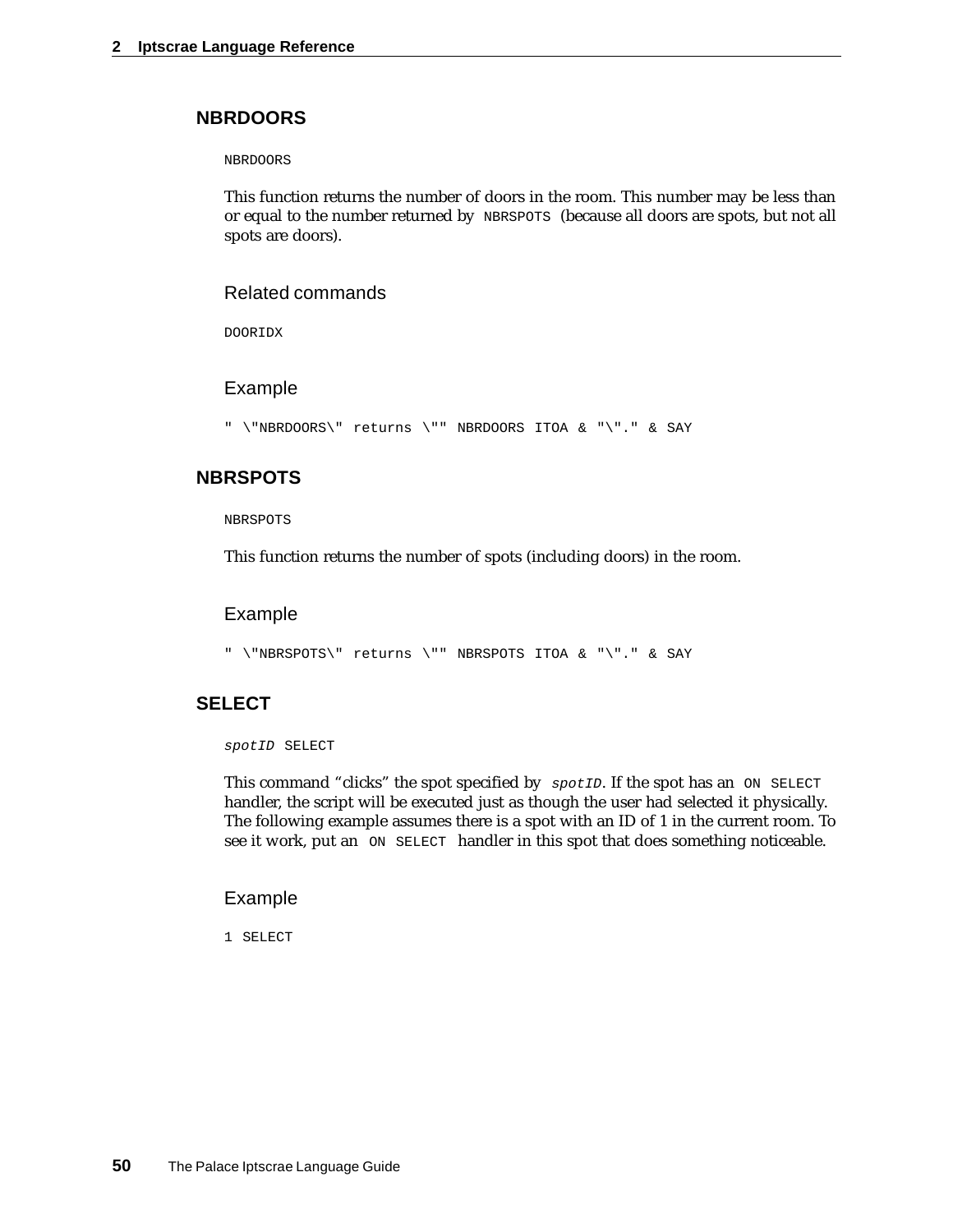## NBRDOORS

```
NBRDOORS
```

This function returns the number of doors in the room. This number may be less than or equal to the number returned by `NBRSPOTS` (because all doors are spots, but not all spots are doors).

### Related commands

`DOORIDX`

### Example

```
" \"NBRDOORS\" returns \"" NBRDOORS ITOA & "\"." & SAY
```

## NBRSPOTS

```
NBRSPOTS
```

This function returns the number of spots (including doors) in the room.

### Example

```
" \"NBRSPOTS\" returns \"" NBRSPOTS ITOA & "\"." & SAY
```

## SELECT

*`spotID`* `SELECT`

This command "clicks" the spot specified by *`spotID`*. If the spot has an `ON SELECT` handler, the script will be executed just as though the user had selected it physically. The following example assumes there is a spot with an ID of 1 in the current room. To see it work, put an `ON SELECT` handler in this spot that does something noticeable.

### Example

```
1 SELECT
```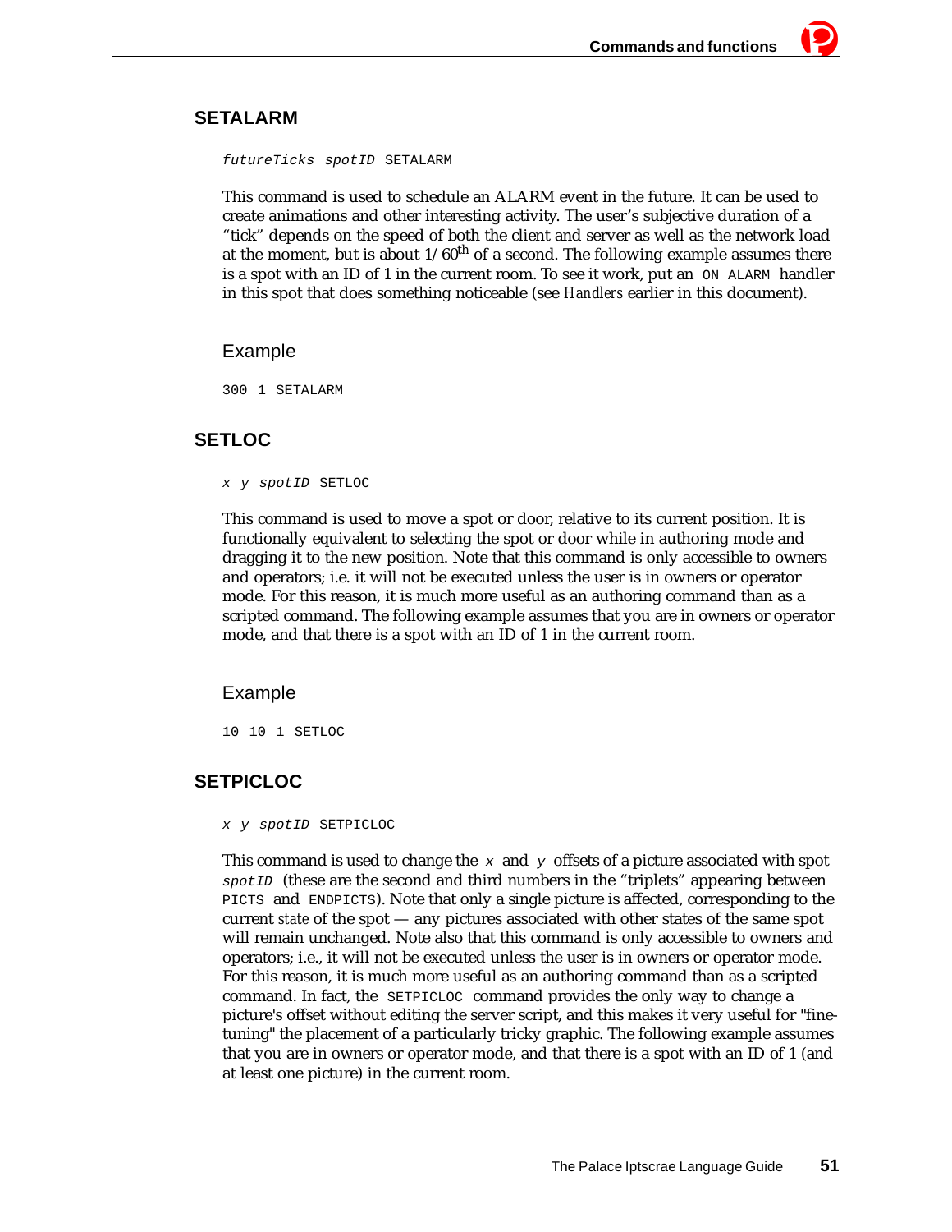## SETALARM

```
futureTicks spotID SETALARM
```

This command is used to schedule an ALARM event in the future. It can be used to create animations and other interesting activity. The user's subjective duration of a "tick" depends on the speed of both the client and server as well as the network load at the moment, but is about 1/60th of a second. The following example assumes there is a spot with an ID of 1 in the current room. To see it work, put an `ON ALARM` handler in this spot that does something noticeable (see *Handlers* earlier in this document).

### Example

```
300 1 SETALARM
```

## SETLOC

```
x y spotID SETLOC
```

This command is used to move a spot or door, relative to its current position. It is functionally equivalent to selecting the spot or door while in authoring mode and dragging it to the new position. Note that this command is only accessible to owners and operators; i.e. it will not be executed unless the user is in owners or operator mode. For this reason, it is much more useful as an authoring command than as a scripted command. The following example assumes that you are in owners or operator mode, and that there is a spot with an ID of 1 in the current room.

### Example

```
10 10 1 SETLOC
```

## SETPICLOC

```
x y spotID SETPICLOC
```

This command is used to change the `x` and `y` offsets of a picture associated with spot `spotID` (these are the second and third numbers in the "triplets" appearing between `PICTS` and `ENDPICTS`). Note that only a single picture is affected, corresponding to the current *state* of the spot — any pictures associated with other states of the same spot will remain unchanged. Note also that this command is only accessible to owners and operators; i.e., it will not be executed unless the user is in owners or operator mode. For this reason, it is much more useful as an authoring command than as a scripted command. In fact, the `SETPICLOC` command provides the only way to change a picture's offset without editing the server script, and this makes it very useful for "fine-tuning" the placement of a particularly tricky graphic. The following example assumes that you are in owners or operator mode, and that there is a spot with an ID of 1 (and at least one picture) in the current room.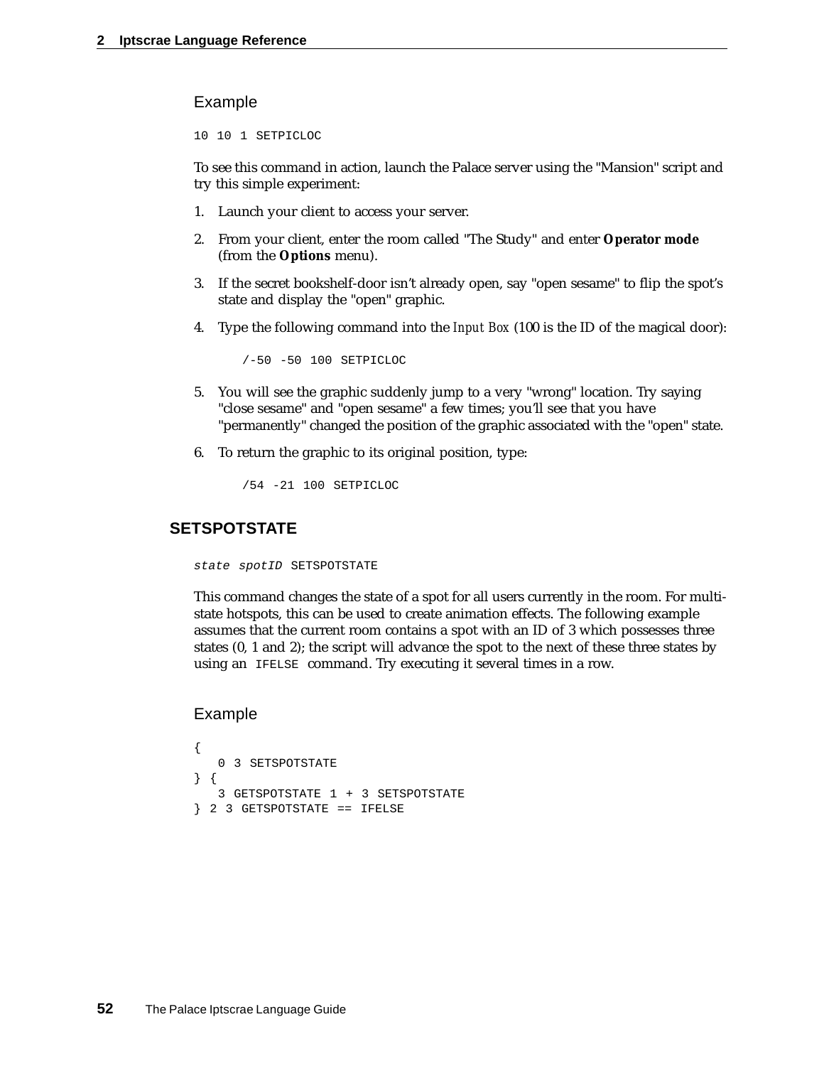### Example

```
10 10 1 SETPICLOC
```

To see this command in action, launch the Palace server using the "Mansion" script and try this simple experiment:

1. Launch your client to access your server.
2. From your client, enter the room called "The Study" and enter **Operator mode** (from the **Options** menu).
3. If the secret bookshelf-door isn't already open, say "open sesame" to flip the spot's state and display the "open" graphic.
4. Type the following command into the *Input Box* (100 is the ID of the magical door):

   ```
   /-50 -50 100 SETPICLOC
   ```

5. You will see the graphic suddenly jump to a very "wrong" location. Try saying "close sesame" and "open sesame" a few times; you'll see that you have "permanently" changed the position of the graphic associated with the "open" state.
6. To return the graphic to its original position, type:

   ```
   /54 -21 100 SETPICLOC
   ```

## SETSPOTSTATE

*state spotID* SETSPOTSTATE

This command changes the state of a spot for all users currently in the room. For multi-state hotspots, this can be used to create animation effects. The following example assumes that the current room contains a spot with an ID of 3 which possesses three states (0, 1 and 2); the script will advance the spot to the next of these three states by using an `IFELSE` command. Try executing it several times in a row.

### Example

```
{
   0 3 SETSPOTSTATE
} {
   3 GETSPOTSTATE 1 + 3 SETSPOTSTATE
} 2 3 GETSPOTSTATE == IFELSE
```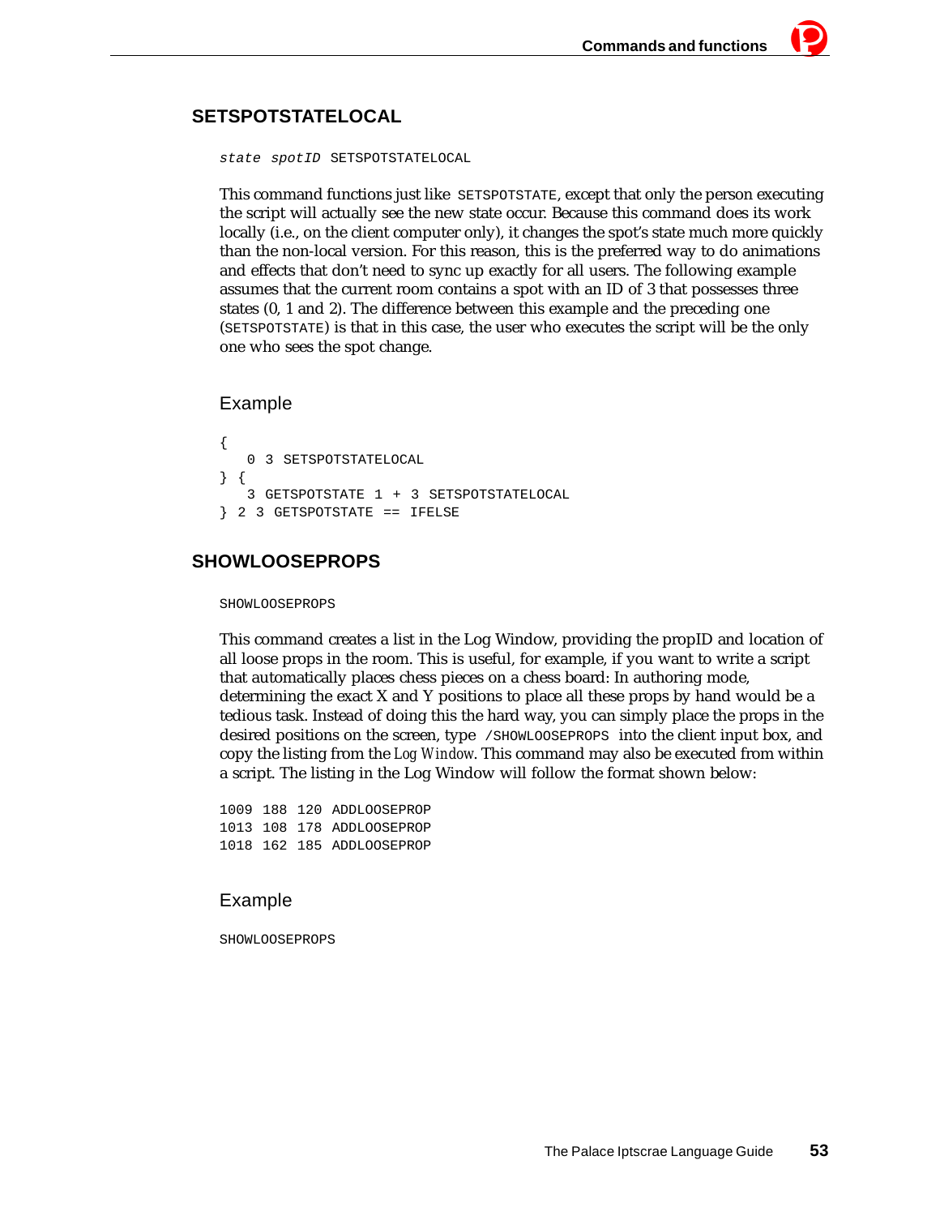## SETSPOTSTATELOCAL

```
state spotID SETSPOTSTATELOCAL
```

This command functions just like `SETSPOTSTATE`, except that only the person executing the script will actually see the new state occur. Because this command does its work locally (i.e., on the client computer only), it changes the spot's state much more quickly than the non-local version. For this reason, this is the preferred way to do animations and effects that don't need to sync up exactly for all users. The following example assumes that the current room contains a spot with an ID of 3 that possesses three states (0, 1 and 2). The difference between this example and the preceding one (`SETSPOTSTATE`) is that in this case, the user who executes the script will be the only one who sees the spot change.

### Example

```
{
   0 3 SETSPOTSTATELOCAL
} {
   3 GETSPOTSTATE 1 + 3 SETSPOTSTATELOCAL
} 2 3 GETSPOTSTATE == IFELSE
```

## SHOWLOOSEPROPS

```
SHOWLOOSEPROPS
```

This command creates a list in the Log Window, providing the propID and location of all loose props in the room. This is useful, for example, if you want to write a script that automatically places chess pieces on a chess board: In authoring mode, determining the exact X and Y positions to place all these props by hand would be a tedious task. Instead of doing this the hard way, you can simply place the props in the desired positions on the screen, type `/SHOWLOOSEPROPS` into the client input box, and copy the listing from the *Log Window*. This command may also be executed from within a script. The listing in the Log Window will follow the format shown below:

```
1009 188 120 ADDLOOSEPROP
1013 108 178 ADDLOOSEPROP
1018 162 185 ADDLOOSEPROP
```

### Example

```
SHOWLOOSEPROPS
```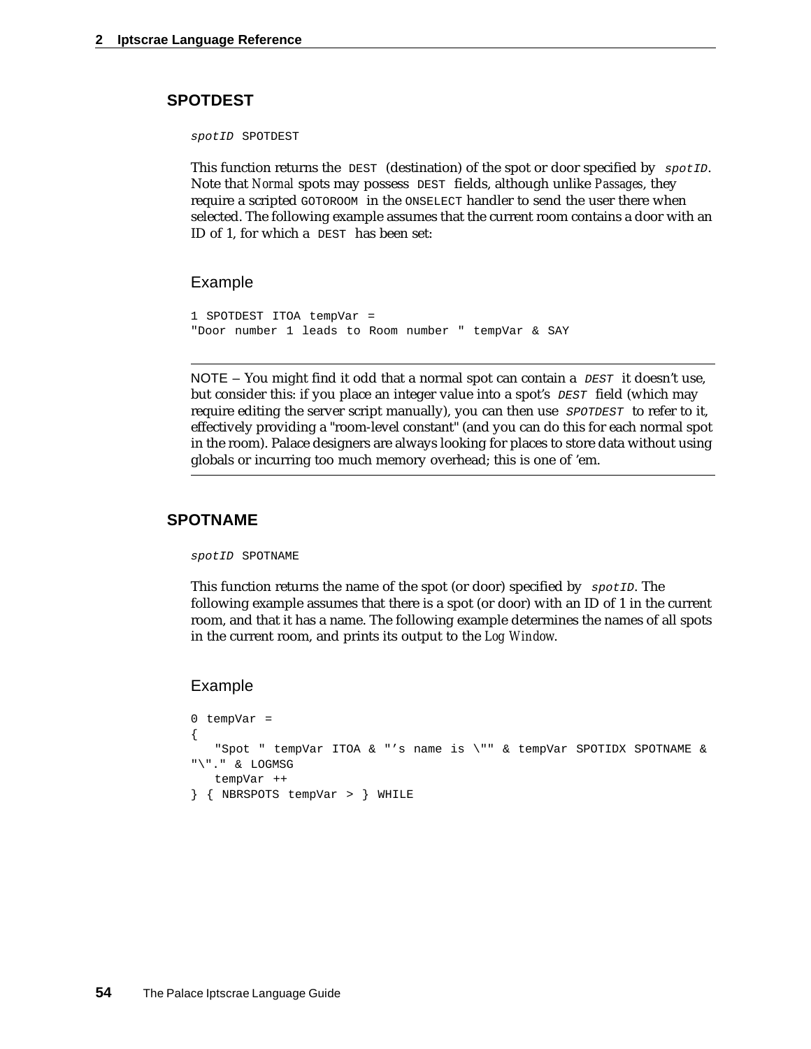## SPOTDEST

```
spotID SPOTDEST
```

This function returns the `DEST` (destination) of the spot or door specified by *spotID*. Note that *Normal* spots may possess `DEST` fields, although unlike *Passages*, they require a scripted `GOTOROOM` in the `ONSELECT` handler to send the user there when selected. The following example assumes that the current room contains a door with an ID of 1, for which a `DEST` has been set:

### Example

```
1 SPOTDEST ITOA tempVar =
"Door number 1 leads to Room number " tempVar & SAY
```

---

NOTE – You might find it odd that a normal spot can contain a *DEST* it doesn't use, but consider this: if you place an integer value into a spot's *DEST* field (which may require editing the server script manually), you can then use *SPOTDEST* to refer to it, effectively providing a "room-level constant" (and you can do this for each normal spot in the room). Palace designers are always looking for places to store data without using globals or incurring too much memory overhead; this is one of 'em.

---

## SPOTNAME

```
spotID SPOTNAME
```

This function returns the name of the spot (or door) specified by *spotID*. The following example assumes that there is a spot (or door) with an ID of 1 in the current room, and that it has a name. The following example determines the names of all spots in the current room, and prints its output to the *Log Window*.

### Example

```
0 tempVar =
{
   "Spot " tempVar ITOA & "'s name is \"" & tempVar SPOTIDX SPOTNAME &
"\"." & LOGMSG
   tempVar ++
} { NBRSPOTS tempVar > } WHILE
```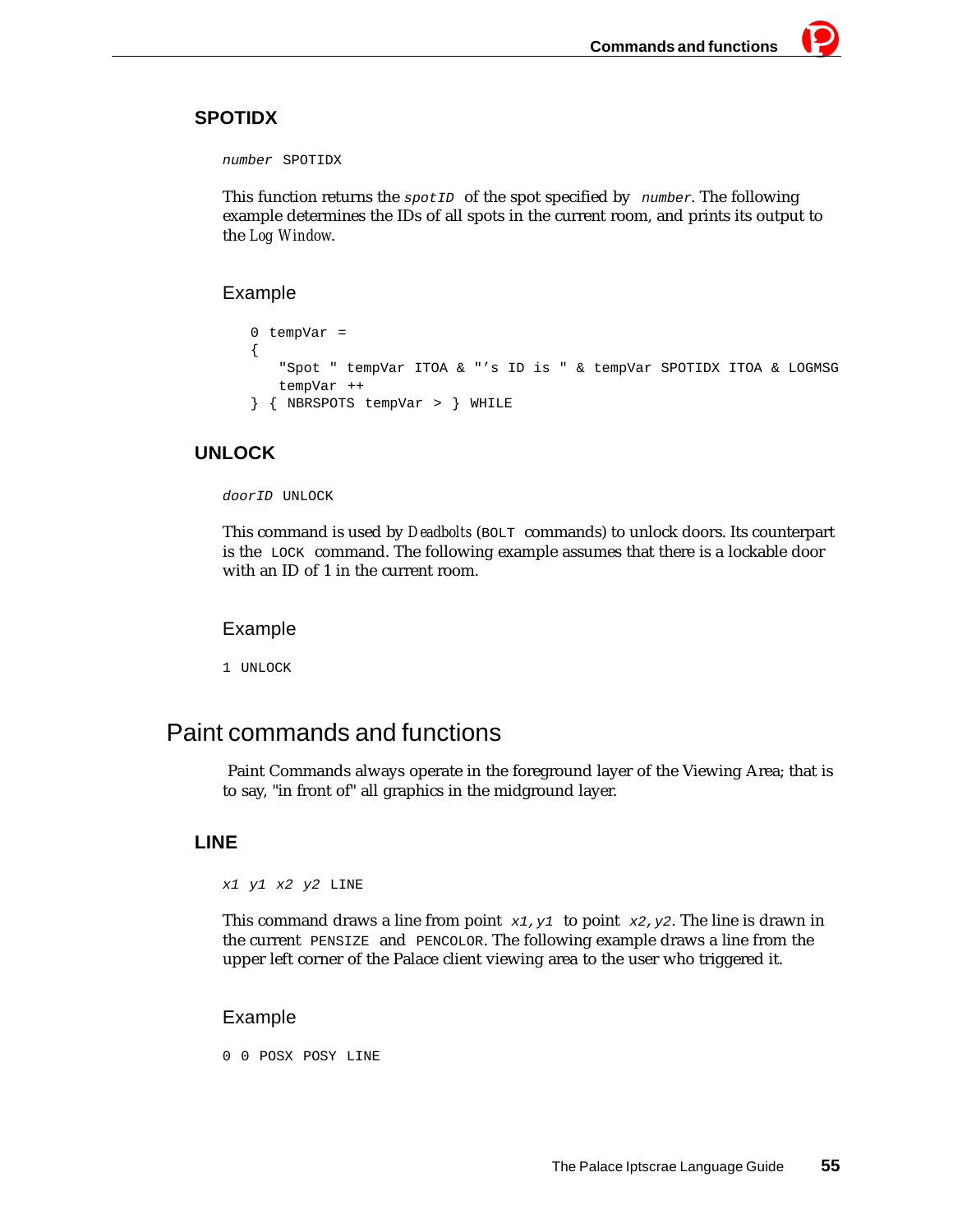### SPOTIDX

*number* SPOTIDX

This function returns the `spotID` of the spot specified by *number*. The following example determines the IDs of all spots in the current room, and prints its output to the *Log Window*.

#### Example

```
0 tempVar =
{
    "Spot " tempVar ITOA & "'s ID is " & tempVar SPOTIDX ITOA & LOGMSG
    tempVar ++
} { NBRSPOTS tempVar > } WHILE
```

### UNLOCK

*doorID* UNLOCK

This command is used by *Deadbolts* (`BOLT` commands) to unlock doors. Its counterpart is the `LOCK` command. The following example assumes that there is a lockable door with an ID of 1 in the current room.

#### Example

```
1 UNLOCK
```

## Paint commands and functions

Paint Commands always operate in the foreground layer of the Viewing Area; that is to say, "in front of" all graphics in the midground layer.

### LINE

*x1 y1 x2 y2* LINE

This command draws a line from point *x1,y1* to point *x2,y2*. The line is drawn in the current `PENSIZE` and `PENCOLOR`. The following example draws a line from the upper left corner of the Palace client viewing area to the user who triggered it.

#### Example

```
0 0 POSX POSY LINE
```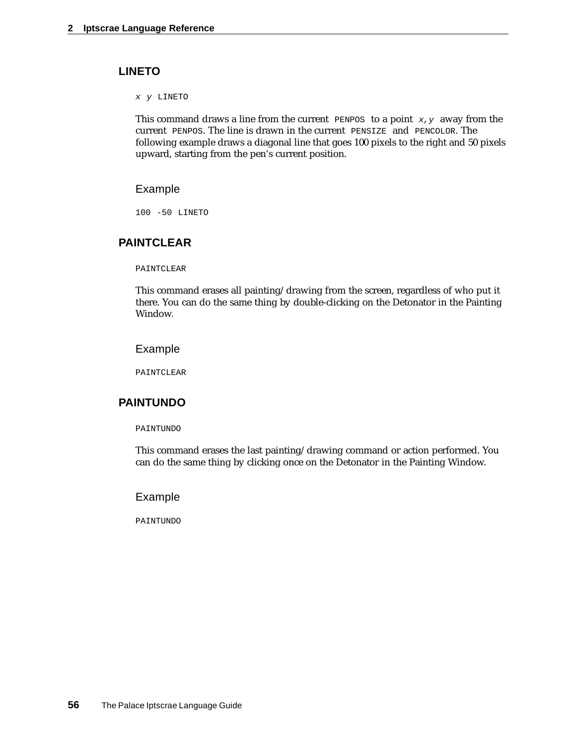## LINETO

```
x y LINETO
```

This command draws a line from the current `PENPOS` to a point `x,y` away from the current `PENPOS`. The line is drawn in the current `PENSIZE` and `PENCOLOR`. The following example draws a diagonal line that goes 100 pixels to the right and 50 pixels upward, starting from the pen's current position.

### Example

```
100 -50 LINETO
```

## PAINTCLEAR

```
PAINTCLEAR
```

This command erases all painting/drawing from the screen, regardless of who put it there. You can do the same thing by double-clicking on the Detonator in the Painting Window.

### Example

```
PAINTCLEAR
```

## PAINTUNDO

```
PAINTUNDO
```

This command erases the last painting/drawing command or action performed. You can do the same thing by clicking once on the Detonator in the Painting Window.

### Example

```
PAINTUNDO
```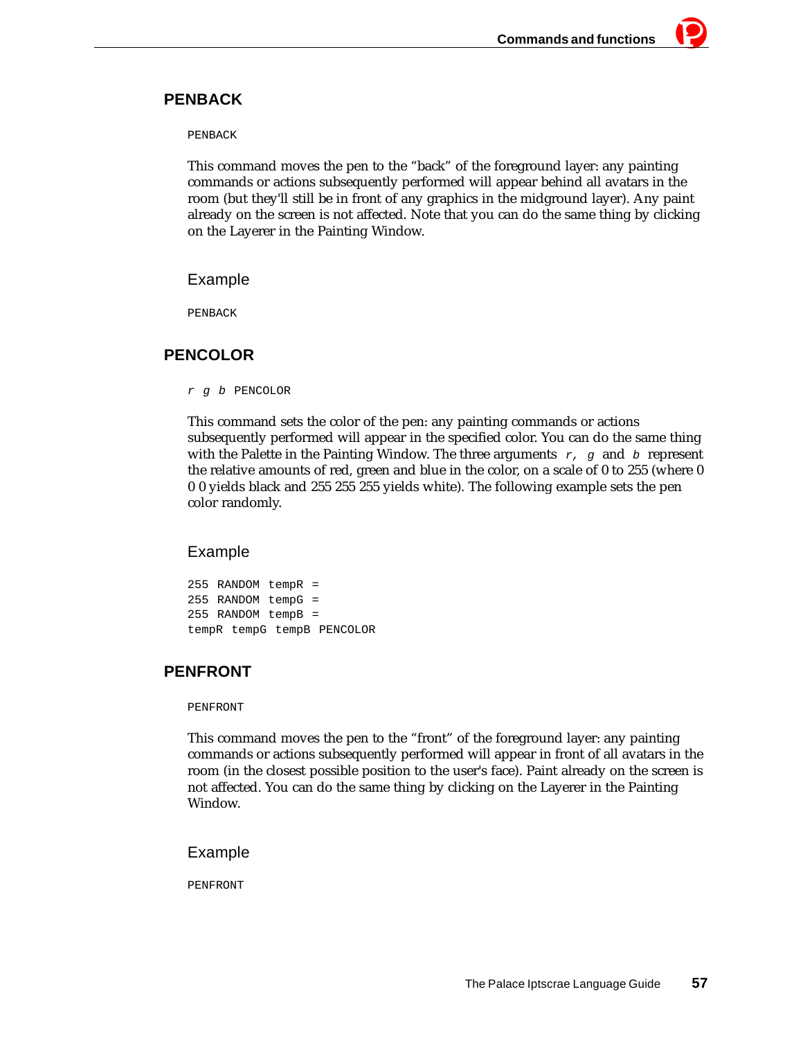## PENBACK

```
PENBACK
```

This command moves the pen to the “back” of the foreground layer: any painting commands or actions subsequently performed will appear behind all avatars in the room (but they'll still be in front of any graphics in the midground layer). Any paint already on the screen is not affected. Note that you can do the same thing by clicking on the Layerer in the Painting Window.

### Example

```
PENBACK
```

## PENCOLOR

```
r g b PENCOLOR
```

This command sets the color of the pen: any painting commands or actions subsequently performed will appear in the specified color. You can do the same thing with the Palette in the Painting Window. The three arguments `r, g` and `b` represent the relative amounts of red, green and blue in the color, on a scale of 0 to 255 (where 0 0 0 yields black and 255 255 255 yields white). The following example sets the pen color randomly.

### Example

```
255 RANDOM tempR =
255 RANDOM tempG =
255 RANDOM tempB =
tempR tempG tempB PENCOLOR
```

## PENFRONT

```
PENFRONT
```

This command moves the pen to the “front” of the foreground layer: any painting commands or actions subsequently performed will appear in front of all avatars in the room (in the closest possible position to the user's face). Paint already on the screen is not affected. You can do the same thing by clicking on the Layerer in the Painting Window.

### Example

```
PENFRONT
```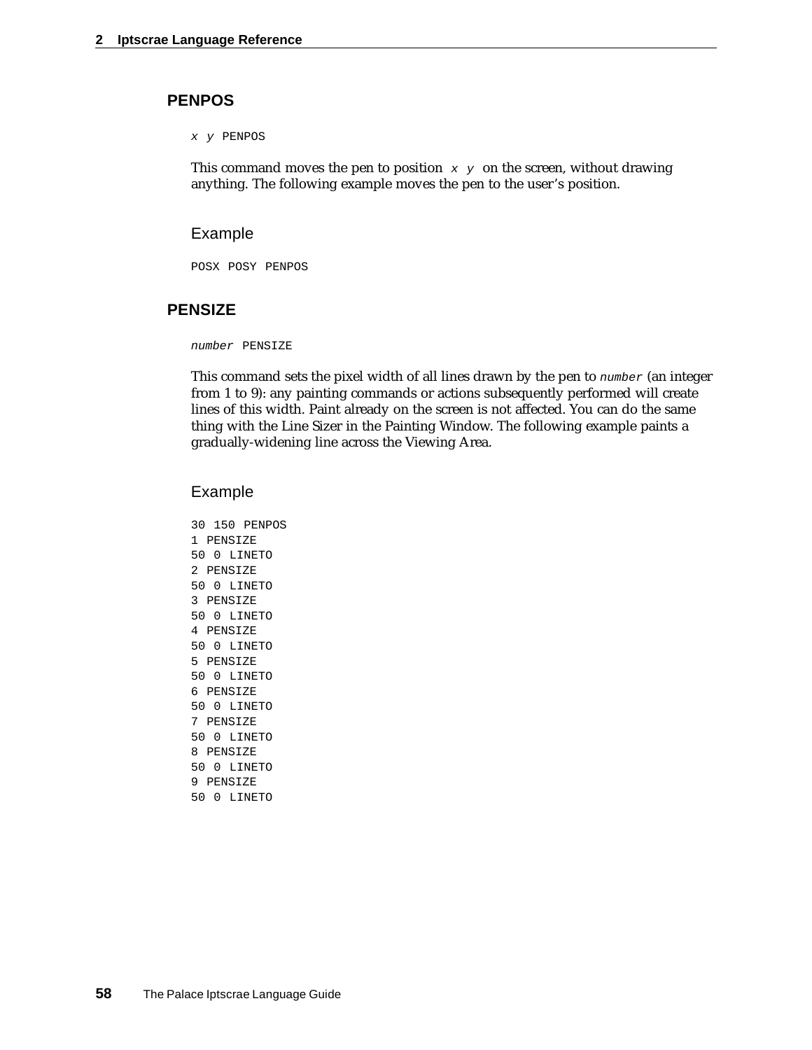## PENPOS

```
x y PENPOS
```

This command moves the pen to position `x y` on the screen, without drawing anything. The following example moves the pen to the user's position.

### Example

```
POSX POSY PENPOS
```

## PENSIZE

```
number PENSIZE
```

This command sets the pixel width of all lines drawn by the pen to `number` (an integer from 1 to 9): any painting commands or actions subsequently performed will create lines of this width. Paint already on the screen is not affected. You can do the same thing with the Line Sizer in the Painting Window. The following example paints a gradually-widening line across the Viewing Area.

### Example

```
30 150 PENPOS
1 PENSIZE
50 0 LINETO
2 PENSIZE
50 0 LINETO
3 PENSIZE
50 0 LINETO
4 PENSIZE
50 0 LINETO
5 PENSIZE
50 0 LINETO
6 PENSIZE
50 0 LINETO
7 PENSIZE
50 0 LINETO
8 PENSIZE
50 0 LINETO
9 PENSIZE
50 0 LINETO
```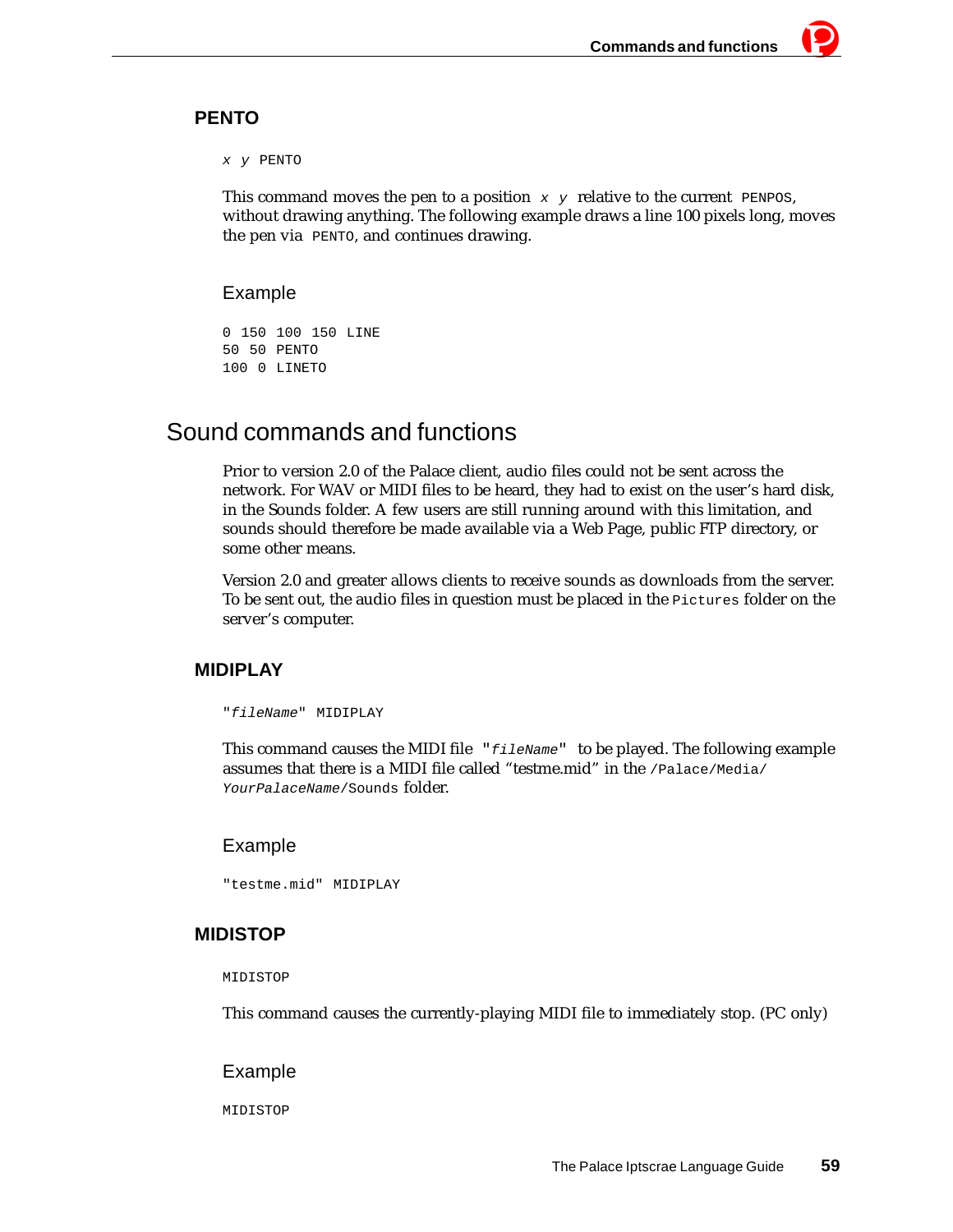### PENTO

*x y* `PENTO`

This command moves the pen to a position *x y* relative to the current `PENPOS`, without drawing anything. The following example draws a line 100 pixels long, moves the pen via `PENTO`, and continues drawing.

#### Example

```
0 150 100 150 LINE
50 50 PENTO
100 0 LINETO
```

## Sound commands and functions

Prior to version 2.0 of the Palace client, audio files could not be sent across the network. For WAV or MIDI files to be heard, they had to exist on the user's hard disk, in the Sounds folder. A few users are still running around with this limitation, and sounds should therefore be made available via a Web Page, public FTP directory, or some other means.

Version 2.0 and greater allows clients to receive sounds as downloads from the server. To be sent out, the audio files in question must be placed in the `Pictures` folder on the server's computer.

### MIDIPLAY

"*fileName*" `MIDIPLAY`

This command causes the MIDI file "*fileName*" to be played. The following example assumes that there is a MIDI file called "testme.mid" in the `/Palace/Media/`*`YourPalaceName`*`/Sounds` folder.

#### Example

```
"testme.mid" MIDIPLAY
```

### MIDISTOP

`MIDISTOP`

This command causes the currently-playing MIDI file to immediately stop. (PC only)

#### Example

```
MIDISTOP
```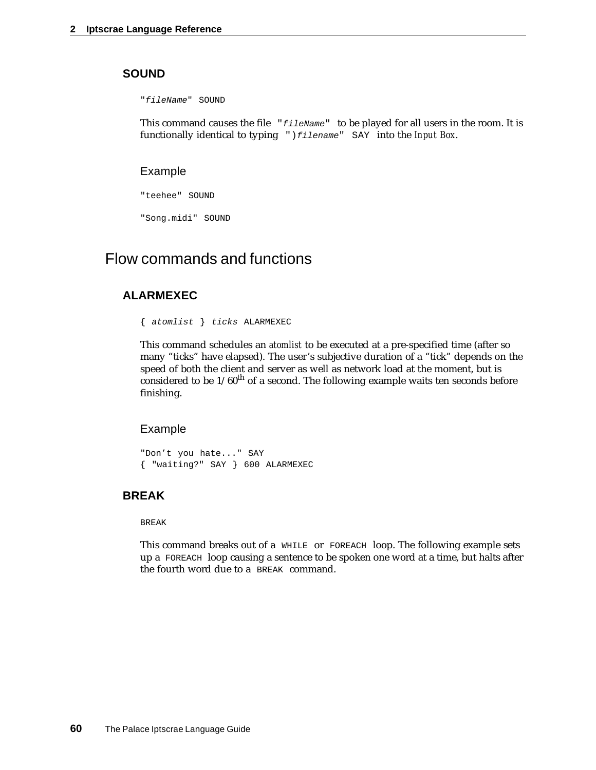### SOUND

```
"fileName" SOUND
```

This command causes the file `"fileName"` to be played for all users in the room. It is functionally identical to typing `")filename" SAY` into the *Input Box*.

#### Example

```
"teehee" SOUND

"Song.midi" SOUND
```

## Flow commands and functions

### ALARMEXEC

```
{ atomlist } ticks ALARMEXEC
```

This command schedules an *atomlist* to be executed at a pre-specified time (after so many “ticks” have elapsed). The user’s subjective duration of a “tick” depends on the speed of both the client and server as well as network load at the moment, but is considered to be 1/60$^{th}$ of a second. The following example waits ten seconds before finishing.

#### Example

```
"Don’t you hate..." SAY
{ "waiting?" SAY } 600 ALARMEXEC
```

### BREAK

```
BREAK
```

This command breaks out of a `WHILE` or `FOREACH` loop. The following example sets up a `FOREACH` loop causing a sentence to be spoken one word at a time, but halts after the fourth word due to a `BREAK` command.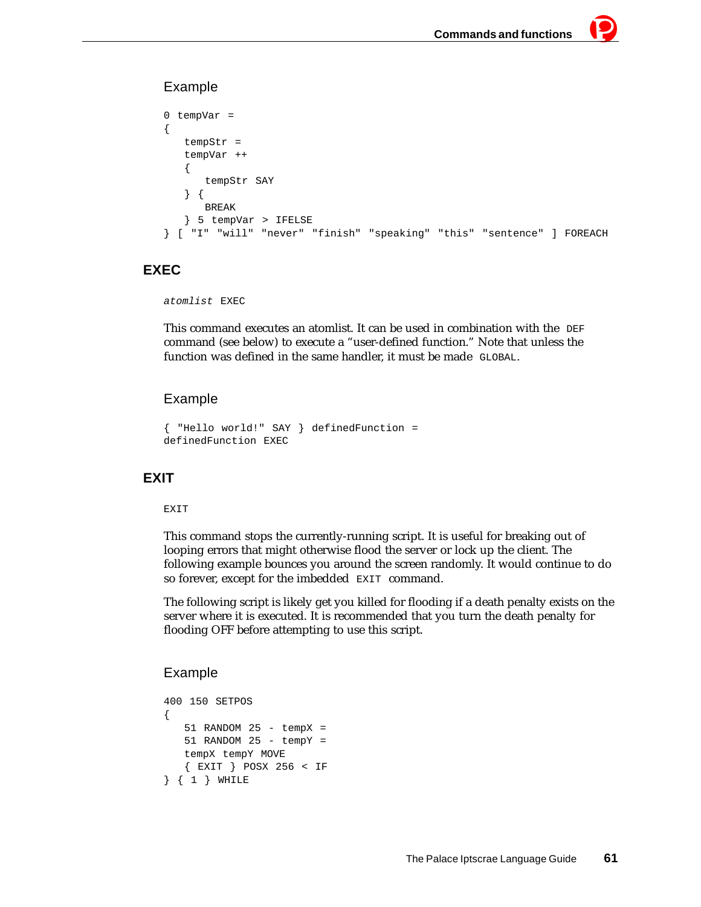### Example

```
0 tempVar =
{
   tempStr =
   tempVar ++
   {
      tempStr SAY
   } {
      BREAK
   } 5 tempVar > IFELSE
} [ "I" "will" "never" "finish" "speaking" "this" "sentence" ] FOREACH
```

## EXEC

```
atomlist EXEC
```

This command executes an atomlist. It can be used in combination with the `DEF` command (see below) to execute a "user-defined function." Note that unless the function was defined in the same handler, it must be made `GLOBAL`.

### Example

```
{ "Hello world!" SAY } definedFunction =
definedFunction EXEC
```

## EXIT

```
EXIT
```

This command stops the currently-running script. It is useful for breaking out of looping errors that might otherwise flood the server or lock up the client. The following example bounces you around the screen randomly. It would continue to do so forever, except for the imbedded `EXIT` command.

The following script is likely get you killed for flooding if a death penalty exists on the server where it is executed. It is recommended that you turn the death penalty for flooding OFF before attempting to use this script.

### Example

```
400 150 SETPOS
{
   51 RANDOM 25 - tempX =
   51 RANDOM 25 - tempY =
   tempX tempY MOVE
   { EXIT } POSX 256 < IF
} { 1 } WHILE
```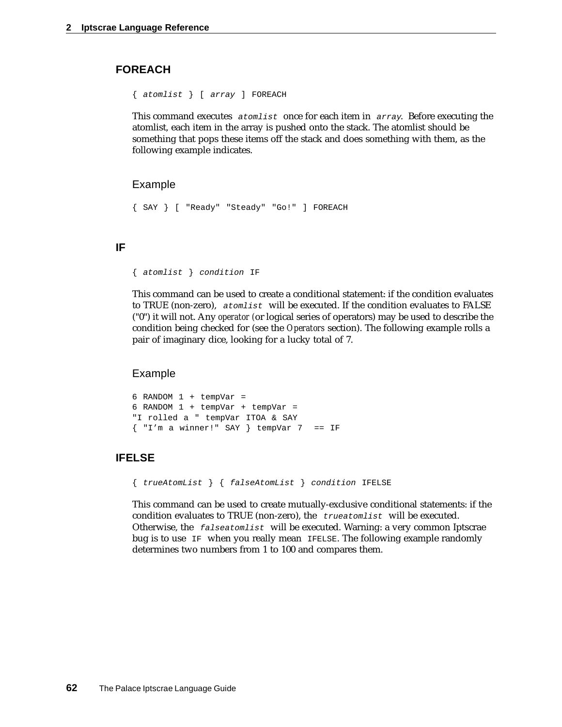## FOREACH

```
{ atomlist } [ array ] FOREACH
```

This command executes `atomlist` once for each item in `array`. Before executing the atomlist, each item in the array is pushed onto the stack. The atomlist should be something that pops these items off the stack and does something with them, as the following example indicates.

### Example

```
{ SAY } [ "Ready" "Steady" "Go!" ] FOREACH
```

## IF

```
{ atomlist } condition IF
```

This command can be used to create a conditional statement: if the condition evaluates to TRUE (non-zero), `atomlist` will be executed. If the condition evaluates to FALSE ("0") it will not. Any *operator* (or logical series of operators) may be used to describe the condition being checked for (see the *Operators* section). The following example rolls a pair of imaginary dice, looking for a lucky total of 7.

### Example

```
6 RANDOM 1 + tempVar =
6 RANDOM 1 + tempVar + tempVar =
"I rolled a " tempVar ITOA & SAY
{ "I'm a winner!" SAY } tempVar 7  == IF
```

## IFELSE

```
{ trueAtomList } { falseAtomList } condition IFELSE
```

This command can be used to create mutually-exclusive conditional statements: if the condition evaluates to TRUE (non-zero), the `trueatomlist` will be executed. Otherwise, the `falseatomlist` will be executed. Warning: a very common Iptscrae bug is to use `IF` when you really mean `IFELSE`. The following example randomly determines two numbers from 1 to 100 and compares them.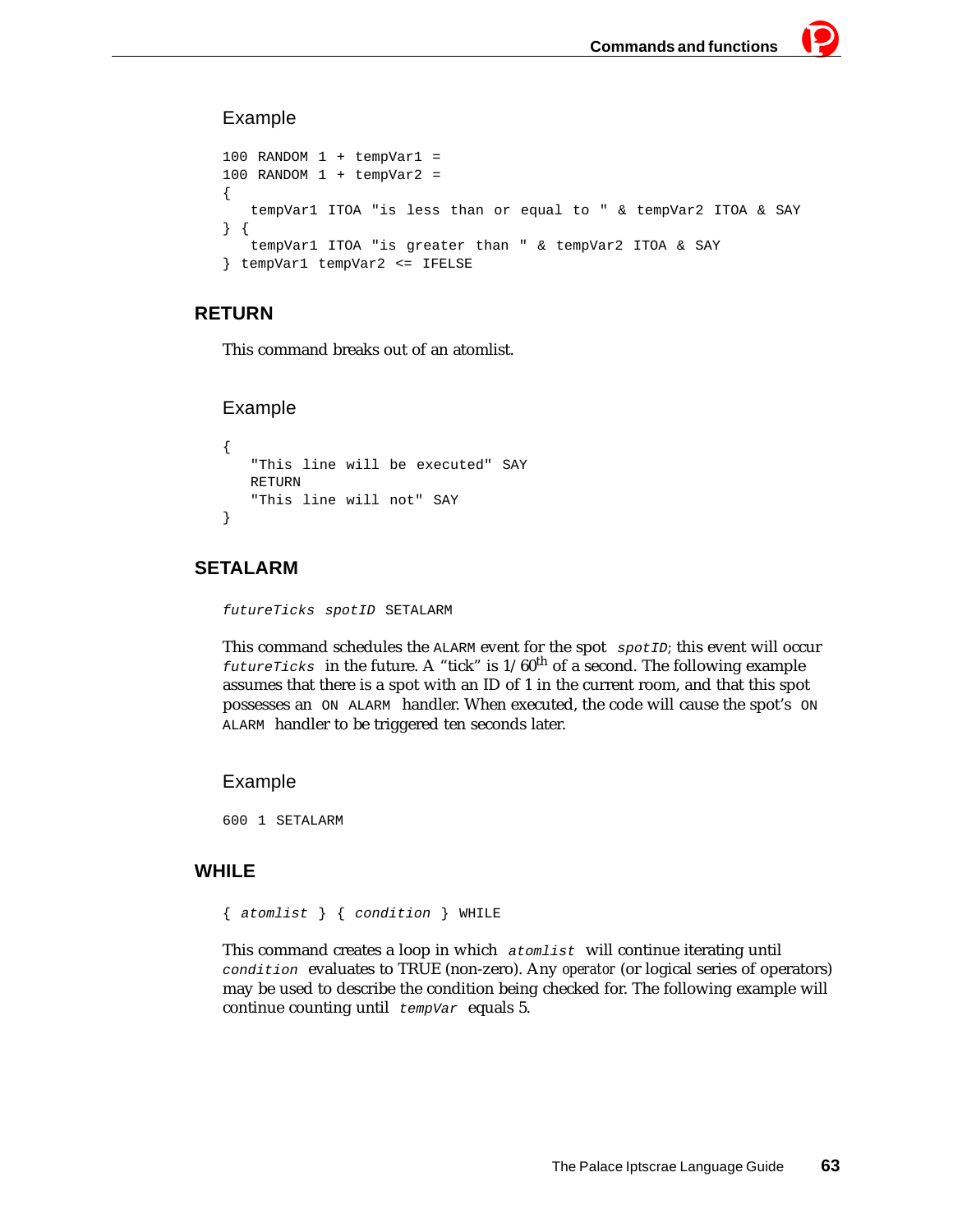### Example

```
100 RANDOM 1 + tempVar1 =
100 RANDOM 1 + tempVar2 =
{
   tempVar1 ITOA "is less than or equal to " & tempVar2 ITOA & SAY
} {
   tempVar1 ITOA "is greater than " & tempVar2 ITOA & SAY
} tempVar1 tempVar2 <= IFELSE
```

## RETURN

This command breaks out of an atomlist.

### Example

```
{
   "This line will be executed" SAY
   RETURN
   "This line will not" SAY
}
```

## SETALARM

`futureTicks spotID SETALARM`

This command schedules the `ALARM` event for the spot `spotID`; this event will occur `futureTicks` in the future. A “tick” is 1/60th of a second. The following example assumes that there is a spot with an ID of 1 in the current room, and that this spot possesses an `ON ALARM` handler. When executed, the code will cause the spot’s `ON ALARM` handler to be triggered ten seconds later.

### Example

```
600 1 SETALARM
```

## WHILE

`{ atomlist } { condition } WHILE`

This command creates a loop in which `atomlist` will continue iterating until `condition` evaluates to TRUE (non-zero). Any *operator* (or logical series of operators) may be used to describe the condition being checked for. The following example will continue counting until `tempVar` equals 5.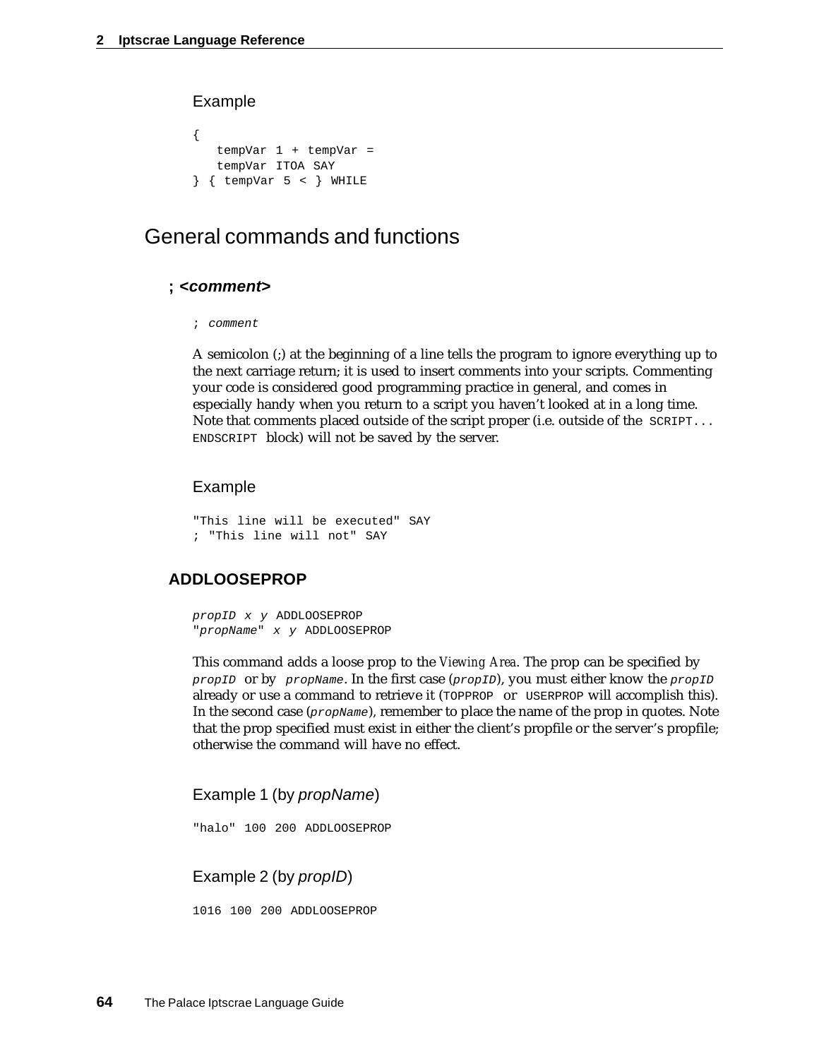Example

```
{
   tempVar 1 + tempVar =
   tempVar ITOA SAY
} { tempVar 5 < } WHILE
```

## General commands and functions

### ; *<comment>*

```
; comment
```

A semicolon (;) at the beginning of a line tells the program to ignore everything up to the next carriage return; it is used to insert comments into your scripts. Commenting your code is considered good programming practice in general, and comes in especially handy when you return to a script you haven't looked at in a long time. Note that comments placed outside of the script proper (i.e. outside of the `SCRIPT...ENDSCRIPT` block) will not be saved by the server.

Example

```
"This line will be executed" SAY
; "This line will not" SAY
```

### ADDLOOSEPROP

```
propID x y ADDLOOSEPROP
"propName" x y ADDLOOSEPROP
```

This command adds a loose prop to the *Viewing Area*. The prop can be specified by *propID* or by *propName*. In the first case (*propID*), you must either know the *propID* already or use a command to retrieve it (`TOPPROP` or `USERPROP` will accomplish this). In the second case (*propName*), remember to place the name of the prop in quotes. Note that the prop specified must exist in either the client's propfile or the server's propfile; otherwise the command will have no effect.

Example 1 (by *propName*)

```
"halo" 100 200 ADDLOOSEPROP
```

Example 2 (by *propID*)

```
1016 100 200 ADDLOOSEPROP
```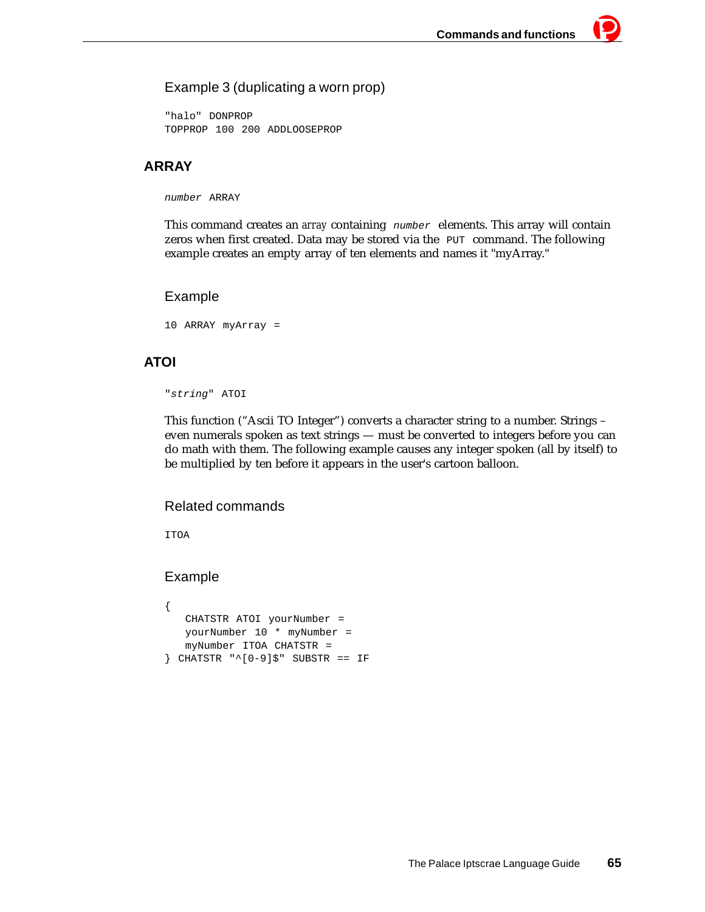### Example 3 (duplicating a worn prop)

```
"halo" DONPROP
TOPPROP 100 200 ADDLOOSEPROP
```

## ARRAY

*number* `ARRAY`

This command creates an array containing *number* elements. This array will contain zeros when first created. Data may be stored via the `PUT` command. The following example creates an empty array of ten elements and names it "myArray."

### Example

```
10 ARRAY myArray =
```

## ATOI

"*string*" `ATOI`

This function (“Ascii TO Integer”) converts a character string to a number. Strings – even numerals spoken as text strings — must be converted to integers before you can do math with them. The following example causes any integer spoken (all by itself) to be multiplied by ten before it appears in the user's cartoon balloon.

### Related commands

`ITOA`

### Example

```
{
   CHATSTR ATOI yourNumber =
   yourNumber 10 * myNumber =
   myNumber ITOA CHATSTR =
} CHATSTR "^[0-9]$" SUBSTR == IF
```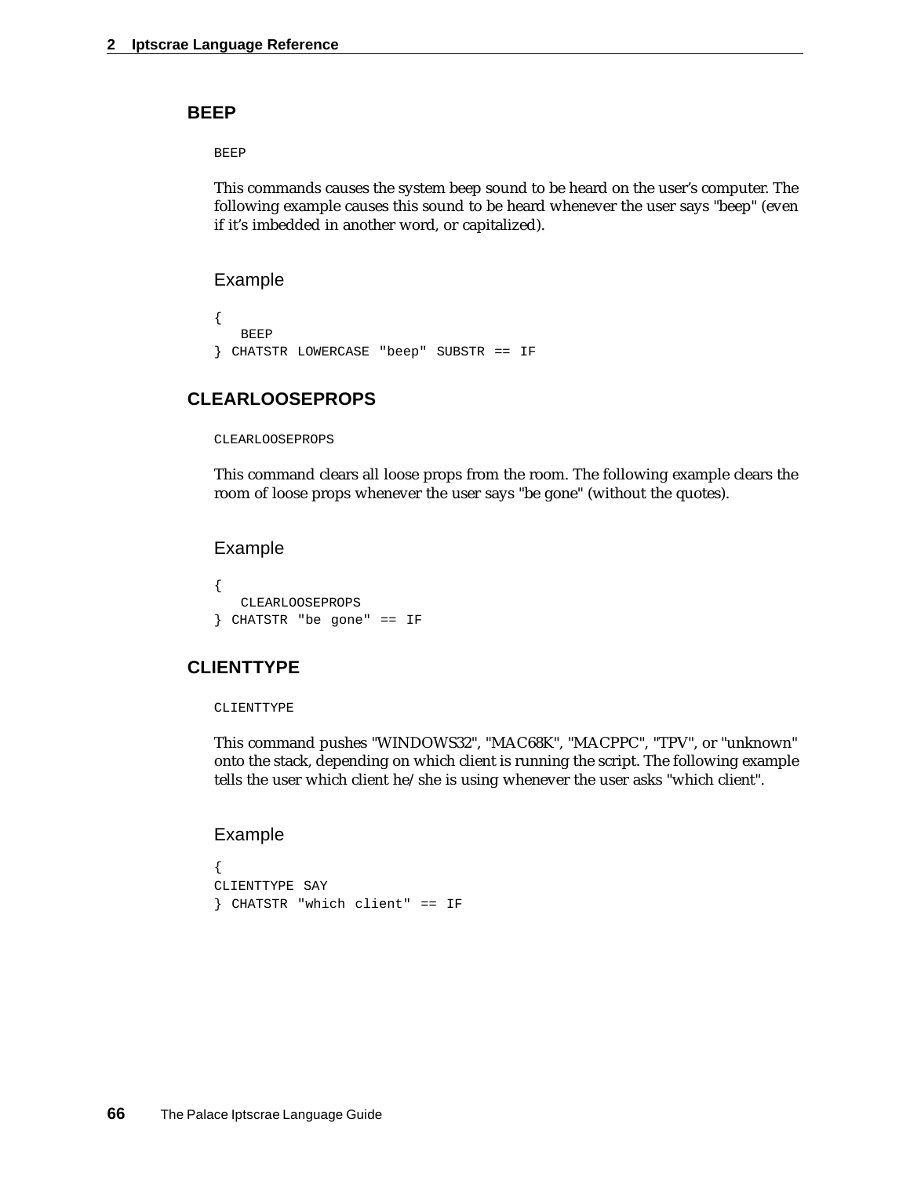## BEEP

```
BEEP
```

This commands causes the system beep sound to be heard on the user's computer. The following example causes this sound to be heard whenever the user says "beep" (even if it's imbedded in another word, or capitalized).

### Example

```
{
   BEEP
} CHATSTR LOWERCASE "beep" SUBSTR == IF
```

## CLEARLOOSEPROPS

```
CLEARLOOSEPROPS
```

This command clears all loose props from the room. The following example clears the room of loose props whenever the user says "be gone" (without the quotes).

### Example

```
{
   CLEARLOOSEPROPS
} CHATSTR "be gone" == IF
```

## CLIENTTYPE

```
CLIENTTYPE
```

This command pushes "WINDOWS32", "MAC68K", "MACPPC", "TPV", or "unknown" onto the stack, depending on which client is running the script. The following example tells the user which client he/she is using whenever the user asks "which client".

### Example

```
{
CLIENTTYPE SAY
} CHATSTR "which client" == IF
```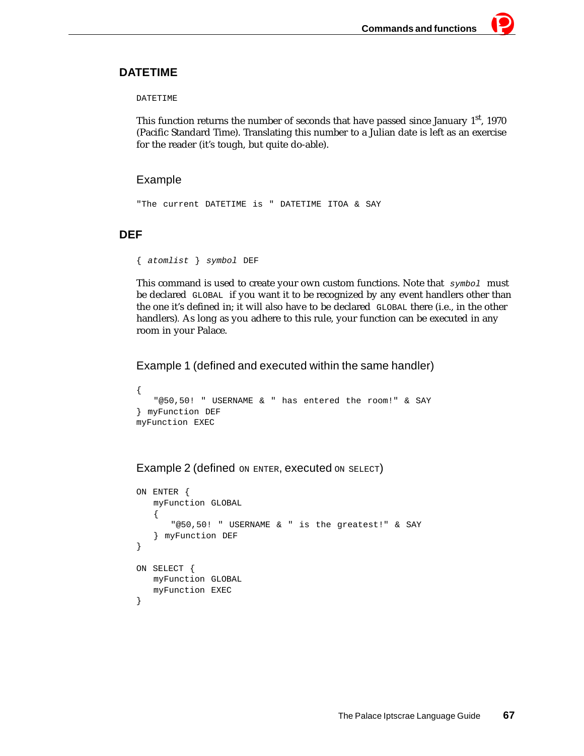## DATETIME

```
DATETIME
```

This function returns the number of seconds that have passed since January 1st, 1970 (Pacific Standard Time). Translating this number to a Julian date is left as an exercise for the reader (it's tough, but quite do-able).

### Example

```
"The current DATETIME is " DATETIME ITOA & SAY
```

## DEF

{ *atomlist* } *symbol* DEF

This command is used to create your own custom functions. Note that *symbol* must be declared `GLOBAL` if you want it to be recognized by any event handlers other than the one it's defined in; it will also have to be declared `GLOBAL` there (i.e., in the other handlers). As long as you adhere to this rule, your function can be executed in any room in your Palace.

### Example 1 (defined and executed within the same handler)

```
{
   "@50,50! " USERNAME & " has entered the room!" & SAY
} myFunction DEF
myFunction EXEC
```

### Example 2 (defined ON ENTER, executed ON SELECT)

```
ON ENTER {
   myFunction GLOBAL
   {
      "@50,50! " USERNAME & " is the greatest!" & SAY
   } myFunction DEF
}

ON SELECT {
   myFunction GLOBAL
   myFunction EXEC
}
```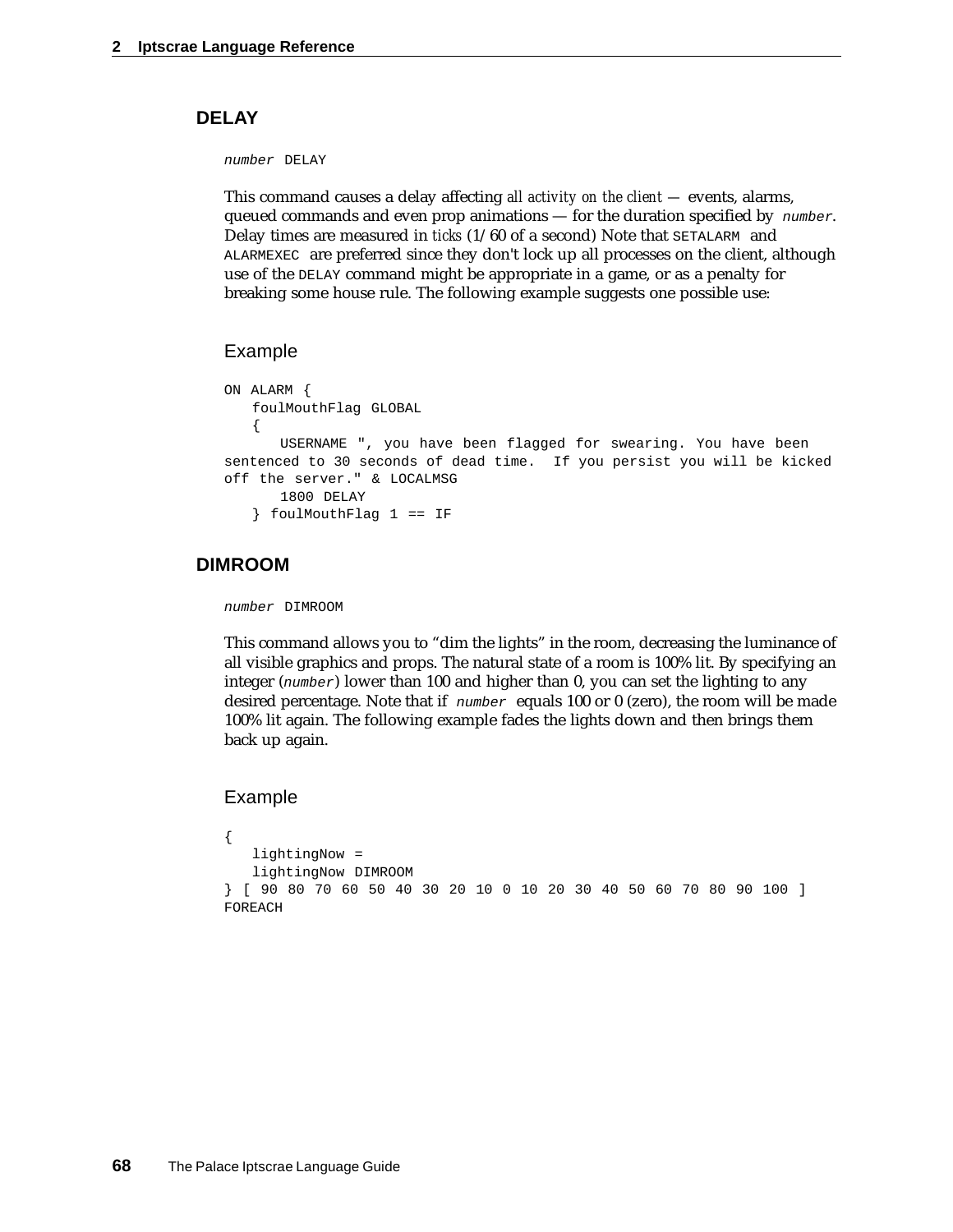## DELAY

*number* DELAY

This command causes a delay affecting *all activity on the client* — events, alarms, queued commands and even prop animations — for the duration specified by *number*. Delay times are measured in *ticks* (1/60 of a second) Note that SETALARM and ALARMEXEC are preferred since they don't lock up all processes on the client, although use of the DELAY command might be appropriate in a game, or as a penalty for breaking some house rule. The following example suggests one possible use:

### Example

```
ON ALARM {
   foulMouthFlag GLOBAL
   {
      USERNAME ", you have been flagged for swearing. You have been
sentenced to 30 seconds of dead time.  If you persist you will be kicked
off the server." & LOCALMSG
      1800 DELAY
   } foulMouthFlag 1 == IF
```

## DIMROOM

*number* DIMROOM

This command allows you to "dim the lights" in the room, decreasing the luminance of all visible graphics and props. The natural state of a room is 100% lit. By specifying an integer (*number*) lower than 100 and higher than 0, you can set the lighting to any desired percentage. Note that if *number* equals 100 or 0 (zero), the room will be made 100% lit again. The following example fades the lights down and then brings them back up again.

### Example

```
{
   lightingNow =
   lightingNow DIMROOM
} [ 90 80 70 60 50 40 30 20 10 0 10 20 30 40 50 60 70 80 90 100 ]
FOREACH
```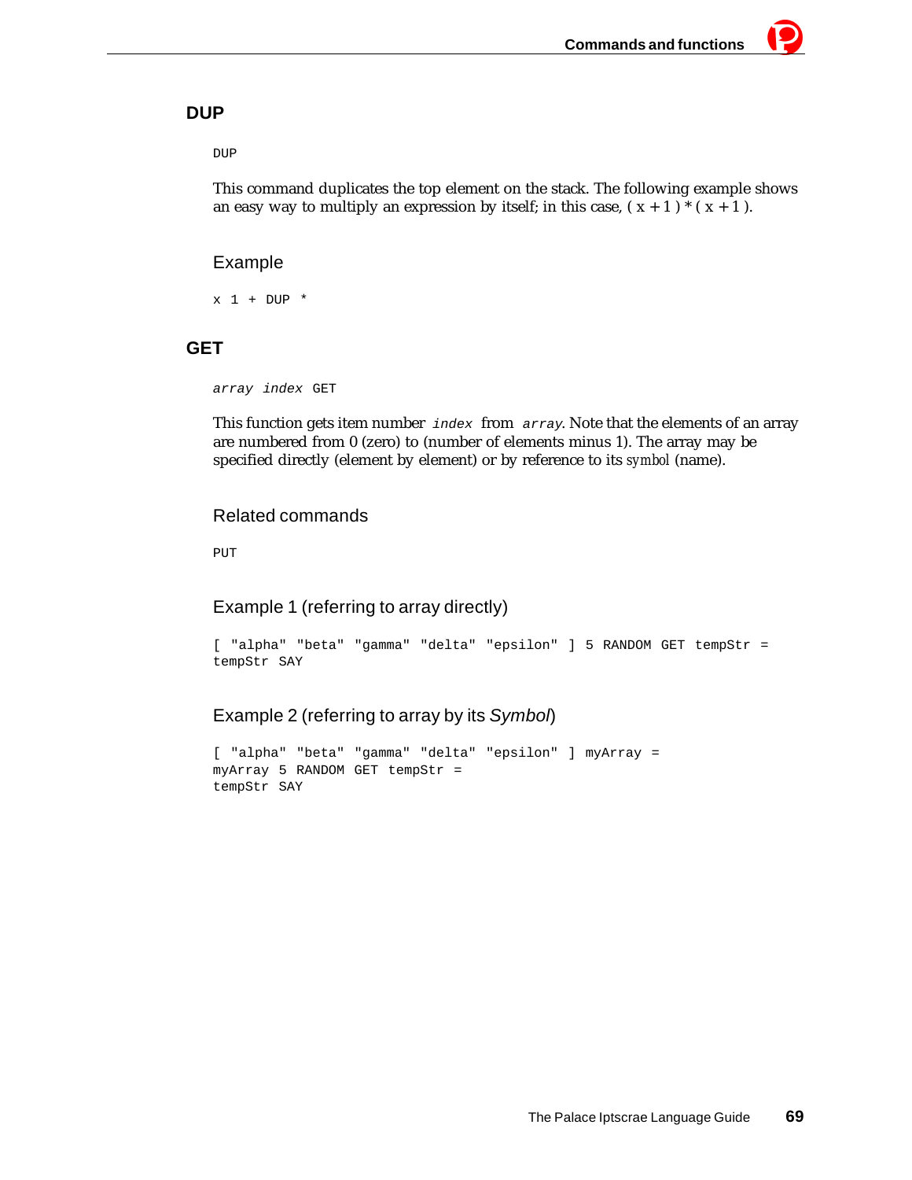## DUP

```
DUP
```

This command duplicates the top element on the stack. The following example shows an easy way to multiply an expression by itself; in this case, ( x + 1 ) * ( x + 1 ).

### Example

```
x 1 + DUP *
```

## GET

```
array index GET
```

This function gets item number `index` from `array`. Note that the elements of an array are numbered from 0 (zero) to (number of elements minus 1). The array may be specified directly (element by element) or by reference to its symbol (name).

### Related commands

```
PUT
```

### Example 1 (referring to array directly)

```
[ "alpha" "beta" "gamma" "delta" "epsilon" ] 5 RANDOM GET tempStr =
tempStr SAY
```

### Example 2 (referring to array by its *Symbol*)

```
[ "alpha" "beta" "gamma" "delta" "epsilon" ] myArray =
myArray 5 RANDOM GET tempStr =
tempStr SAY
```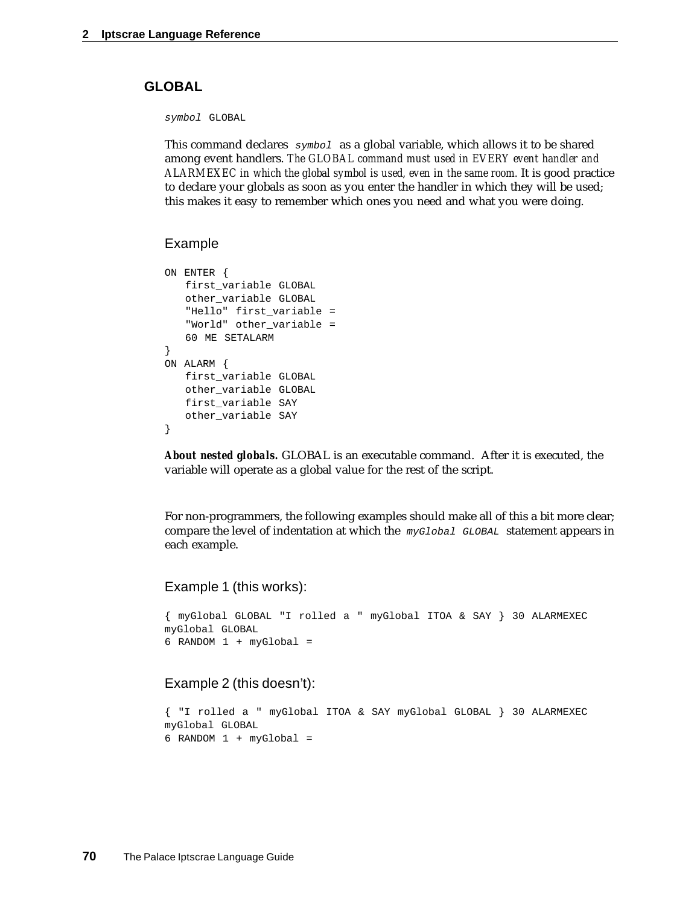## GLOBAL

`symbol GLOBAL`

This command declares `symbol` as a global variable, which allows it to be shared among event handlers. *The GLOBAL command must used in EVERY event handler and ALARMEXEC in which the global symbol is used, even in the same room.* It is good practice to declare your globals as soon as you enter the handler in which they will be used; this makes it easy to remember which ones you need and what you were doing.

### Example

```
ON ENTER {
   first_variable GLOBAL
   other_variable GLOBAL
   "Hello" first_variable =
   "World" other_variable =
   60 ME SETALARM
}
ON ALARM {
   first_variable GLOBAL
   other_variable GLOBAL
   first_variable SAY
   other_variable SAY
}
```

***About nested globals.*** GLOBAL is an executable command. After it is executed, the variable will operate as a global value for the rest of the script.

For non-programmers, the following examples should make all of this a bit more clear; compare the level of indentation at which the *`myGlobal GLOBAL`* statement appears in each example.

### Example 1 (this works):

```
{ myGlobal GLOBAL "I rolled a " myGlobal ITOA & SAY } 30 ALARMEXEC
myGlobal GLOBAL
6 RANDOM 1 + myGlobal =
```

### Example 2 (this doesn't):

```
{ "I rolled a " myGlobal ITOA & SAY myGlobal GLOBAL } 30 ALARMEXEC
myGlobal GLOBAL
6 RANDOM 1 + myGlobal =
```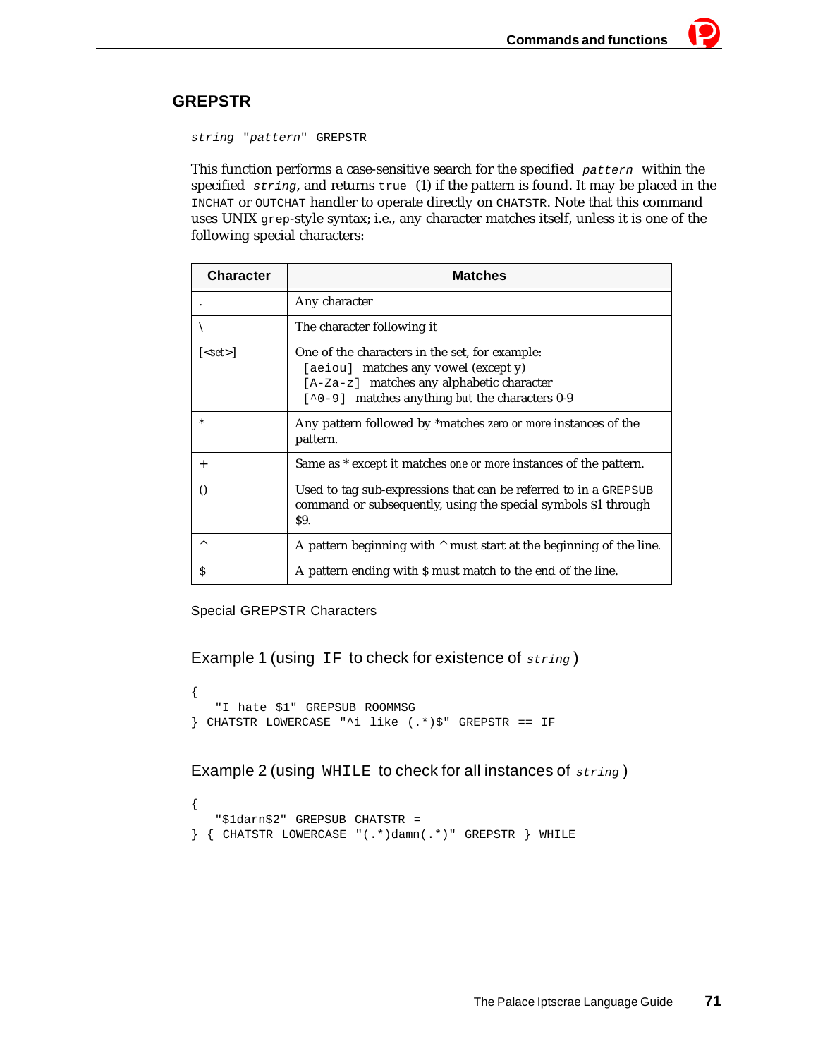## GREPSTR

*string* "*pattern*" GREPSTR

This function performs a case-sensitive search for the specified *pattern* within the specified *string*, and returns `true` (1) if the pattern is found. It may be placed in the `INCHAT` or `OUTCHAT` handler to operate directly on `CHATSTR`. Note that this command uses UNIX `grep`-style syntax; i.e., any character matches itself, unless it is one of the following special characters:

| Character | Matches |
|---|---|
| . | Any character |
| \ | The character following it |
| [<set>] | One of the characters in the set, for example:<br>`[aeiou]` matches any vowel (except y)<br>`[A-Za-z]` matches any alphabetic character<br>`[^0-9]` matches anything but the characters 0-9 |
| * | Any pattern followed by *matches zero or more instances of the pattern. |
| + | Same as * except it matches one or more instances of the pattern. |
| () | Used to tag sub-expressions that can be referred to in a `GREPSUB` command or subsequently, using the special symbols $1 through $9. |
| ^ | A pattern beginning with ^ must start at the beginning of the line. |
| $ | A pattern ending with $ must match to the end of the line. |

Special GREPSTR Characters

### Example 1 (using `IF` to check for existence of *string*)

```
{
   "I hate $1" GREPSUB ROOMMSG
} CHATSTR LOWERCASE "^i like (.*)$" GREPSTR == IF
```

### Example 2 (using `WHILE` to check for all instances of *string*)

```
{
   "$1darn$2" GREPSUB CHATSTR =
} { CHATSTR LOWERCASE "(.*)damn(.*)" GREPSTR } WHILE
```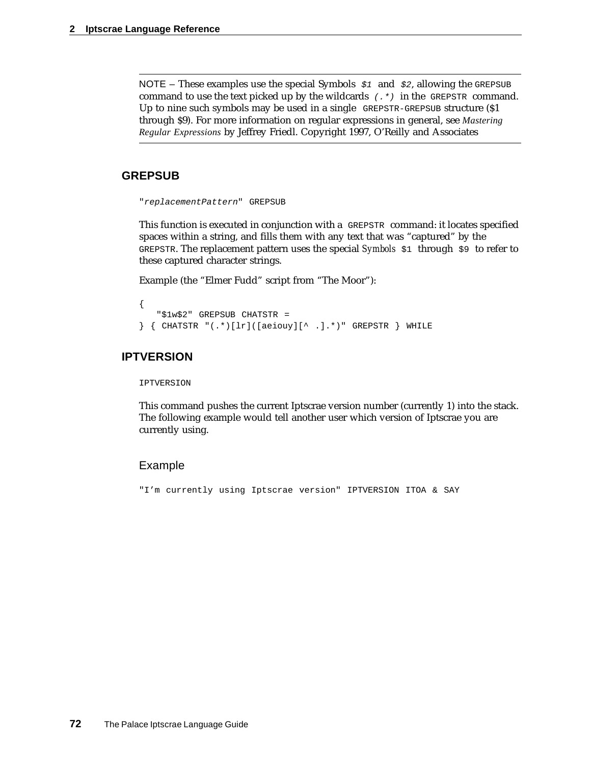NOTE – These examples use the special Symbols `$1` and `$2`, allowing the `GREPSUB` command to use the text picked up by the wildcards `(.*)` in the `GREPSTR` command. Up to nine such symbols may be used in a single `GREPSTR-GREPSUB` structure ($1 through $9). For more information on regular expressions in general, see *Mastering Regular Expressions* by Jeffrey Friedl. Copyright 1997, O'Reilly and Associates

## GREPSUB

```
"replacementPattern" GREPSUB
```

This function is executed in conjunction with a `GREPSTR` command: it locates specified spaces within a string, and fills them with any text that was "captured" by the `GREPSTR`. The replacement pattern uses the special *Symbols* `$1` through `$9` to refer to these captured character strings.

Example (the "Elmer Fudd" script from "The Moor"):

```
{
   "$1w$2" GREPSUB CHATSTR =
} { CHATSTR "(.*)[lr]([aeiouy][^ .].*)" GREPSTR } WHILE
```

## IPTVERSION

```
IPTVERSION
```

This command pushes the current Iptscrae version number (currently 1) into the stack. The following example would tell another user which version of Iptscrae you are currently using.

### Example

```
"I'm currently using Iptscrae version" IPTVERSION ITOA & SAY
```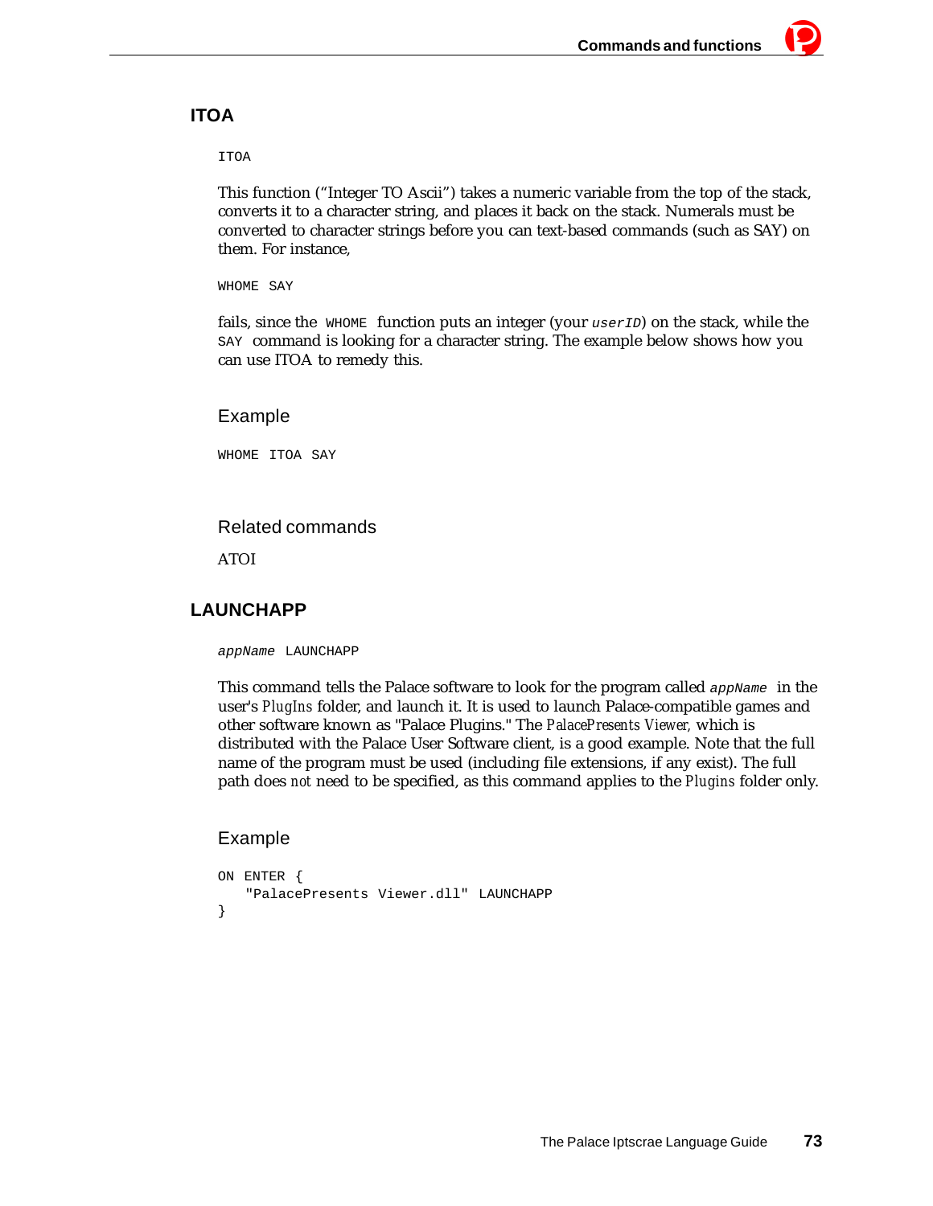## ITOA

```
ITOA
```

This function ("Integer TO Ascii") takes a numeric variable from the top of the stack, converts it to a character string, and places it back on the stack. Numerals must be converted to character strings before you can text-based commands (such as SAY) on them. For instance,

```
WHOME SAY
```

fails, since the `WHOME` function puts an integer (your *`userID`*) on the stack, while the `SAY` command is looking for a character string. The example below shows how you can use ITOA to remedy this.

### Example

```
WHOME ITOA SAY
```

### Related commands

ATOI

## LAUNCHAPP

```
appName LAUNCHAPP
```

This command tells the Palace software to look for the program called *`appName`* in the user's *PlugIns* folder, and launch it. It is used to launch Palace-compatible games and other software known as "Palace Plugins." The *PalacePresents Viewer,* which is distributed with the Palace User Software client, is a good example. Note that the full name of the program must be used (including file extensions, if any exist). The full path does *not* need to be specified, as this command applies to the *Plugins* folder only.

### Example

```
ON ENTER {
    "PalacePresents Viewer.dll" LAUNCHAPP
}
```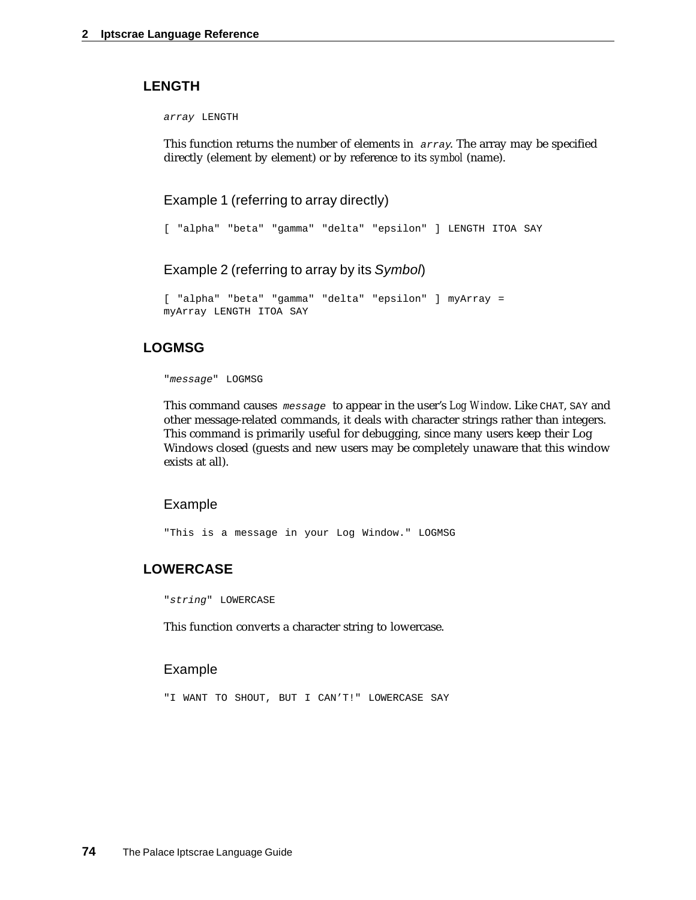## LENGTH

```
array LENGTH
```

This function returns the number of elements in `array`. The array may be specified directly (element by element) or by reference to its *symbol* (name).

### Example 1 (referring to array directly)

```
[ "alpha" "beta" "gamma" "delta" "epsilon" ] LENGTH ITOA SAY
```

### Example 2 (referring to array by its *Symbol*)

```
[ "alpha" "beta" "gamma" "delta" "epsilon" ] myArray =
myArray LENGTH ITOA SAY
```

## LOGMSG

```
"message" LOGMSG
```

This command causes `message` to appear in the user's *Log Window*. Like `CHAT`, `SAY` and other message-related commands, it deals with character strings rather than integers. This command is primarily useful for debugging, since many users keep their Log Windows closed (guests and new users may be completely unaware that this window exists at all).

### Example

```
"This is a message in your Log Window." LOGMSG
```

## LOWERCASE

```
"string" LOWERCASE
```

This function converts a character string to lowercase.

### Example

```
"I WANT TO SHOUT, BUT I CAN'T!" LOWERCASE SAY
```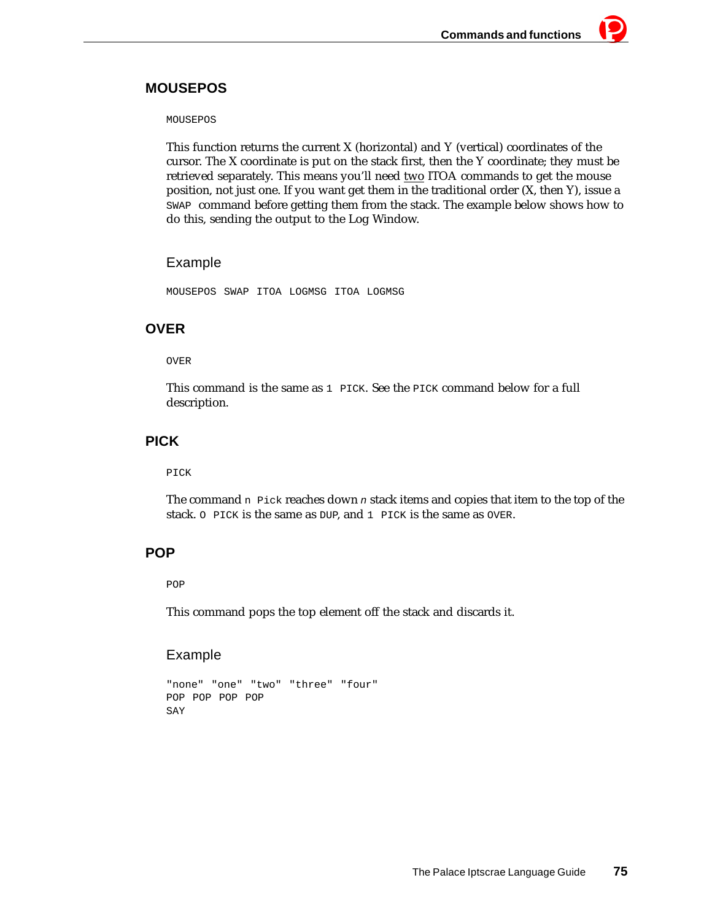## MOUSEPOS

```
MOUSEPOS
```

This function returns the current X (horizontal) and Y (vertical) coordinates of the cursor. The X coordinate is put on the stack first, then the Y coordinate; they must be retrieved separately. This means you'll need two ITOA commands to get the mouse position, not just one. If you want get them in the traditional order (X, then Y), issue a `SWAP` command before getting them from the stack. The example below shows how to do this, sending the output to the Log Window.

### Example

```
MOUSEPOS SWAP ITOA LOGMSG ITOA LOGMSG
```

## OVER

```
OVER
```

This command is the same as `1 PICK`. See the `PICK` command below for a full description.

## PICK

```
PICK
```

The command `n Pick` reaches down *n* stack items and copies that item to the top of the stack. `0 PICK` is the same as `DUP`, and `1 PICK` is the same as `OVER`.

## POP

```
POP
```

This command pops the top element off the stack and discards it.

### Example

```
"none" "one" "two" "three" "four"
POP POP POP POP
SAY
```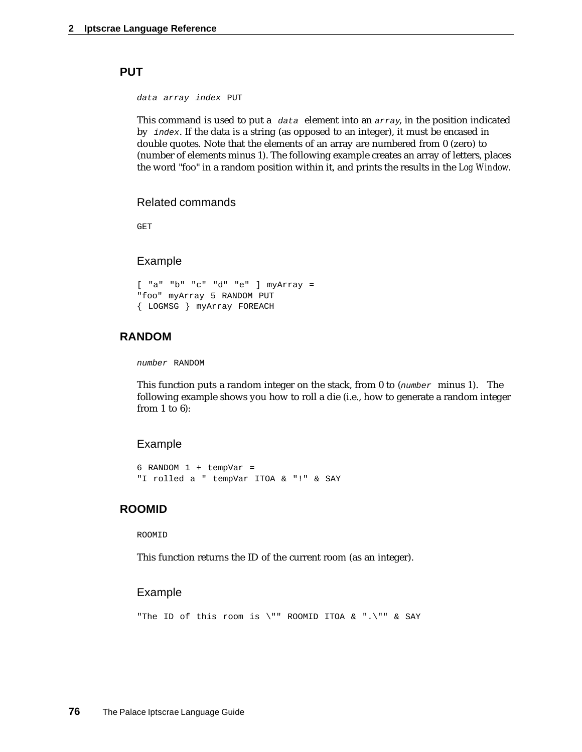## PUT

*data array index* PUT

This command is used to put a *data* element into an *array*, in the position indicated by *index*. If the data is a string (as opposed to an integer), it must be encased in double quotes. Note that the elements of an array are numbered from 0 (zero) to (number of elements minus 1). The following example creates an array of letters, places the word "foo" in a random position within it, and prints the results in the *Log Window*.

### Related commands

GET

### Example

```
[ "a" "b" "c" "d" "e" ] myArray =
"foo" myArray 5 RANDOM PUT
{ LOGMSG } myArray FOREACH
```

## RANDOM

*number* RANDOM

This function puts a random integer on the stack, from 0 to (*number* minus 1). The following example shows you how to roll a die (i.e., how to generate a random integer from 1 to 6):

### Example

```
6 RANDOM 1 + tempVar =
"I rolled a " tempVar ITOA & "!" & SAY
```

## ROOMID

ROOMID

This function returns the ID of the current room (as an integer).

### Example

```
"The ID of this room is \"" ROOMID ITOA & ".\"" & SAY
```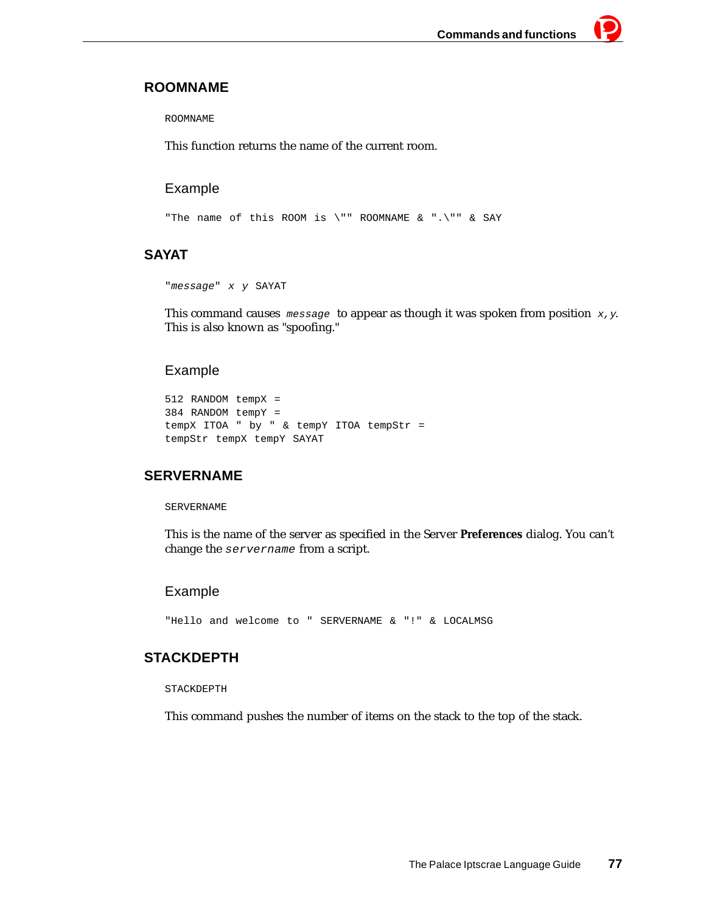## ROOMNAME

```
ROOMNAME
```

This function returns the name of the current room.

### Example

```
"The name of this ROOM is \"" ROOMNAME & ".\"" & SAY
```

## SAYAT

```
"message" x y SAYAT
```

This command causes `message` to appear as though it was spoken from position `x,y`. This is also known as "spoofing."

### Example

```
512 RANDOM tempX =
384 RANDOM tempY =
tempX ITOA " by " & tempY ITOA tempStr =
tempStr tempX tempY SAYAT
```

## SERVERNAME

```
SERVERNAME
```

This is the name of the server as specified in the Server **Preferences** dialog. You can't change the `servername` from a script.

### Example

```
"Hello and welcome to " SERVERNAME & "!" & LOCALMSG
```

## STACKDEPTH

```
STACKDEPTH
```

This command pushes the number of items on the stack to the top of the stack.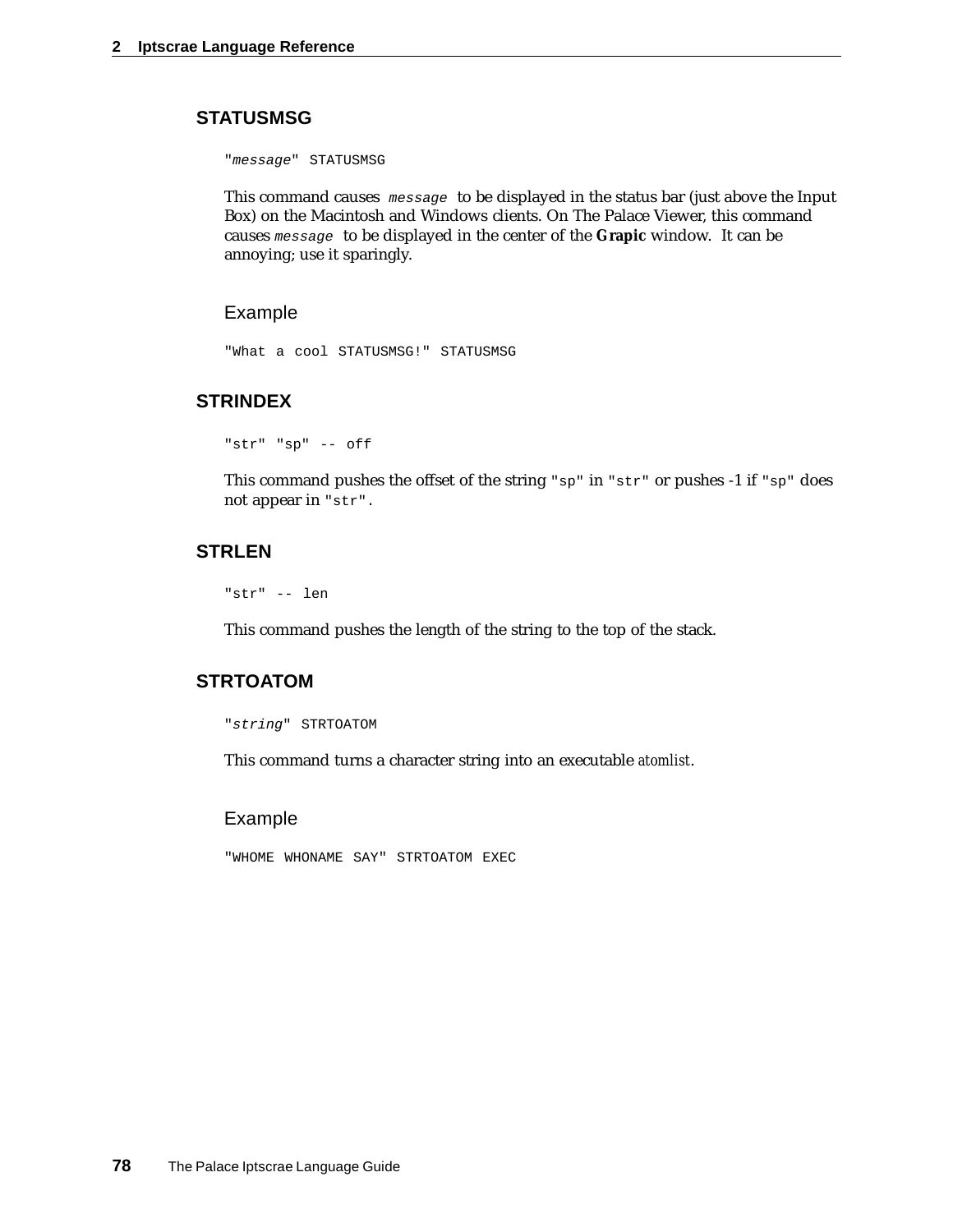## STATUSMSG

```
"message" STATUSMSG
```

This command causes *message* to be displayed in the status bar (just above the Input Box) on the Macintosh and Windows clients. On The Palace Viewer, this command causes *message* to be displayed in the center of the **Grapic** window. It can be annoying; use it sparingly.

### Example

```
"What a cool STATUSMSG!" STATUSMSG
```

## STRINDEX

```
"str" "sp" -- off
```

This command pushes the offset of the string `"sp"` in `"str"` or pushes -1 if `"sp"` does not appear in `"str"`.

## STRLEN

```
"str" -- len
```

This command pushes the length of the string to the top of the stack.

## STRTOATOM

```
"string" STRTOATOM
```

This command turns a character string into an executable *atomlist*.

### Example

```
"WHOME WHONAME SAY" STRTOATOM EXEC
```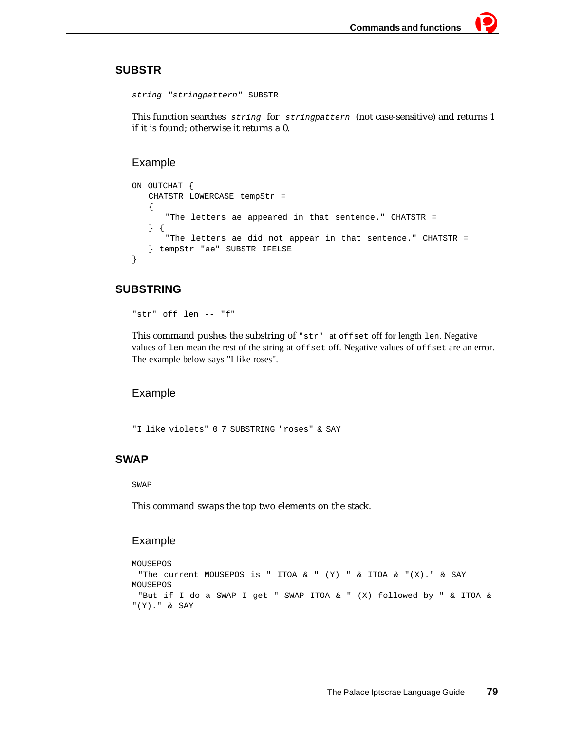## SUBSTR

```
string "stringpattern" SUBSTR
```

This function searches `string` for `stringpattern` (not case-sensitive) and returns 1 if it is found; otherwise it returns a 0.

### Example

```
ON OUTCHAT {
   CHATSTR LOWERCASE tempStr =
   {
      "The letters ae appeared in that sentence." CHATSTR =
   } {
      "The letters ae did not appear in that sentence." CHATSTR =
   } tempStr "ae" SUBSTR IFELSE
}
```

## SUBSTRING

```
"str" off len -- "f"
```

This command pushes the substring of `"str"` at `offset` off for length `len`. Negative values of `len` mean the rest of the string at `offset` off. Negative values of `offset` are an error. The example below says "I like roses".

### Example

```
"I like violets" 0 7 SUBSTRING "roses" & SAY
```

## SWAP

```
SWAP
```

This command swaps the top two elements on the stack.

### Example

```
MOUSEPOS
 "The current MOUSEPOS is " ITOA & " (Y) " & ITOA & "(X)." & SAY
MOUSEPOS
 "But if I do a SWAP I get " SWAP ITOA & " (X) followed by " & ITOA &
"(Y)." & SAY
```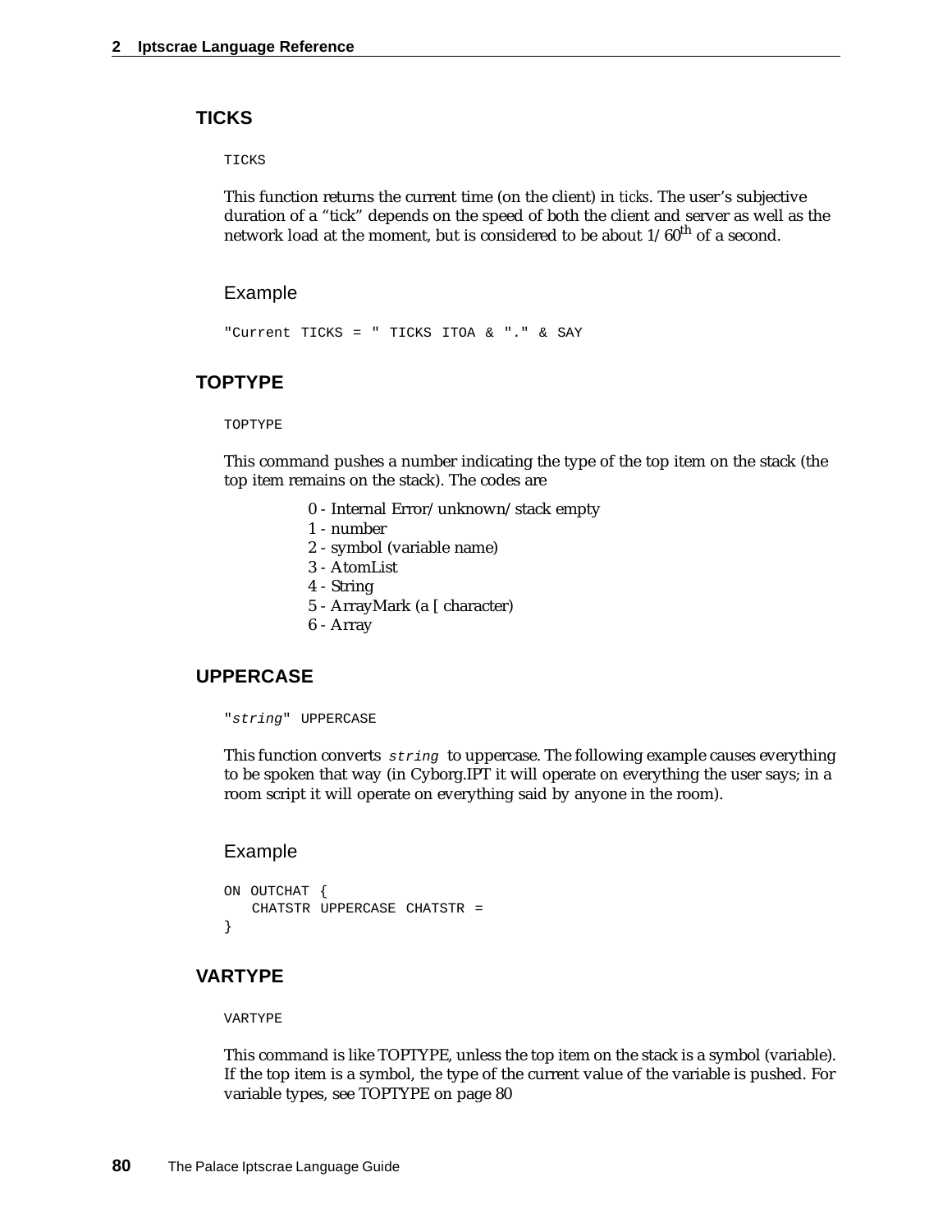## TICKS

```
TICKS
```

This function returns the current time (on the client) in *ticks*. The user's subjective duration of a "tick" depends on the speed of both the client and server as well as the network load at the moment, but is considered to be about 1/60$^{th}$ of a second.

### Example

```
"Current TICKS = " TICKS ITOA & "." & SAY
```

## TOPTYPE

```
TOPTYPE
```

This command pushes a number indicating the type of the top item on the stack (the top item remains on the stack). The codes are

- 0 - Internal Error/unknown/stack empty
- 1 - number
- 2 - symbol (variable name)
- 3 - AtomList
- 4 - String
- 5 - ArrayMark (a [ character)
- 6 - Array

## UPPERCASE

```
"string" UPPERCASE
```

This function converts *string* to uppercase. The following example causes everything to be spoken that way (in Cyborg.IPT it will operate on everything the user says; in a room script it will operate on everything said by anyone in the room).

### Example

```
ON OUTCHAT {
   CHATSTR UPPERCASE CHATSTR =
}
```

## VARTYPE

```
VARTYPE
```

This command is like TOPTYPE, unless the top item on the stack is a symbol (variable). If the top item is a symbol, the type of the current value of the variable is pushed. For variable types, see TOPTYPE on page 80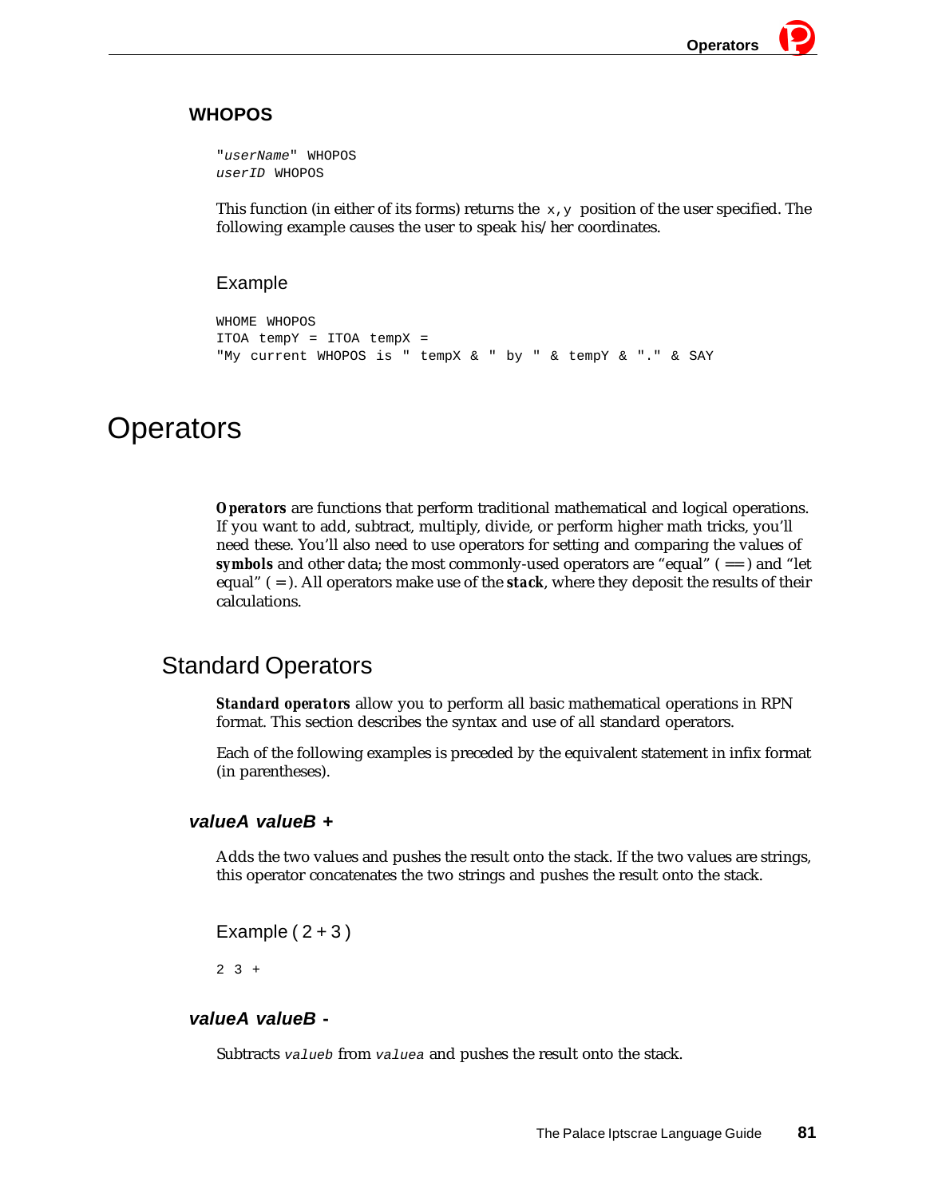### WHOPOS

```
"userName" WHOPOS
userID WHOPOS
```

This function (in either of its forms) returns the `x,y` position of the user specified. The following example causes the user to speak his/her coordinates.

Example

```
WHOME WHOPOS
ITOA tempY = ITOA tempX =
"My current WHOPOS is " tempX & " by " & tempY & "." & SAY
```

# Operators

***Operators*** are functions that perform traditional mathematical and logical operations. If you want to add, subtract, multiply, divide, or perform higher math tricks, you'll need these. You'll also need to use operators for setting and comparing the values of ***symbols*** and other data; the most commonly-used operators are "equal" ( == ) and "let equal" ( = ). All operators make use of the ***stack***, where they deposit the results of their calculations.

## Standard Operators

***Standard operators*** allow you to perform all basic mathematical operations in RPN format. This section describes the syntax and use of all standard operators.

Each of the following examples is preceded by the equivalent statement in infix format (in parentheses).

### *valueA valueB +*

Adds the two values and pushes the result onto the stack. If the two values are strings, this operator concatenates the two strings and pushes the result onto the stack.

Example ( 2 + 3 )

```
2 3 +
```

### *valueA valueB -*

Subtracts `valueb` from `valuea` and pushes the result onto the stack.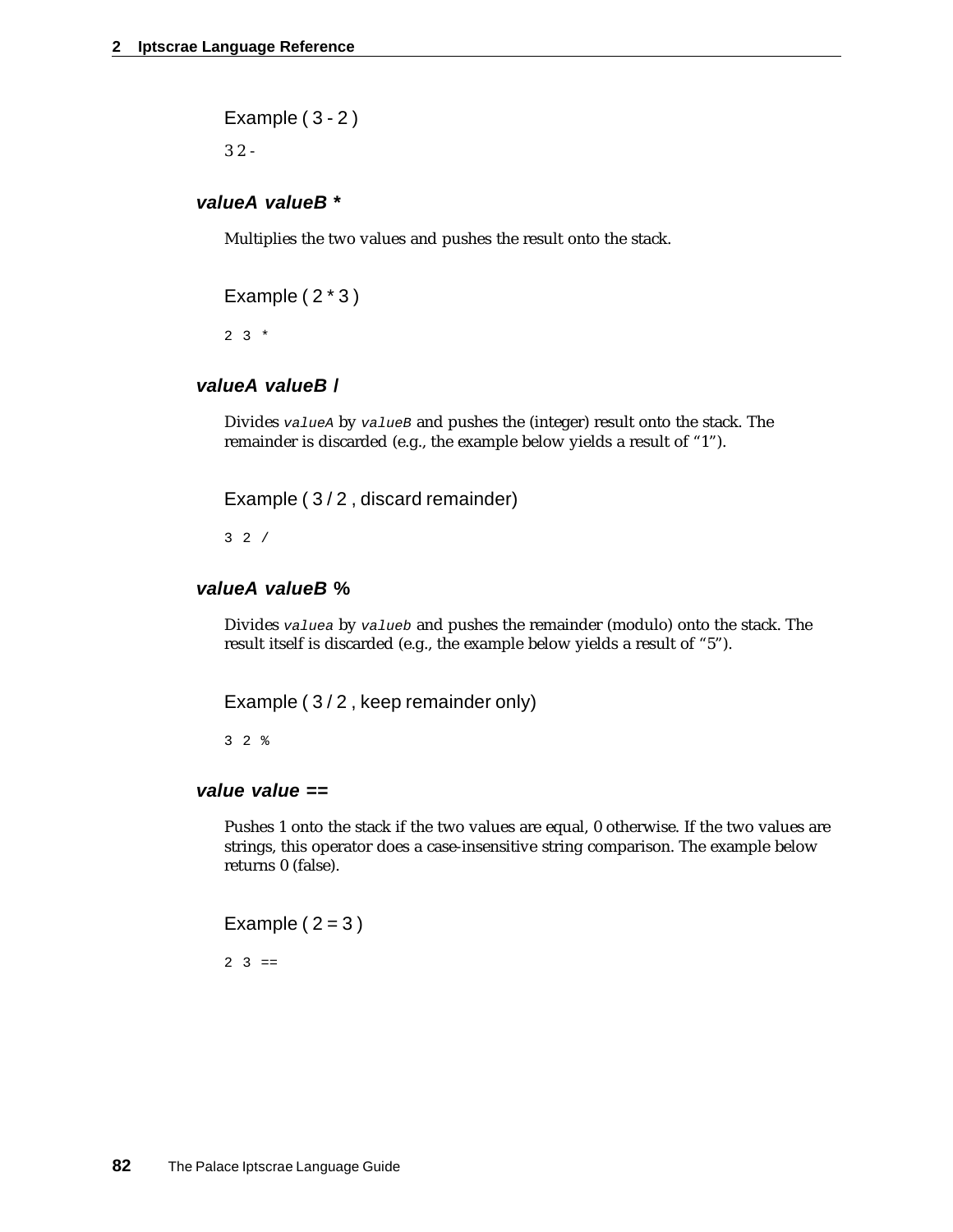Example ( 3 - 2 )

```
3 2 -
```

### *valueA valueB \**

Multiplies the two values and pushes the result onto the stack.

Example ( 2 * 3 )

```
2 3 *
```

### *valueA valueB /*

Divides `valueA` by `valueB` and pushes the (integer) result onto the stack. The remainder is discarded (e.g., the example below yields a result of “1”).

Example ( 3 / 2 , discard remainder)

```
3 2 /
```

### *valueA valueB %*

Divides `valuea` by `valueb` and pushes the remainder (modulo) onto the stack. The result itself is discarded (e.g., the example below yields a result of “5”).

Example ( 3 / 2 , keep remainder only)

```
3 2 %
```

### *value value ==*

Pushes 1 onto the stack if the two values are equal, 0 otherwise. If the two values are strings, this operator does a case-insensitive string comparison. The example below returns 0 (false).

Example ( 2 = 3 )

```
2 3 ==
```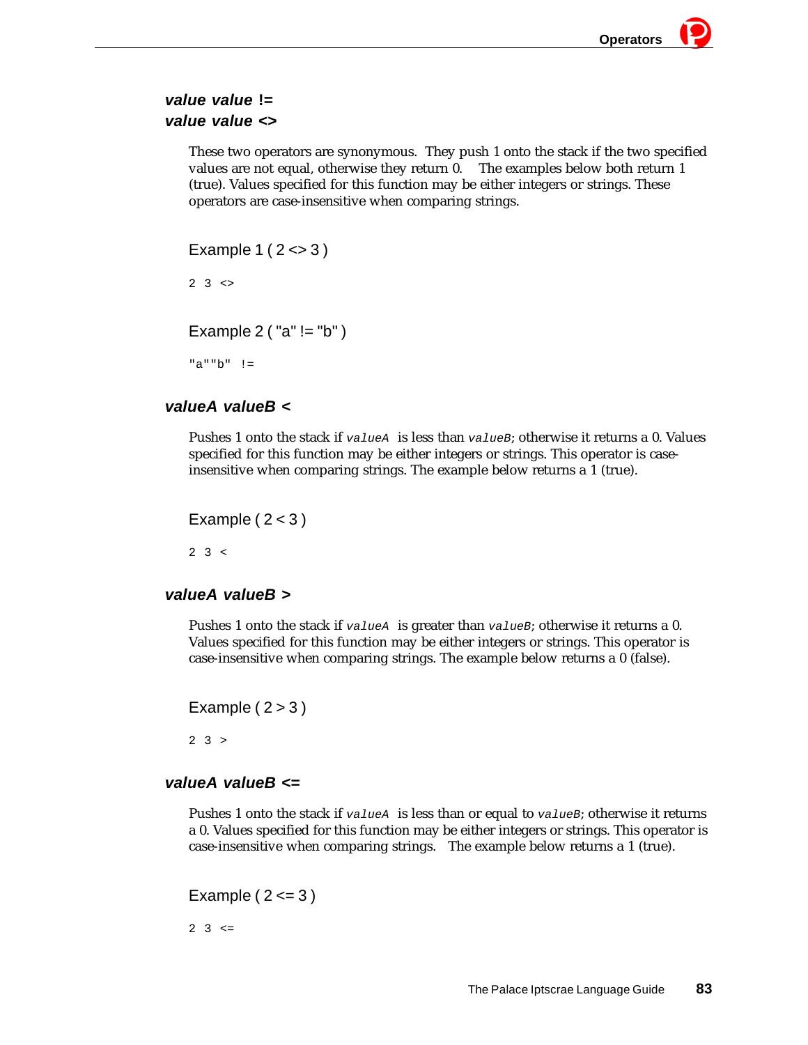### *value value* !=
### *value value* <>

These two operators are synonymous. They push 1 onto the stack if the two specified values are not equal, otherwise they return 0. The examples below both return 1 (true). Values specified for this function may be either integers or strings. These operators are case-insensitive when comparing strings.

Example 1 ( 2 <> 3 )

```
2 3 <>
```

Example 2 ( "a" != "b" )

```
"a""b" !=
```

### *valueA valueB* <

Pushes 1 onto the stack if `valueA` is less than `valueB`; otherwise it returns a 0. Values specified for this function may be either integers or strings. This operator is case-insensitive when comparing strings. The example below returns a 1 (true).

Example ( 2 < 3 )

```
2 3 <
```

### *valueA valueB* >

Pushes 1 onto the stack if `valueA` is greater than `valueB`; otherwise it returns a 0. Values specified for this function may be either integers or strings. This operator is case-insensitive when comparing strings. The example below returns a 0 (false).

Example ( 2 > 3 )

```
2 3 >
```

### *valueA valueB* <=

Pushes 1 onto the stack if `valueA` is less than or equal to `valueB`; otherwise it returns a 0. Values specified for this function may be either integers or strings. This operator is case-insensitive when comparing strings. The example below returns a 1 (true).

Example ( 2 <= 3 )

```
2 3 <=
```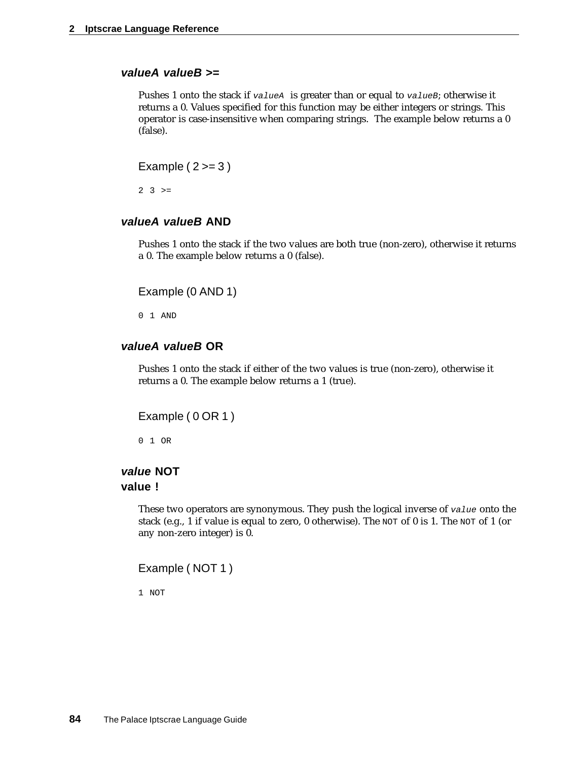### *valueA valueB* >=

Pushes 1 onto the stack if `valueA` is greater than or equal to `valueB`; otherwise it returns a 0. Values specified for this function may be either integers or strings. This operator is case-insensitive when comparing strings. The example below returns a 0 (false).

Example ( 2 >= 3 )

```
2 3 >=
```

### *valueA valueB* AND

Pushes 1 onto the stack if the two values are both true (non-zero), otherwise it returns a 0. The example below returns a 0 (false).

Example (0 AND 1)

```
0 1 AND
```

### *valueA valueB* OR

Pushes 1 onto the stack if either of the two values is true (non-zero), otherwise it returns a 0. The example below returns a 1 (true).

Example ( 0 OR 1 )

```
0 1 OR
```

### *value* NOT
### value !

These two operators are synonymous. They push the logical inverse of `value` onto the stack (e.g., 1 if value is equal to zero, 0 otherwise). The `NOT` of 0 is 1. The `NOT` of 1 (or any non-zero integer) is 0.

Example ( NOT 1 )

```
1 NOT
```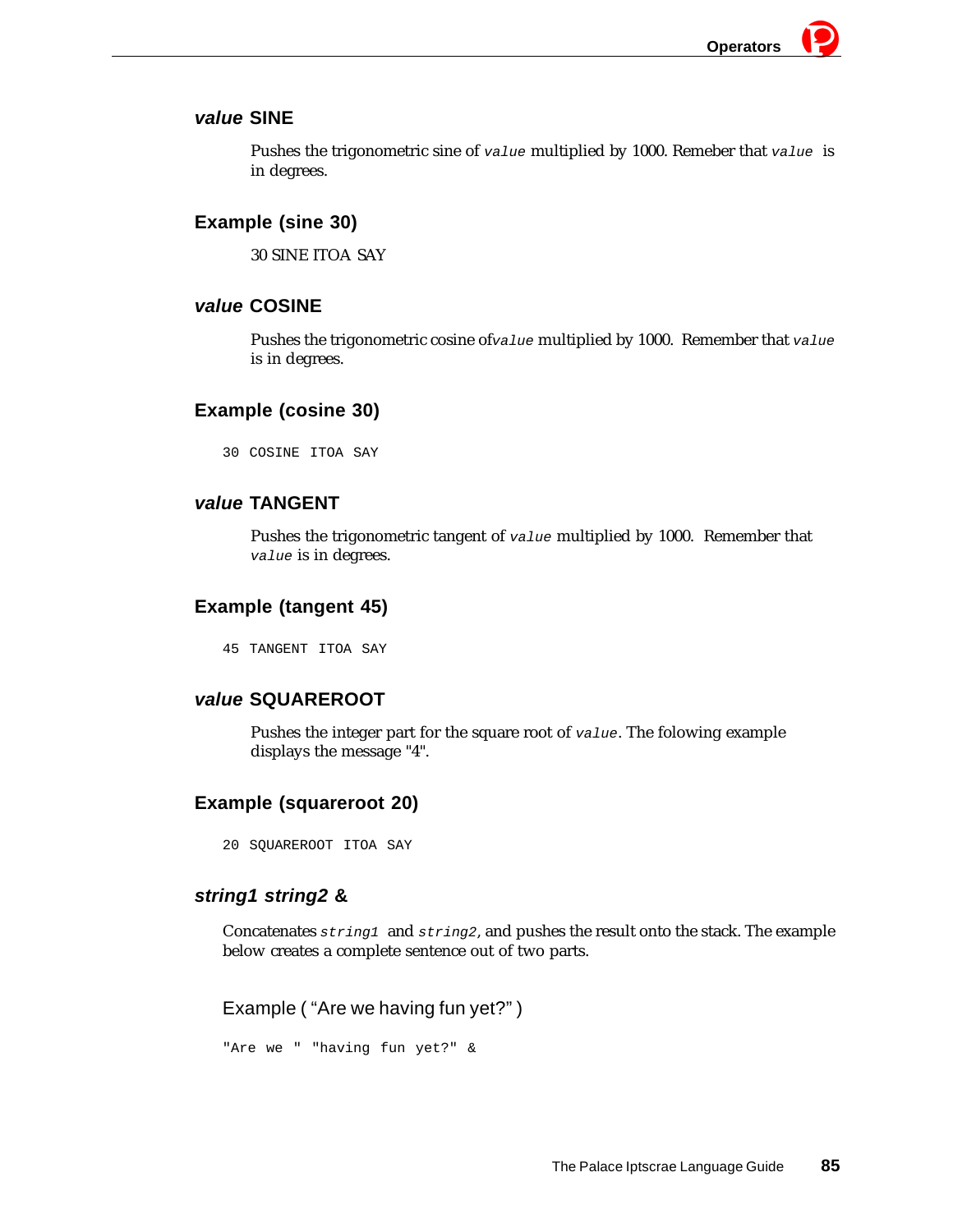### *value* SINE

Pushes the trigonometric sine of `value` multiplied by 1000. Remeber that `value` is in degrees.

### Example (sine 30)

30 SINE ITOA SAY

### *value* COSINE

Pushes the trigonometric cosine of`value` multiplied by 1000. Remember that `value` is in degrees.

### Example (cosine 30)

```
30 COSINE ITOA SAY
```

### *value* TANGENT

Pushes the trigonometric tangent of `value` multiplied by 1000. Remember that `value` is in degrees.

### Example (tangent 45)

```
45 TANGENT ITOA SAY
```

### *value* SQUAREROOT

Pushes the integer part for the square root of `value`. The folowing example displays the message "4".

### Example (squareroot 20)

```
20 SQUAREROOT ITOA SAY
```

### *string1 string2* &

Concatenates `string1` and `string2`, and pushes the result onto the stack. The example below creates a complete sentence out of two parts.

Example ( “Are we having fun yet?” )

```
"Are we " "having fun yet?" &
```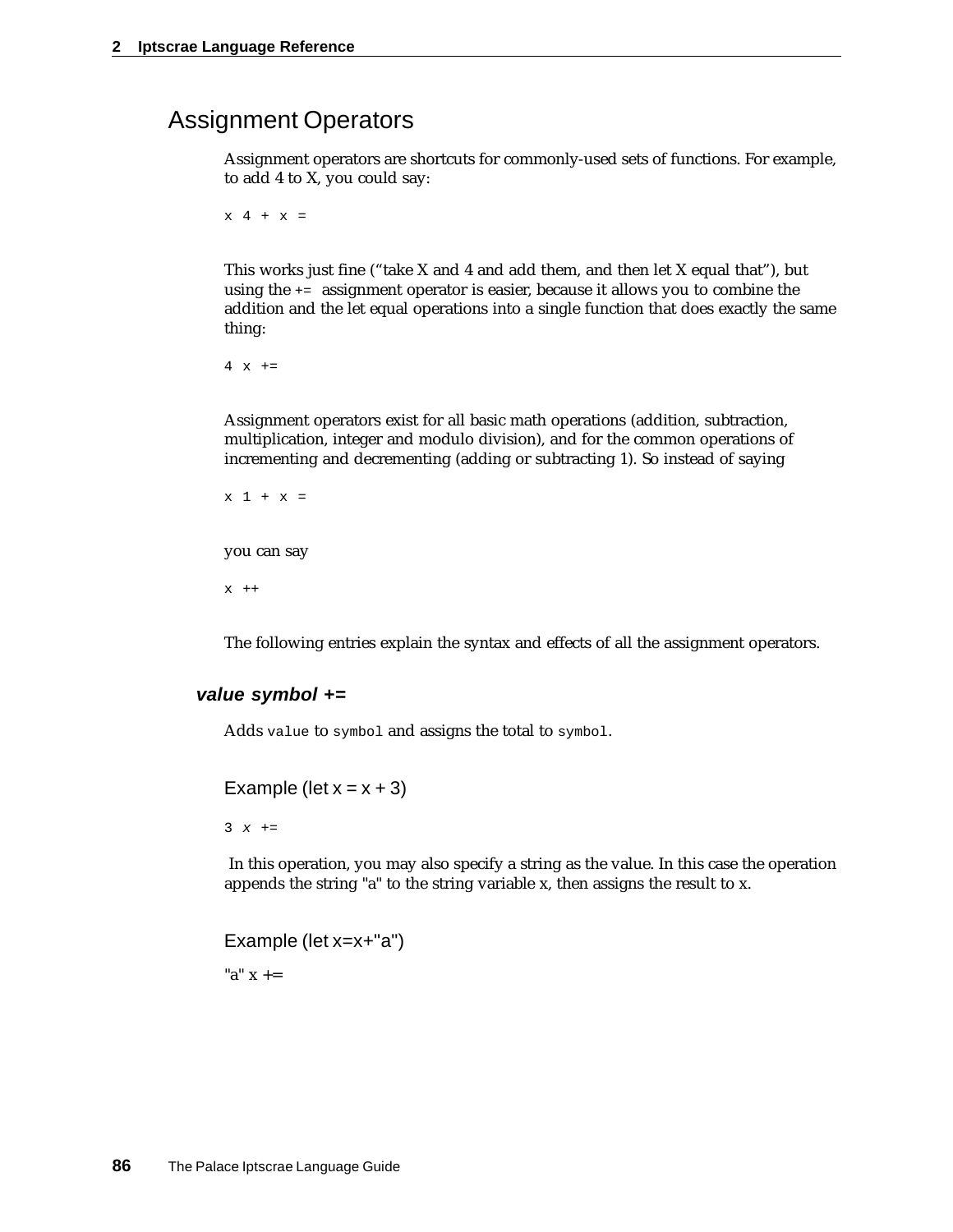## Assignment Operators

Assignment operators are shortcuts for commonly-used sets of functions. For example, to add 4 to X, you could say:

```
x 4 + x =
```

This works just fine (“take X and 4 and add them, and then let X equal that”), but using the `+=` assignment operator is easier, because it allows you to combine the addition and the let equal operations into a single function that does exactly the same thing:

```
4 x +=
```

Assignment operators exist for all basic math operations (addition, subtraction, multiplication, integer and modulo division), and for the common operations of incrementing and decrementing (adding or subtracting 1). So instead of saying

```
x 1 + x =
```

you can say

```
x ++
```

The following entries explain the syntax and effects of all the assignment operators.

### *value symbol +=*

Adds `value` to `symbol` and assigns the total to `symbol`.

#### Example (let x = x + 3)

```
3 x +=
```

In this operation, you may also specify a string as the value. In this case the operation appends the string "a" to the string variable x, then assigns the result to x.

#### Example (let x=x+"a")

```
"a" x +=
```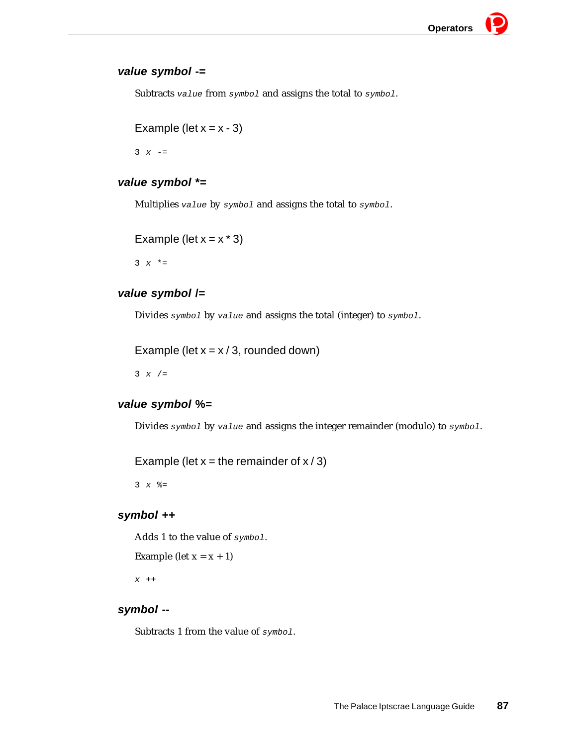### *value symbol* -=

Subtracts `value` from `symbol` and assigns the total to `symbol`.

Example (let x = x - 3)

```
3 x -=
```

### *value symbol* *=

Multiplies `value` by `symbol` and assigns the total to `symbol`.

Example (let x = x * 3)

```
3 x *=
```

### *value symbol* /=

Divides `symbol` by `value` and assigns the total (integer) to `symbol`.

Example (let x = x / 3, rounded down)

```
3 x /=
```

### *value symbol* %=

Divides `symbol` by `value` and assigns the integer remainder (modulo) to `symbol`.

Example (let x = the remainder of x / 3)

```
3 x %=
```

### *symbol* ++

Adds 1 to the value of `symbol`.

Example (let x = x + 1)

```
x ++
```

### *symbol* --

Subtracts 1 from the value of `symbol`.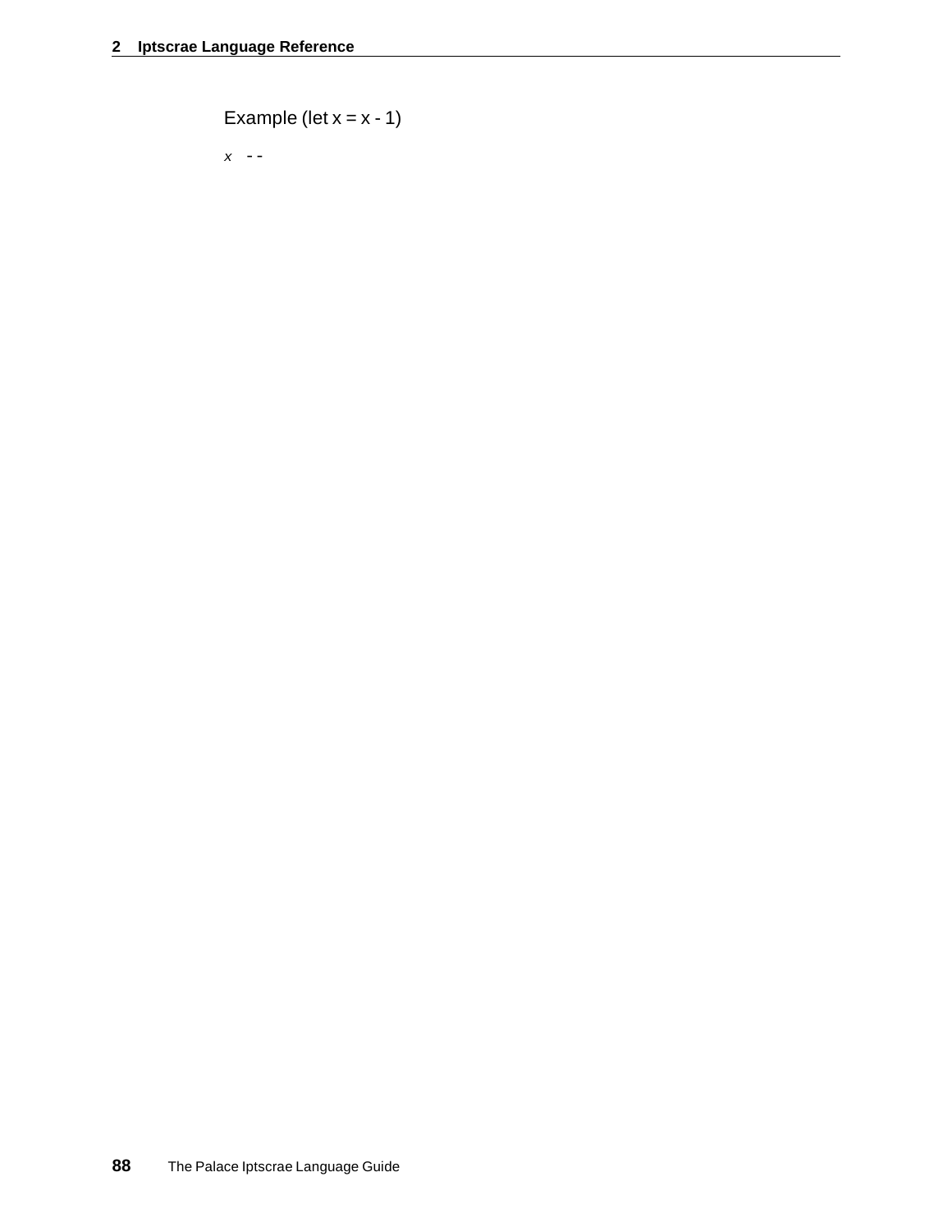Example (let x = x - 1)

```
x --
```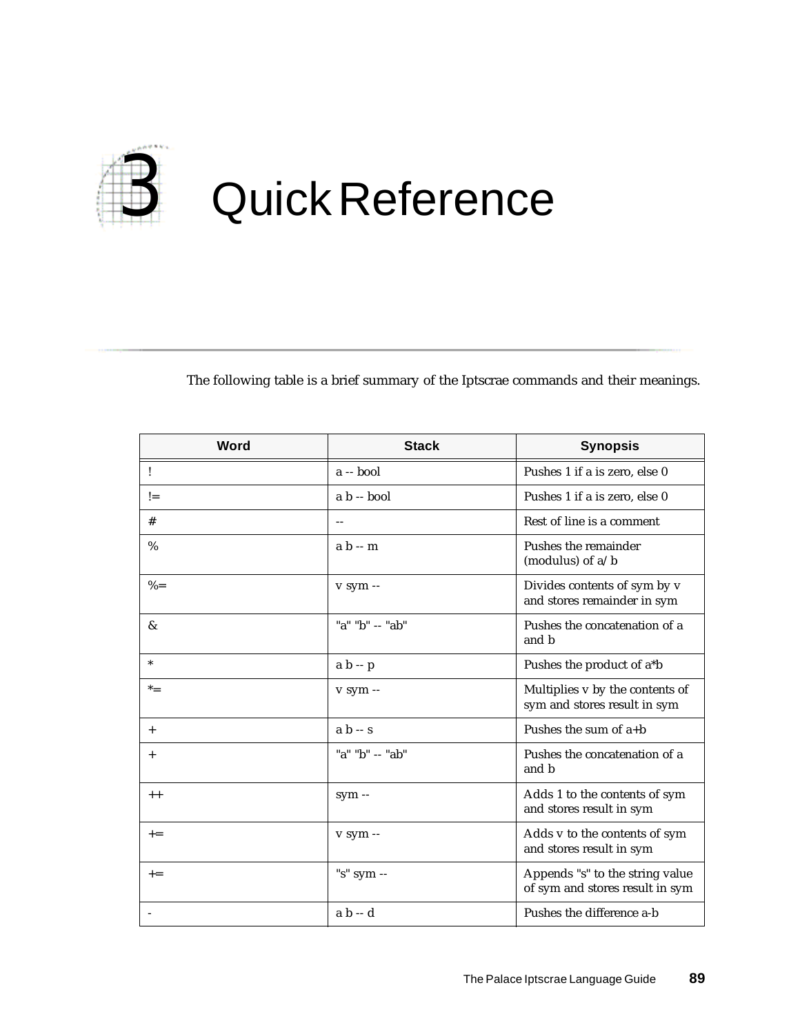# 3 Quick Reference

The following table is a brief summary of the Iptscrae commands and their meanings.

| Word | Stack | Synopsis |
|---|---|---|
| ! | a -- bool | Pushes 1 if a is zero, else 0 |
| != | a b -- bool | Pushes 1 if a is zero, else 0 |
| # | -- | Rest of line is a comment |
| % | a b -- m | Pushes the remainder (modulus) of a/b |
| %= | v sym -- | Divides contents of sym by v and stores remainder in sym |
| & | "a" "b" -- "ab" | Pushes the concatenation of a and b |
| * | a b -- p | Pushes the product of a*b |
| *= | v sym -- | Multiplies v by the contents of sym and stores result in sym |
| + | a b -- s | Pushes the sum of a+b |
| + | "a" "b" -- "ab" | Pushes the concatenation of a and b |
| ++ | sym -- | Adds 1 to the contents of sym and stores result in sym |
| += | v sym -- | Adds v to the contents of sym and stores result in sym |
| += | "s" sym -- | Appends "s" to the string value of sym and stores result in sym |
| - | a b -- d | Pushes the difference a-b |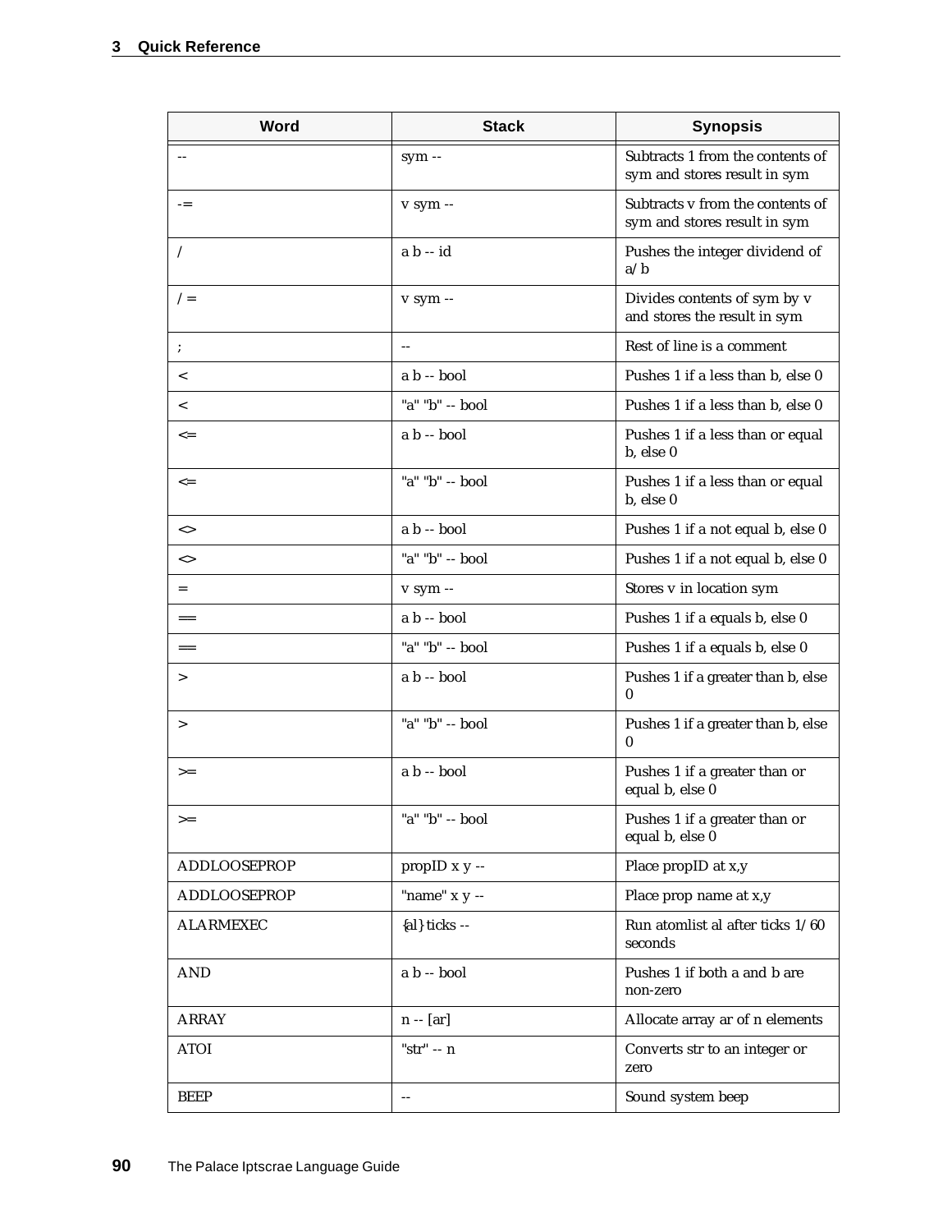| Word | Stack | Synopsis |
|---|---|---|
| -- | sym -- | Subtracts 1 from the contents of sym and stores result in sym |
| -= | v sym -- | Subtracts v from the contents of sym and stores result in sym |
| / | a b -- id | Pushes the integer dividend of a/b |
| /= | v sym -- | Divides contents of sym by v and stores the result in sym |
| ; | -- | Rest of line is a comment |
| < | a b -- bool | Pushes 1 if a less than b, else 0 |
| < | "a" "b" -- bool | Pushes 1 if a less than b, else 0 |
| <= | a b -- bool | Pushes 1 if a less than or equal b, else 0 |
| <= | "a" "b" -- bool | Pushes 1 if a less than or equal b, else 0 |
| <> | a b -- bool | Pushes 1 if a not equal b, else 0 |
| <> | "a" "b" -- bool | Pushes 1 if a not equal b, else 0 |
| = | v sym -- | Stores v in location sym |
| == | a b -- bool | Pushes 1 if a equals b, else 0 |
| == | "a" "b" -- bool | Pushes 1 if a equals b, else 0 |
| > | a b -- bool | Pushes 1 if a greater than b, else 0 |
| > | "a" "b" -- bool | Pushes 1 if a greater than b, else 0 |
| >= | a b -- bool | Pushes 1 if a greater than or equal b, else 0 |
| >= | "a" "b" -- bool | Pushes 1 if a greater than or equal b, else 0 |
| ADDLOOSEPROP | propID x y -- | Place propID at x,y |
| ADDLOOSEPROP | "name" x y -- | Place prop name at x,y |
| ALARMEXEC | {al} ticks -- | Run atomlist al after ticks 1/60 seconds |
| AND | a b -- bool | Pushes 1 if both a and b are non-zero |
| ARRAY | n -- [ar] | Allocate array ar of n elements |
| ATOI | "str" -- n | Converts str to an integer or zero |
| BEEP | -- | Sound system beep |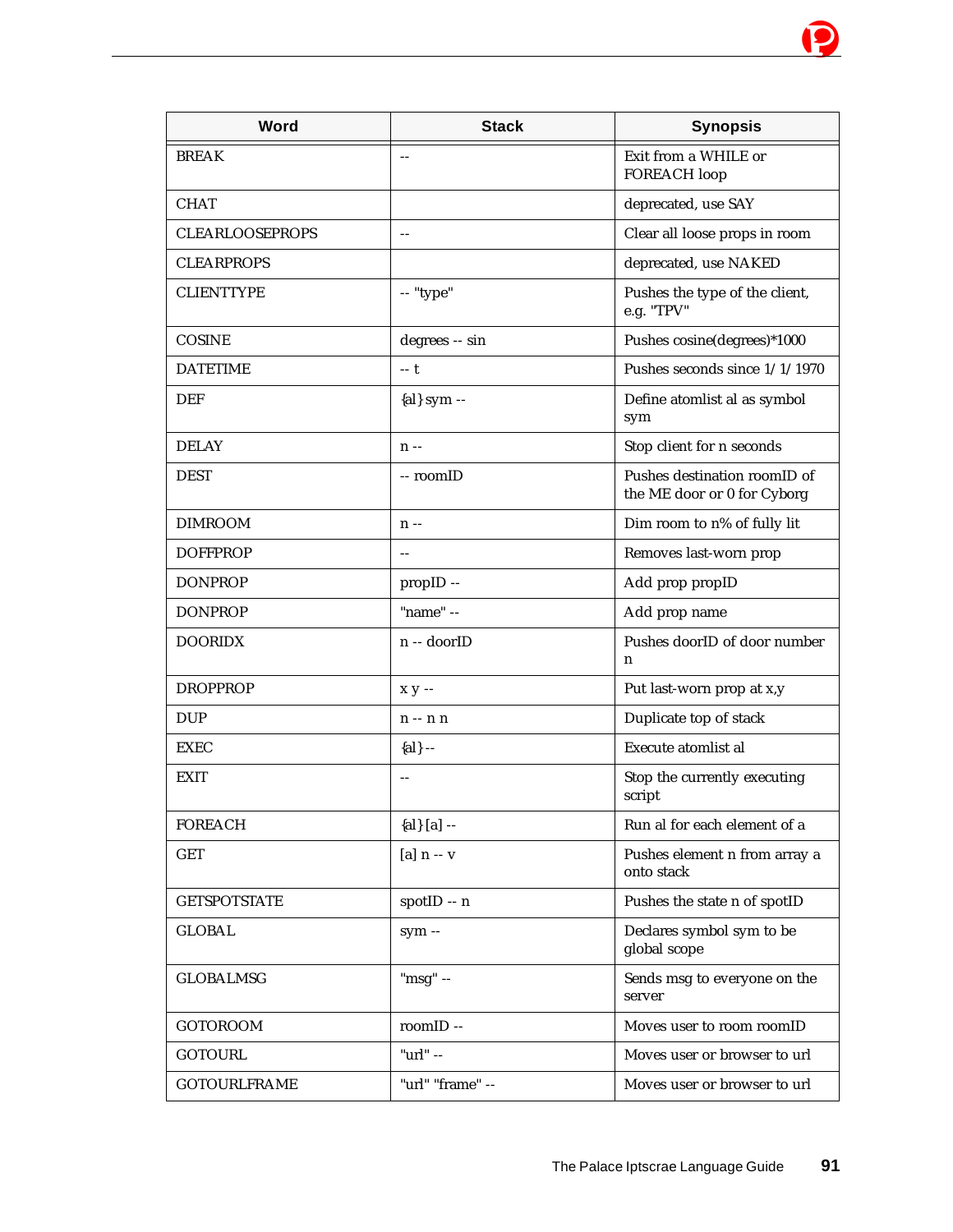| Word | Stack | Synopsis |
|---|---|---|
| BREAK | -- | Exit from a WHILE or FOREACH loop |
| CHAT | | deprecated, use SAY |
| CLEARLOOSEPROPS | -- | Clear all loose props in room |
| CLEARPROPS | | deprecated, use NAKED |
| CLIENTTYPE | -- "type" | Pushes the type of the client, e.g. "TPV" |
| COSINE | degrees -- sin | Pushes cosine(degrees)*1000 |
| DATETIME | -- t | Pushes seconds since 1/1/1970 |
| DEF | {al} sym -- | Define atomlist al as symbol sym |
| DELAY | n -- | Stop client for n seconds |
| DEST | -- roomID | Pushes destination roomID of the ME door or 0 for Cyborg |
| DIMROOM | n -- | Dim room to n% of fully lit |
| DOFFPROP | -- | Removes last-worn prop |
| DONPROP | propID -- | Add prop propID |
| DONPROP | "name" -- | Add prop name |
| DOORIDX | n -- doorID | Pushes doorID of door number n |
| DROPPROP | x y -- | Put last-worn prop at x,y |
| DUP | n -- n n | Duplicate top of stack |
| EXEC | {al} -- | Execute atomlist al |
| EXIT | -- | Stop the currently executing script |
| FOREACH | {al} [a] -- | Run al for each element of a |
| GET | [a] n -- v | Pushes element n from array a onto stack |
| GETSPOTSTATE | spotID -- n | Pushes the state n of spotID |
| GLOBAL | sym -- | Declares symbol sym to be global scope |
| GLOBALMSG | "msg" -- | Sends msg to everyone on the server |
| GOTOROOM | roomID -- | Moves user to room roomID |
| GOTOURL | "url" -- | Moves user or browser to url |
| GOTOURLFRAME | "url" "frame" -- | Moves user or browser to url |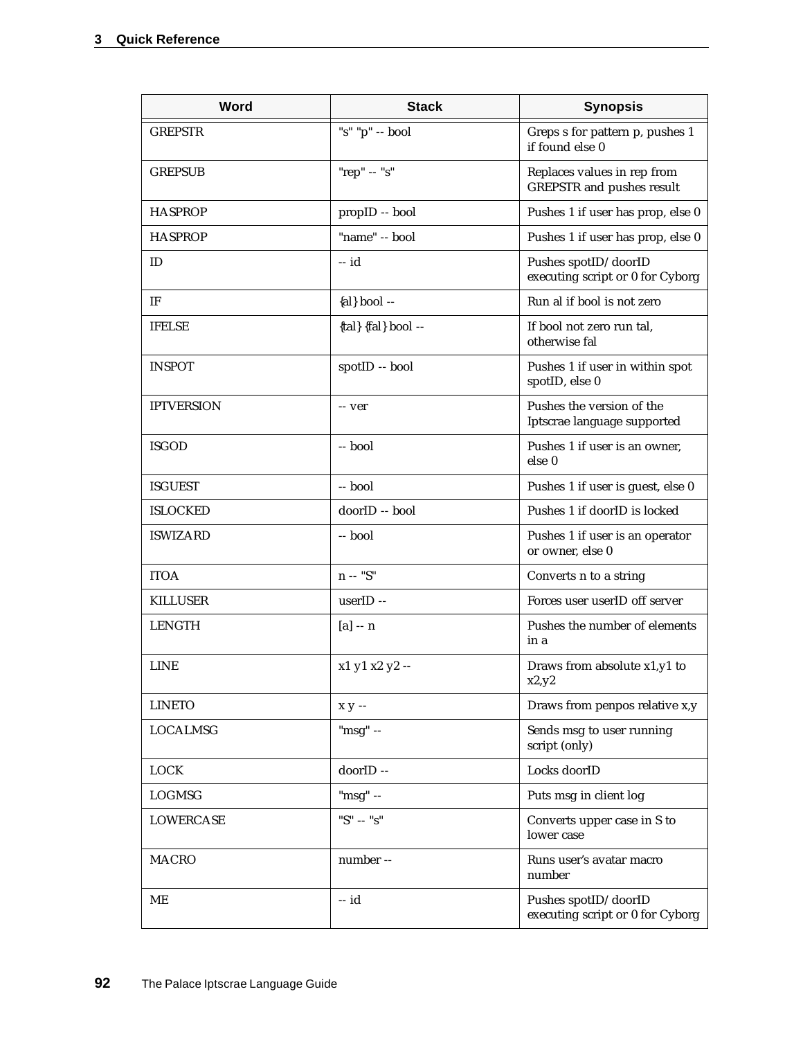| Word | Stack | Synopsis |
|---|---|---|
| GREPSTR | "s" "p" -- bool | Greps s for pattern p, pushes 1 if found else 0 |
| GREPSUB | "rep" -- "s" | Replaces values in rep from GREPSTR and pushes result |
| HASPROP | propID -- bool | Pushes 1 if user has prop, else 0 |
| HASPROP | "name" -- bool | Pushes 1 if user has prop, else 0 |
| ID | -- id | Pushes spotID/doorID executing script or 0 for Cyborg |
| IF | {al} bool -- | Run al if bool is not zero |
| IFELSE | {tal} {fal} bool -- | If bool not zero run tal, otherwise fal |
| INSPOT | spotID -- bool | Pushes 1 if user in within spot spotID, else 0 |
| IPTVERSION | -- ver | Pushes the version of the Iptscrae language supported |
| ISGOD | -- bool | Pushes 1 if user is an owner, else 0 |
| ISGUEST | -- bool | Pushes 1 if user is guest, else 0 |
| ISLOCKED | doorID -- bool | Pushes 1 if doorID is locked |
| ISWIZARD | -- bool | Pushes 1 if user is an operator or owner, else 0 |
| ITOA | n -- "S" | Converts n to a string |
| KILLUSER | userID -- | Forces user userID off server |
| LENGTH | [a] -- n | Pushes the number of elements in a |
| LINE | x1 y1 x2 y2 -- | Draws from absolute x1,y1 to x2,y2 |
| LINETO | x y -- | Draws from penpos relative x,y |
| LOCALMSG | "msg" -- | Sends msg to user running script (only) |
| LOCK | doorID -- | Locks doorID |
| LOGMSG | "msg" -- | Puts msg in client log |
| LOWERCASE | "S" -- "s" | Converts upper case in S to lower case |
| MACRO | number -- | Runs user's avatar macro number |
| ME | -- id | Pushes spotID/doorID executing script or 0 for Cyborg |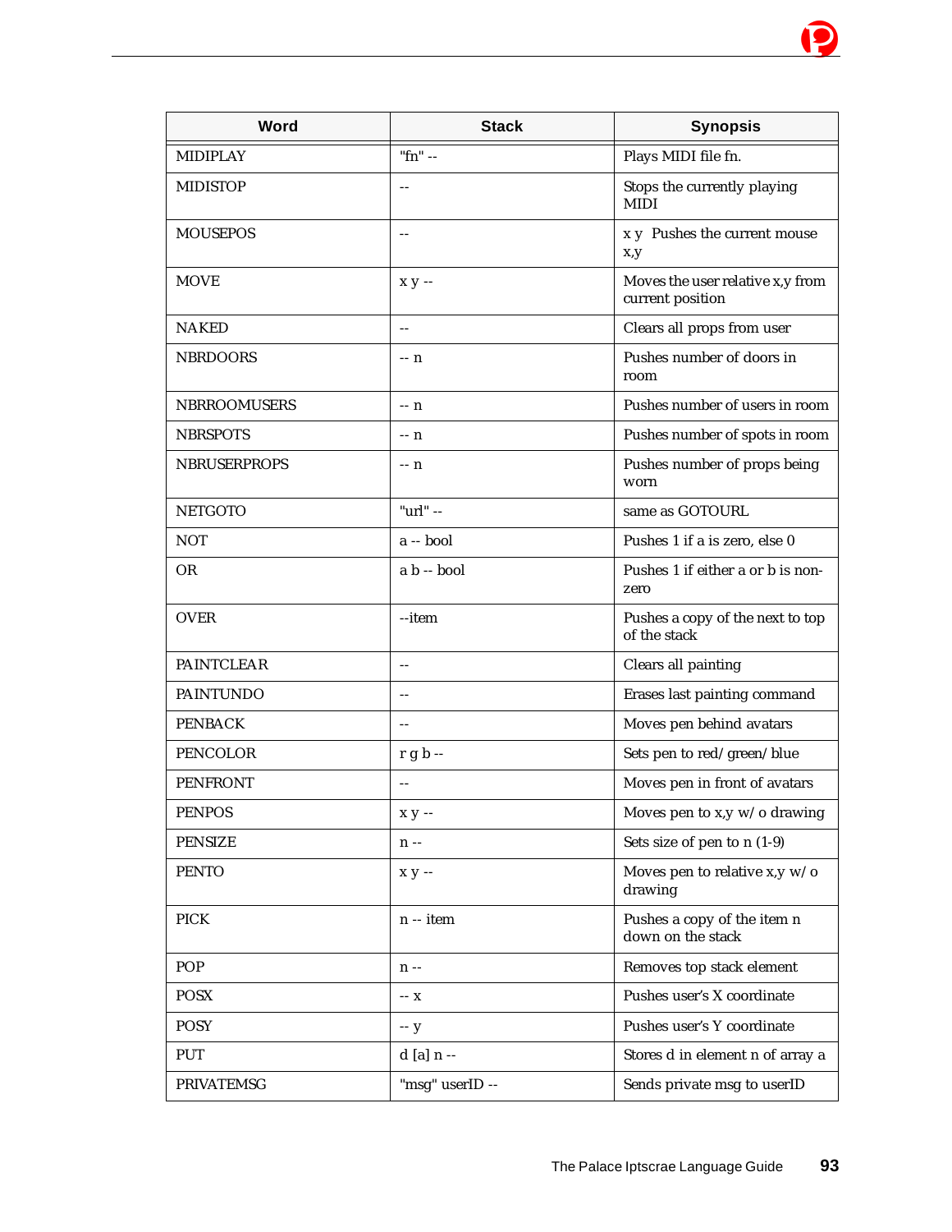| Word | Stack | Synopsis |
|---|---|---|
| MIDIPLAY | "fn" -- | Plays MIDI file fn. |
| MIDISTOP | -- | Stops the currently playing MIDI |
| MOUSEPOS | -- | x y Pushes the current mouse x,y |
| MOVE | x y -- | Moves the user relative x,y from current position |
| NAKED | -- | Clears all props from user |
| NBRDOORS | -- n | Pushes number of doors in room |
| NBRROOMUSERS | -- n | Pushes number of users in room |
| NBRSPOTS | -- n | Pushes number of spots in room |
| NBRUSERPROPS | -- n | Pushes number of props being worn |
| NETGOTO | "url" -- | same as GOTOURL |
| NOT | a -- bool | Pushes 1 if a is zero, else 0 |
| OR | a b -- bool | Pushes 1 if either a or b is non-zero |
| OVER | --item | Pushes a copy of the next to top of the stack |
| PAINTCLEAR | -- | Clears all painting |
| PAINTUNDO | -- | Erases last painting command |
| PENBACK | -- | Moves pen behind avatars |
| PENCOLOR | r g b -- | Sets pen to red/green/blue |
| PENFRONT | -- | Moves pen in front of avatars |
| PENPOS | x y -- | Moves pen to x,y w/o drawing |
| PENSIZE | n -- | Sets size of pen to n (1-9) |
| PENTO | x y -- | Moves pen to relative x,y w/o drawing |
| PICK | n -- item | Pushes a copy of the item n down on the stack |
| POP | n -- | Removes top stack element |
| POSX | -- x | Pushes user's X coordinate |
| POSY | -- y | Pushes user's Y coordinate |
| PUT | d [a] n -- | Stores d in element n of array a |
| PRIVATEMSG | "msg" userID -- | Sends private msg to userID |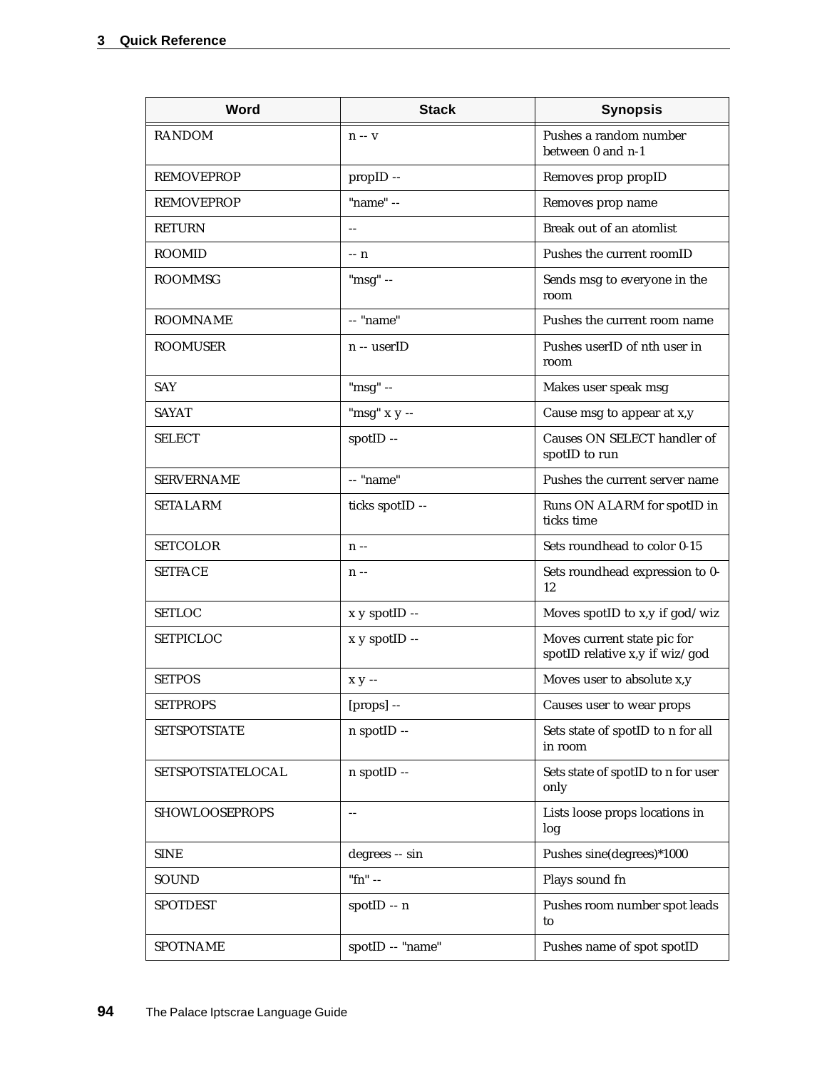| Word | Stack | Synopsis |
|---|---|---|
| RANDOM | n -- v | Pushes a random number between 0 and n-1 |
| REMOVEPROP | propID -- | Removes prop propID |
| REMOVEPROP | "name" -- | Removes prop name |
| RETURN | -- | Break out of an atomlist |
| ROOMID | -- n | Pushes the current roomID |
| ROOMMSG | "msg" -- | Sends msg to everyone in the room |
| ROOMNAME | -- "name" | Pushes the current room name |
| ROOMUSER | n -- userID | Pushes userID of nth user in room |
| SAY | "msg" -- | Makes user speak msg |
| SAYAT | "msg" x y -- | Cause msg to appear at x,y |
| SELECT | spotID -- | Causes ON SELECT handler of spotID to run |
| SERVERNAME | -- "name" | Pushes the current server name |
| SETALARM | ticks spotID -- | Runs ON ALARM for spotID in ticks time |
| SETCOLOR | n -- | Sets roundhead to color 0-15 |
| SETFACE | n -- | Sets roundhead expression to 0-12 |
| SETLOC | x y spotID -- | Moves spotID to x,y if god/wiz |
| SETPICLOC | x y spotID -- | Moves current state pic for spotID relative x,y if wiz/god |
| SETPOS | x y -- | Moves user to absolute x,y |
| SETPROPS | [props] -- | Causes user to wear props |
| SETSPOTSTATE | n spotID -- | Sets state of spotID to n for all in room |
| SETSPOTSTATELOCAL | n spotID -- | Sets state of spotID to n for user only |
| SHOWLOOSEPROPS | -- | Lists loose props locations in log |
| SINE | degrees -- sin | Pushes sine(degrees)*1000 |
| SOUND | "fn" -- | Plays sound fn |
| SPOTDEST | spotID -- n | Pushes room number spot leads to |
| SPOTNAME | spotID -- "name" | Pushes name of spot spotID |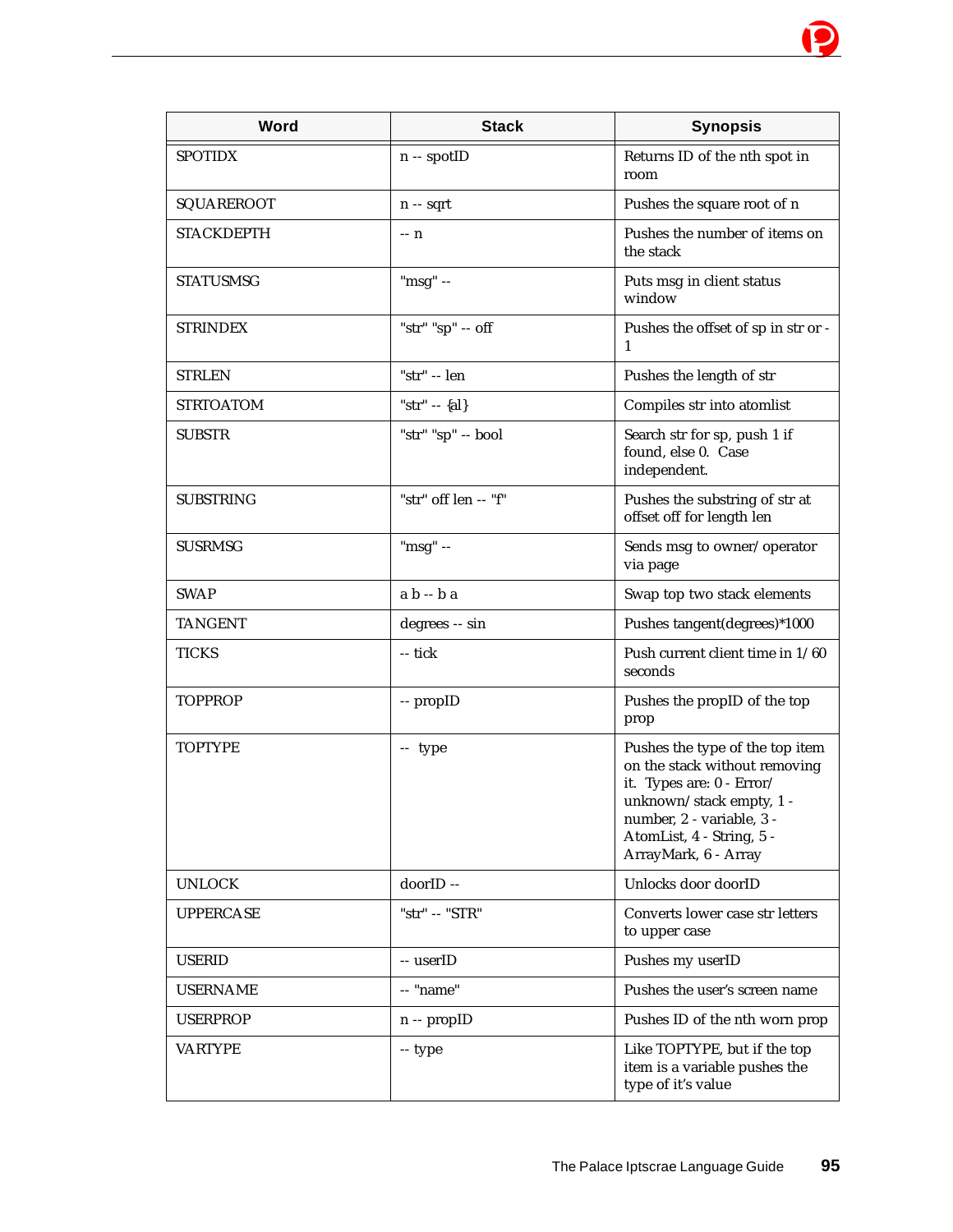| Word | Stack | Synopsis |
|---|---|---|
| SPOTIDX | n -- spotID | Returns ID of the nth spot in room |
| SQUAREROOT | n -- sqrt | Pushes the square root of n |
| STACKDEPTH | -- n | Pushes the number of items on the stack |
| STATUSMSG | "msg" -- | Puts msg in client status window |
| STRINDEX | "str" "sp" -- off | Pushes the offset of sp in str or -1 |
| STRLEN | "str" -- len | Pushes the length of str |
| STRTOATOM | "str" -- {al} | Compiles str into atomlist |
| SUBSTR | "str" "sp" -- bool | Search str for sp, push 1 if found, else 0. Case independent. |
| SUBSTRING | "str" off len -- "f" | Pushes the substring of str at offset off for length len |
| SUSRMSG | "msg" -- | Sends msg to owner/operator via page |
| SWAP | a b -- b a | Swap top two stack elements |
| TANGENT | degrees -- sin | Pushes tangent(degrees)*1000 |
| TICKS | -- tick | Push current client time in 1/60 seconds |
| TOPPROP | -- propID | Pushes the propID of the top prop |
| TOPTYPE | -- type | Pushes the type of the top item on the stack without removing it. Types are: 0 - Error/unknown/stack empty, 1 - number, 2 - variable, 3 - AtomList, 4 - String, 5 - ArrayMark, 6 - Array |
| UNLOCK | doorID -- | Unlocks door doorID |
| UPPERCASE | "str" -- "STR" | Converts lower case str letters to upper case |
| USERID | -- userID | Pushes my userID |
| USERNAME | -- "name" | Pushes the user's screen name |
| USERPROP | n -- propID | Pushes ID of the nth worn prop |
| VARTYPE | -- type | Like TOPTYPE, but if the top item is a variable pushes the type of it's value |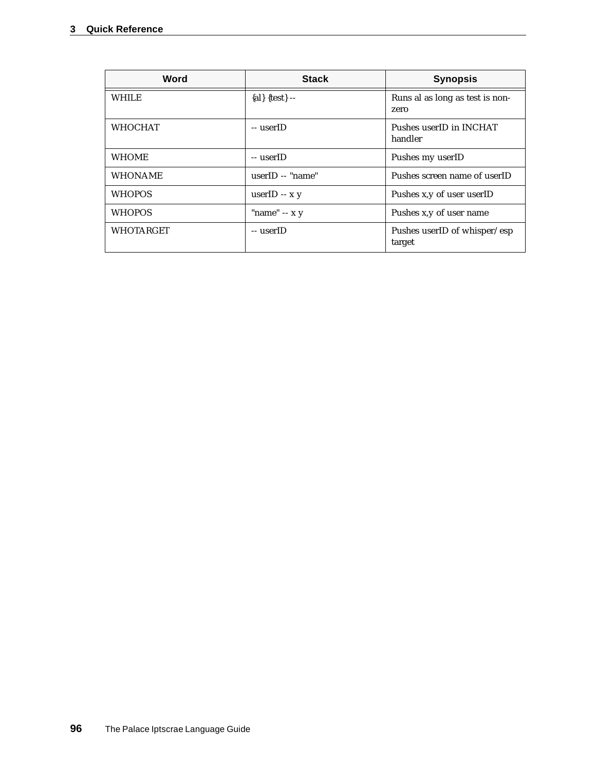| Word | Stack | Synopsis |
| --- | --- | --- |
| WHILE | {al} {test} -- | Runs al as long as test is non-zero |
| WHOCHAT | -- userID | Pushes userID in INCHAT handler |
| WHOME | -- userID | Pushes my userID |
| WHONAME | userID -- "name" | Pushes screen name of userID |
| WHOPOS | userID -- x y | Pushes x,y of user userID |
| WHOPOS | "name" -- x y | Pushes x,y of user name |
| WHOTARGET | -- userID | Pushes userID of whisper/esp target |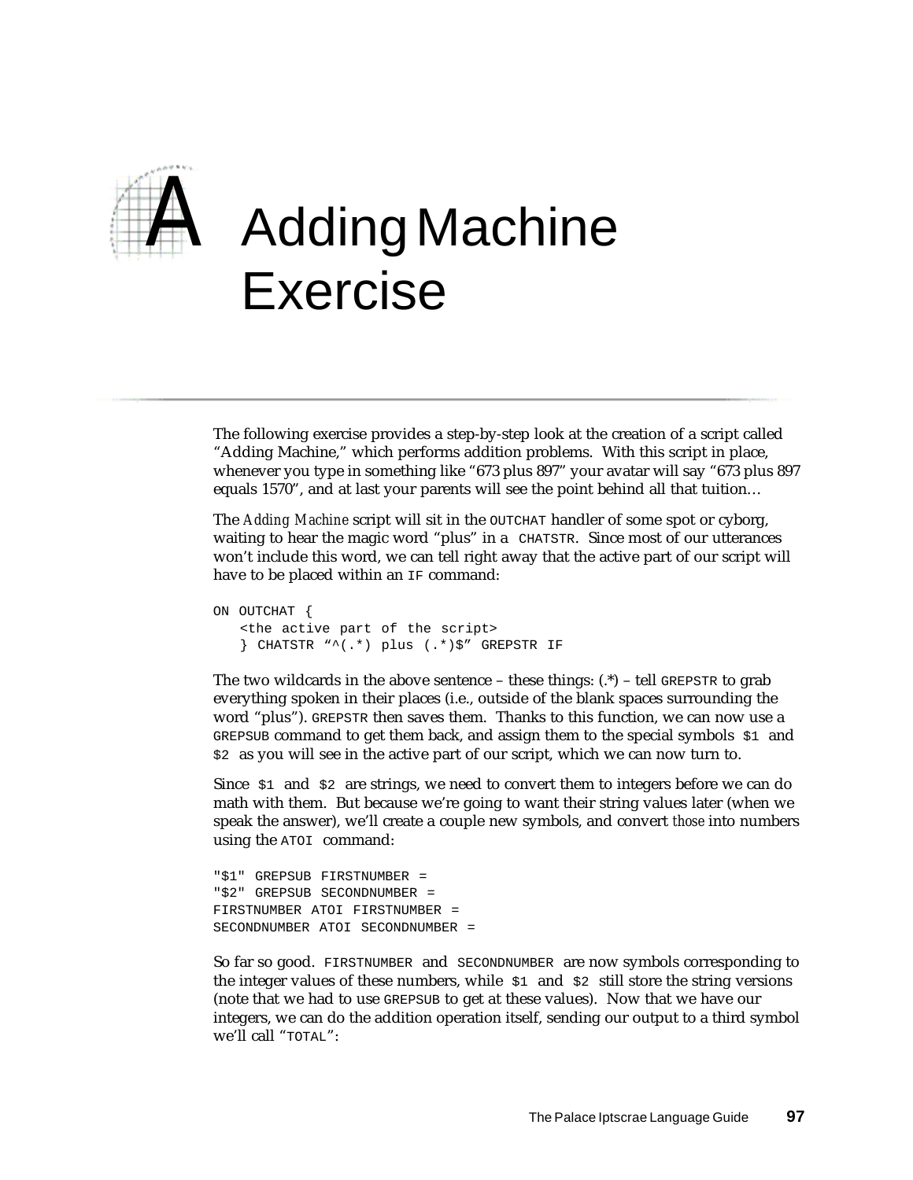# A Adding Machine Exercise

The following exercise provides a step-by-step look at the creation of a script called "Adding Machine," which performs addition problems. With this script in place, whenever you type in something like "673 plus 897" your avatar will say "673 plus 897 equals 1570", and at last your parents will see the point behind all that tuition…

The *Adding Machine* script will sit in the `OUTCHAT` handler of some spot or cyborg, waiting to hear the magic word "plus" in a `CHATSTR`. Since most of our utterances won't include this word, we can tell right away that the active part of our script will have to be placed within an `IF` command:

```
ON OUTCHAT {
   <the active part of the script>
   } CHATSTR "^(.*) plus (.*)$" GREPSTR IF
```

The two wildcards in the above sentence – these things: (.*) – tell `GREPSTR` to grab everything spoken in their places (i.e., outside of the blank spaces surrounding the word "plus"). `GREPSTR` then saves them. Thanks to this function, we can now use a `GREPSUB` command to get them back, and assign them to the special symbols `$1` and `$2` as you will see in the active part of our script, which we can now turn to.

Since `$1` and `$2` are strings, we need to convert them to integers before we can do math with them. But because we're going to want their string values later (when we speak the answer), we'll create a couple new symbols, and convert *those* into numbers using the `ATOI` command:

```
"$1" GREPSUB FIRSTNUMBER =
"$2" GREPSUB SECONDNUMBER =
FIRSTNUMBER ATOI FIRSTNUMBER =
SECONDNUMBER ATOI SECONDNUMBER =
```

So far so good. `FIRSTNUMBER` and `SECONDNUMBER` are now symbols corresponding to the integer values of these numbers, while `$1` and `$2` still store the string versions (note that we had to use `GREPSUB` to get at these values). Now that we have our integers, we can do the addition operation itself, sending our output to a third symbol we'll call "`TOTAL`":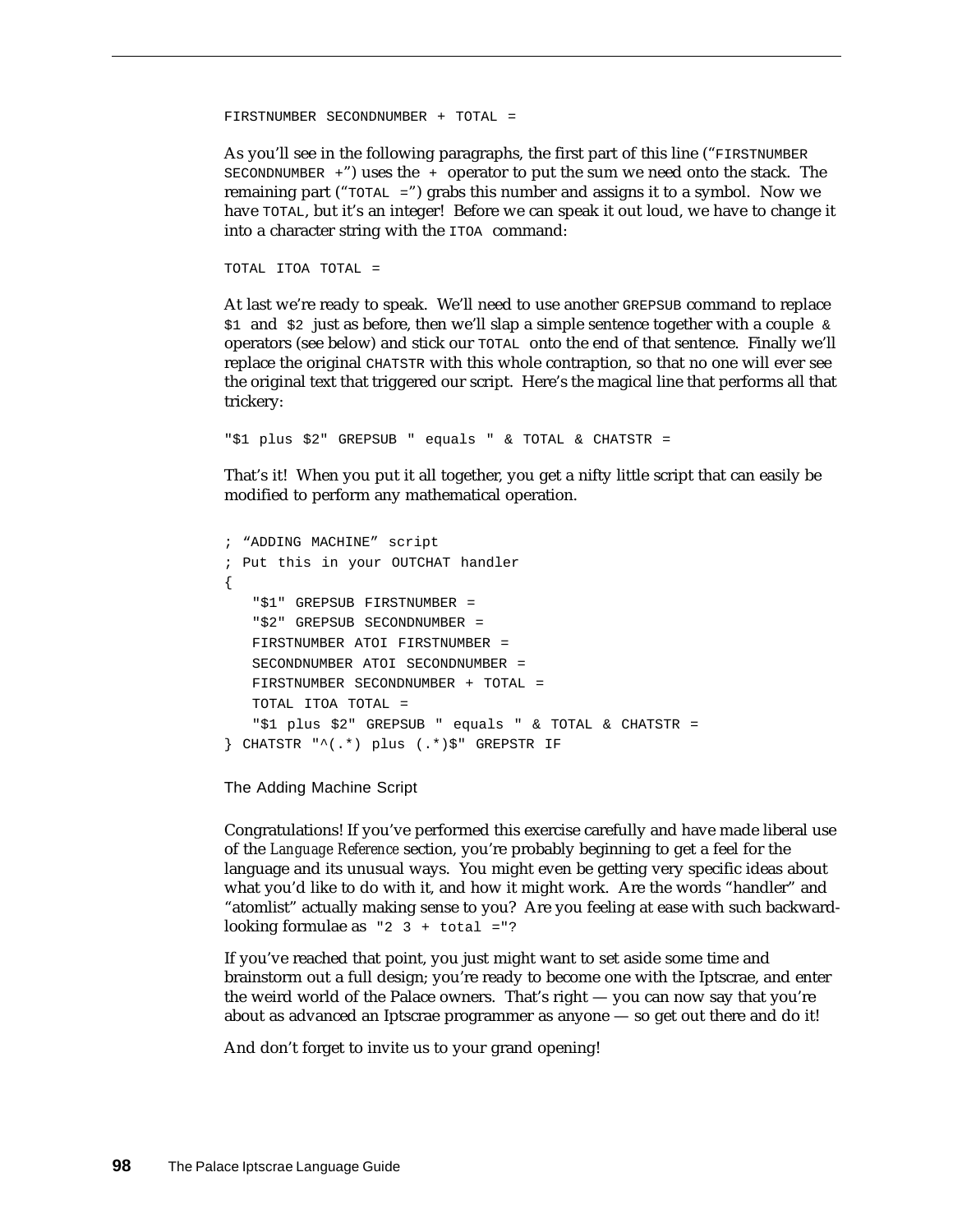```
FIRSTNUMBER SECONDNUMBER + TOTAL =
```

As you'll see in the following paragraphs, the first part of this line ("`FIRSTNUMBER SECONDNUMBER +`") uses the `+` operator to put the sum we need onto the stack. The remaining part ("`TOTAL =`") grabs this number and assigns it to a symbol. Now we have `TOTAL`, but it's an integer! Before we can speak it out loud, we have to change it into a character string with the `ITOA` command:

```
TOTAL ITOA TOTAL =
```

At last we're ready to speak. We'll need to use another `GREPSUB` command to replace `$1` and `$2` just as before, then we'll slap a simple sentence together with a couple `&` operators (see below) and stick our `TOTAL` onto the end of that sentence. Finally we'll replace the original `CHATSTR` with this whole contraption, so that no one will ever see the original text that triggered our script. Here's the magical line that performs all that trickery:

```
"$1 plus $2" GREPSUB " equals " & TOTAL & CHATSTR =
```

That's it! When you put it all together, you get a nifty little script that can easily be modified to perform any mathematical operation.

```
; "ADDING MACHINE" script
; Put this in your OUTCHAT handler
{
   "$1" GREPSUB FIRSTNUMBER =
   "$2" GREPSUB SECONDNUMBER =
   FIRSTNUMBER ATOI FIRSTNUMBER =
   SECONDNUMBER ATOI SECONDNUMBER =
   FIRSTNUMBER SECONDNUMBER + TOTAL =
   TOTAL ITOA TOTAL =
   "$1 plus $2" GREPSUB " equals " & TOTAL & CHATSTR =
} CHATSTR "^(.*) plus (.*)$" GREPSTR IF
```

The Adding Machine Script

Congratulations! If you've performed this exercise carefully and have made liberal use of the *Language Reference* section, you're probably beginning to get a feel for the language and its unusual ways. You might even be getting very specific ideas about what you'd like to do with it, and how it might work. Are the words "handler" and "atomlist" actually making sense to you? Are you feeling at ease with such backward-looking formulae as `"2 3 + total ="`?

If you've reached that point, you just might want to set aside some time and brainstorm out a full design; you're ready to become one with the Iptscrae, and enter the weird world of the Palace owners. That's right — you can now say that you're about as advanced an Iptscrae programmer as anyone — so get out there and do it!

And don't forget to invite us to your grand opening!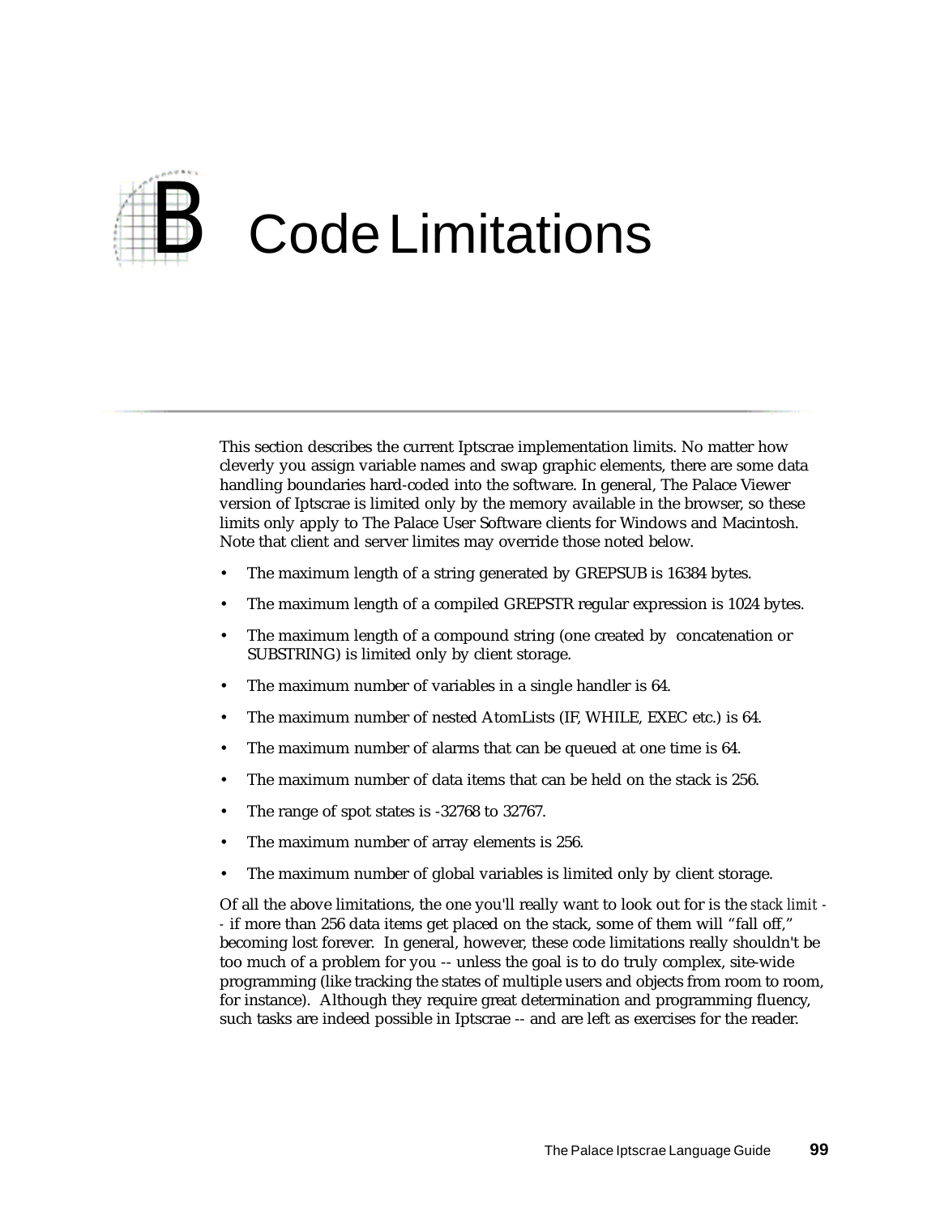# B Code Limitations

This section describes the current Iptscrae implementation limits. No matter how cleverly you assign variable names and swap graphic elements, there are some data handling boundaries hard-coded into the software. In general, The Palace Viewer version of Iptscrae is limited only by the memory available in the browser, so these limits only apply to The Palace User Software clients for Windows and Macintosh. Note that client and server limites may override those noted below.

- The maximum length of a string generated by GREPSUB is 16384 bytes.
- The maximum length of a compiled GREPSTR regular expression is 1024 bytes.
- The maximum length of a compound string (one created by concatenation or SUBSTRING) is limited only by client storage.
- The maximum number of variables in a single handler is 64.
- The maximum number of nested AtomLists (IF, WHILE, EXEC etc.) is 64.
- The maximum number of alarms that can be queued at one time is 64.
- The maximum number of data items that can be held on the stack is 256.
- The range of spot states is -32768 to 32767.
- The maximum number of array elements is 256.
- The maximum number of global variables is limited only by client storage.

Of all the above limitations, the one you'll really want to look out for is the *stack limit* -- if more than 256 data items get placed on the stack, some of them will "fall off," becoming lost forever. In general, however, these code limitations really shouldn't be too much of a problem for you -- unless the goal is to do truly complex, site-wide programming (like tracking the states of multiple users and objects from room to room, for instance). Although they require great determination and programming fluency, such tasks are indeed possible in Iptscrae -- and are left as exercises for the reader.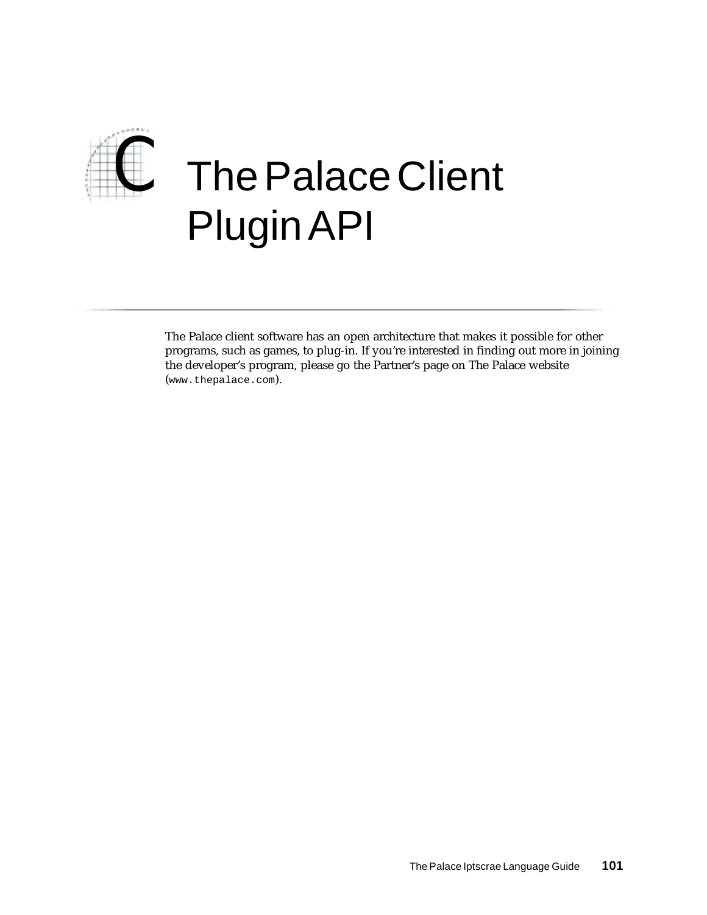# C The Palace Client Plugin API

The Palace client software has an open architecture that makes it possible for other programs, such as games, to plug-in. If you're interested in finding out more in joining the developer's program, please go the Partner's page on The Palace website (`www.thepalace.com`).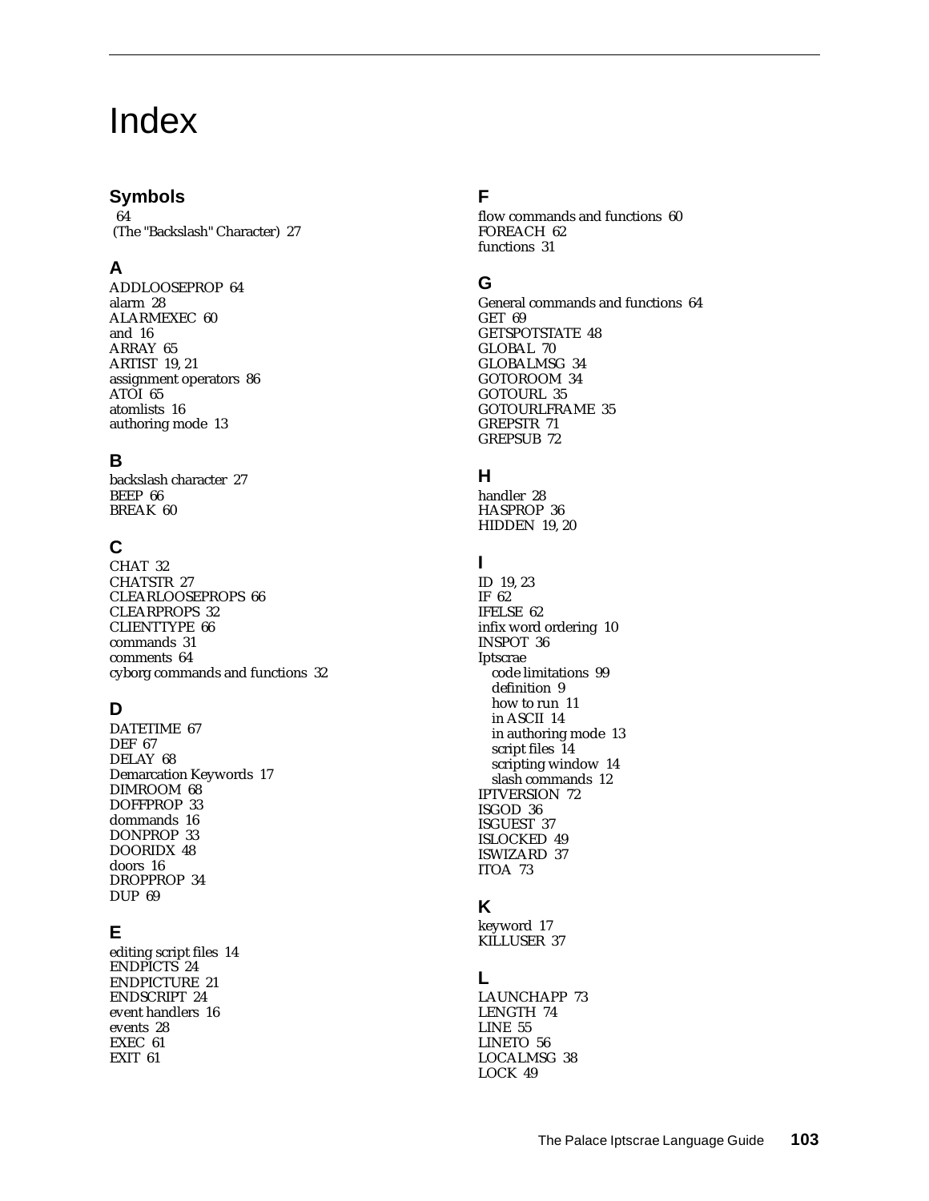# Index

## Symbols

64
(The "Backslash" Character) 27

## A

ADDLOOSEPROP 64
alarm 28
ALARMEXEC 60
and 16
ARRAY 65
ARTIST 19, 21
assignment operators 86
ATOI 65
atomlists 16
authoring mode 13

## B

backslash character 27
BEEP 66
BREAK 60

## C

CHAT 32
CHATSTR 27
CLEARLOOSEPROPS 66
CLEARPROPS 32
CLIENTTYPE 66
commands 31
comments 64
cyborg commands and functions 32

## D

DATETIME 67
DEF 67
DELAY 68
Demarcation Keywords 17
DIMROOM 68
DOFFPROP 33
dommands 16
DONPROP 33
DOORIDX 48
doors 16
DROPPROP 34
DUP 69

## E

editing script files 14
ENDPICTS 24
ENDPICTURE 21
ENDSCRIPT 24
event handlers 16
events 28
EXEC 61
EXIT 61

## F

flow commands and functions 60
FOREACH 62
functions 31

## G

General commands and functions 64
GET 69
GETSPOTSTATE 48
GLOBAL 70
GLOBALMSG 34
GOTOROOM 34
GOTOURL 35
GOTOURLFRAME 35
GREPSTR 71
GREPSUB 72

## H

handler 28
HASPROP 36
HIDDEN 19, 20

## I

ID 19, 23
IF 62
IFELSE 62
infix word ordering 10
INSPOT 36
Iptscrae
- code limitations 99
- definition 9
- how to run 11
- in ASCII 14
- in authoring mode 13
- script files 14
- scripting window 14
- slash commands 12

IPTVERSION 72
ISGOD 36
ISGUEST 37
ISLOCKED 49
ISWIZARD 37
ITOA 73

## K

keyword 17
KILLUSER 37

## L

LAUNCHAPP 73
LENGTH 74
LINE 55
LINETO 56
LOCALMSG 38
LOCK 49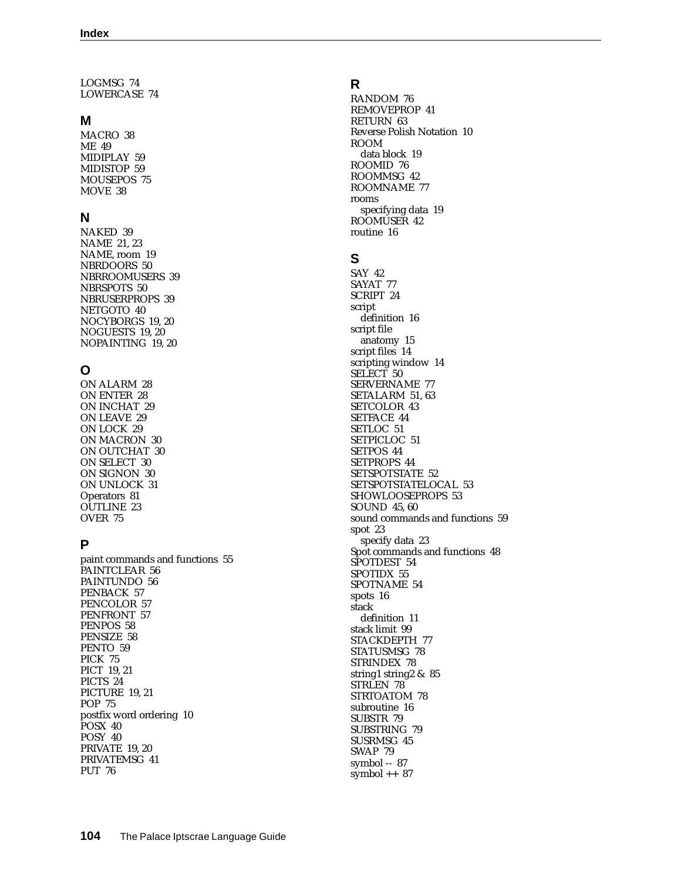LOGMSG 74
LOWERCASE 74

## M

MACRO 38
ME 49
MIDIPLAY 59
MIDISTOP 59
MOUSEPOS 75
MOVE 38

## N

NAKED 39
NAME 21, 23
NAME, room 19
NBRDOORS 50
NBRROOMUSERS 39
NBRSPOTS 50
NBRUSERPROPS 39
NETGOTO 40
NOCYBORGS 19, 20
NOGUESTS 19, 20
NOPAINTING 19, 20

## O

ON ALARM 28
ON ENTER 28
ON INCHAT 29
ON LEAVE 29
ON LOCK 29
ON MACRON 30
ON OUTCHAT 30
ON SELECT 30
ON SIGNON 30
ON UNLOCK 31
Operators 81
OUTLINE 23
OVER 75

## P

paint commands and functions 55
PAINTCLEAR 56
PAINTUNDO 56
PENBACK 57
PENCOLOR 57
PENFRONT 57
PENPOS 58
PENSIZE 58
PENTO 59
PICK 75
PICT 19, 21
PICTS 24
PICTURE 19, 21
POP 75
postfix word ordering 10
POSX 40
POSY 40
PRIVATE 19, 20
PRIVATEMSG 41
PUT 76

## R

RANDOM 76
REMOVEPROP 41
RETURN 63
Reverse Polish Notation 10
ROOM
  data block 19
ROOMID 76
ROOMMSG 42
ROOMNAME 77
rooms
  specifying data 19
ROOMUSER 42
routine 16

## S

SAY 42
SAYAT 77
SCRIPT 24
script
  definition 16
script file
  anatomy 15
script files 14
scripting window 14
SELECT 50
SERVERNAME 77
SETALARM 51, 63
SETCOLOR 43
SETFACE 44
SETLOC 51
SETPICLOC 51
SETPOS 44
SETPROPS 44
SETSPOTSTATE 52
SETSPOTSTATELOCAL 53
SHOWLOOSEPROPS 53
SOUND 45, 60
sound commands and functions 59
spot 23
  specify data 23
Spot commands and functions 48
SPOTDEST 54
SPOTIDX 55
SPOTNAME 54
spots 16
stack
  definition 11
stack limit 99
STACKDEPTH 77
STATUSMSG 78
STRINDEX 78
string1 string2 & 85
STRLEN 78
STRTOATOM 78
subroutine 16
SUBSTR 79
SUBSTRING 79
SUSRMSG 45
SWAP 79
symbol -- 87
symbol ++ 87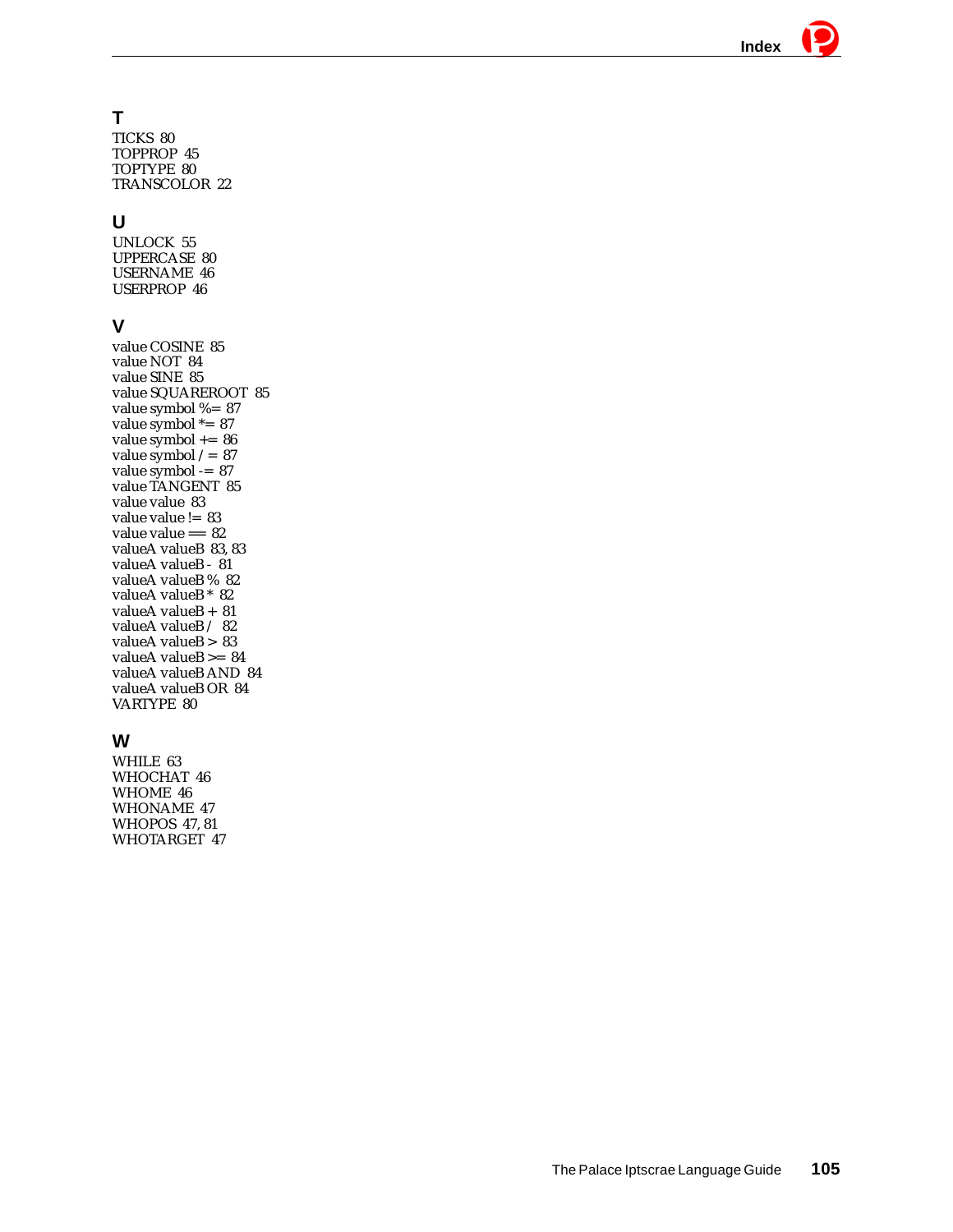## T

TICKS 80
TOPPROP 45
TOPTYPE 80
TRANSCOLOR 22

## U

UNLOCK 55
UPPERCASE 80
USERNAME 46
USERPROP 46

## V

value COSINE 85
value NOT 84
value SINE 85
value SQUAREROOT 85
value symbol %= 87
value symbol *= 87
value symbol += 86
value symbol / = 87
value symbol -= 87
value TANGENT 85
value value 83
value value != 83
value value == 82
valueA valueB 83, 83
valueA valueB - 81
valueA valueB % 82
valueA valueB * 82
valueA valueB + 81
valueA valueB / 82
valueA valueB > 83
valueA valueB >= 84
valueA valueB AND 84
valueA valueB OR 84
VARTYPE 80

## W

WHILE 63
WHOCHAT 46
WHOME 46
WHONAME 47
WHOPOS 47, 81
WHOTARGET 47